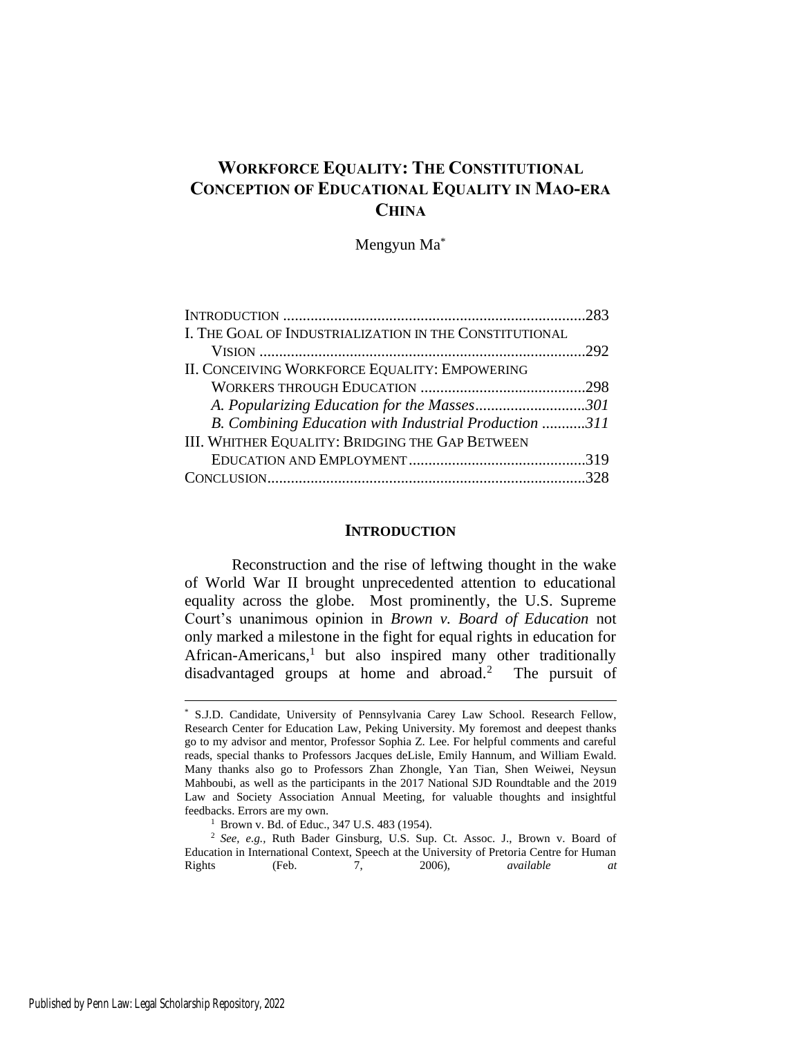# WORKFORCE EQUALITY: THE CONSTITUTIONAL CONCEPTION OF EDUCATIONAL EQUALITY IN MAO-ERA CHINA

Mengyun Ma*

INTRODUCTION ............................................................................283
I. THE GOAL OF INDUSTRIALIZATION IN THE CONSTITUTIONAL VISION ..................................................................................292
II. CONCEIVING WORKFORCE EQUALITY: EMPOWERING WORKERS THROUGH EDUCATION ..........................................298
*A. Popularizing Education for the Masses............................301*
*B. Combining Education with Industrial Production ...........311*
III. WHITHER EQUALITY: BRIDGING THE GAP BETWEEN EDUCATION AND EMPLOYMENT............................................319
CONCLUSION................................................................................328

## INTRODUCTION

Reconstruction and the rise of leftwing thought in the wake of World War II brought unprecedented attention to educational equality across the globe. Most prominently, the U.S. Supreme Court's unanimous opinion in *Brown v. Board of Education* not only marked a milestone in the fight for equal rights in education for African-Americans,[1] but also inspired many other traditionally disadvantaged groups at home and abroad.[2] The pursuit of

---

\* S.J.D. Candidate, University of Pennsylvania Carey Law School. Research Fellow, Research Center for Education Law, Peking University. My foremost and deepest thanks go to my advisor and mentor, Professor Sophia Z. Lee. For helpful comments and careful reads, special thanks to Professors Jacques deLisle, Emily Hannum, and William Ewald. Many thanks also go to Professors Zhan Zhongle, Yan Tian, Shen Weiwei, Neysun Mahboubi, as well as the participants in the 2017 National SJD Roundtable and the 2019 Law and Society Association Annual Meeting, for valuable thoughts and insightful feedbacks. Errors are my own.

[1] Brown v. Bd. of Educ., 347 U.S. 483 (1954).

[2] *See, e.g.*, Ruth Bader Ginsburg, U.S. Sup. Ct. Assoc. J., Brown v. Board of Education in International Context, Speech at the University of Pretoria Centre for Human Rights (Feb. 7, 2006), *available at*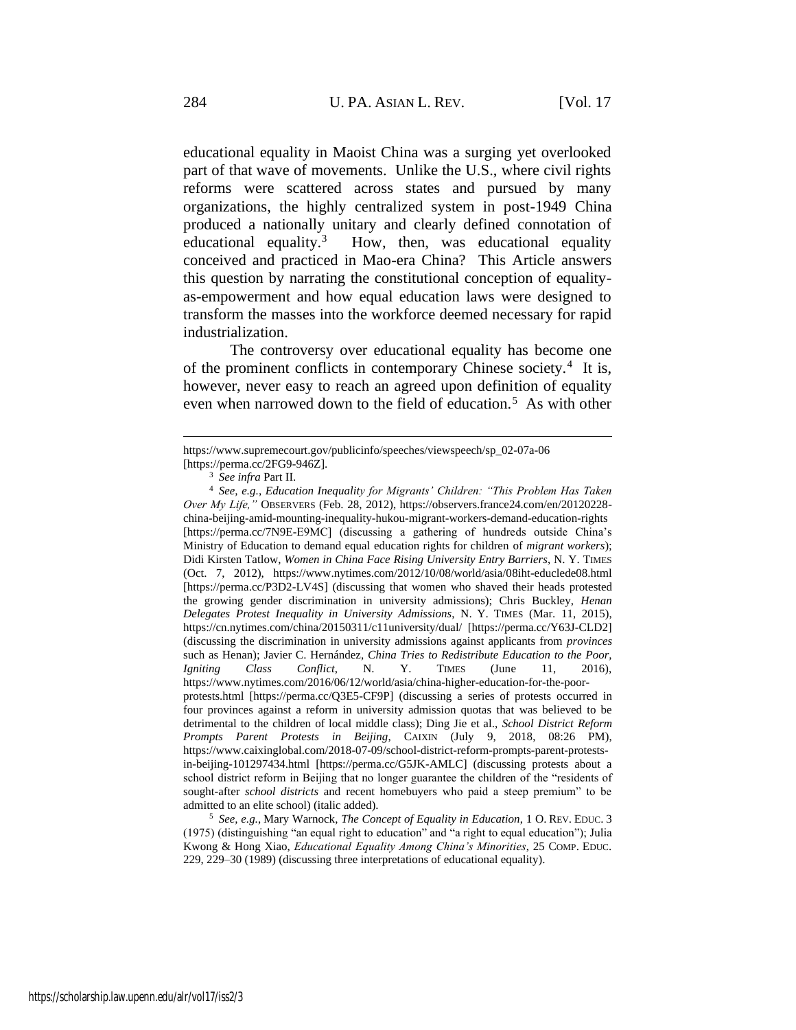educational equality in Maoist China was a surging yet overlooked part of that wave of movements. Unlike the U.S., where civil rights reforms were scattered across states and pursued by many organizations, the highly centralized system in post-1949 China produced a nationally unitary and clearly defined connotation of educational equality.[3] How, then, was educational equality conceived and practiced in Mao-era China? This Article answers this question by narrating the constitutional conception of equality-as-empowerment and how equal education laws were designed to transform the masses into the workforce deemed necessary for rapid industrialization.

The controversy over educational equality has become one of the prominent conflicts in contemporary Chinese society.[4] It is, however, never easy to reach an agreed upon definition of equality even when narrowed down to the field of education.[5] As with other

---

https://www.supremecourt.gov/publicinfo/speeches/viewspeech/sp_02-07a-06 [https://perma.cc/2FG9-946Z].

[3] *See infra* Part II.

[4] *See, e.g.*, *Education Inequality for Migrants' Children: "This Problem Has Taken Over My Life,"* OBSERVERS (Feb. 28, 2012), https://observers.france24.com/en/20120228-china-beijing-amid-mounting-inequality-hukou-migrant-workers-demand-education-rights [https://perma.cc/7N9E-E9MC] (discussing a gathering of hundreds outside China's Ministry of Education to demand equal education rights for children of *migrant workers*); Didi Kirsten Tatlow, *Women in China Face Rising University Entry Barriers*, N. Y. TIMES (Oct. 7, 2012), https://www.nytimes.com/2012/10/08/world/asia/08iht-educlede08.html [https://perma.cc/P3D2-LV4S] (discussing that women who shaved their heads protested the growing gender discrimination in university admissions); Chris Buckley, *Henan Delegates Protest Inequality in University Admissions*, N. Y. TIMES (Mar. 11, 2015), https://cn.nytimes.com/china/20150311/c11university/dual/ [https://perma.cc/Y63J-CLD2] (discussing the discrimination in university admissions against applicants from *provinces* such as Henan); Javier C. Hernández, *China Tries to Redistribute Education to the Poor, Igniting Class Conflict*, N. Y. TIMES (June 11, 2016), https://www.nytimes.com/2016/06/12/world/asia/china-higher-education-for-the-poor-protests.html [https://perma.cc/Q3E5-CF9P] (discussing a series of protests occurred in four provinces against a reform in university admission quotas that was believed to be detrimental to the children of local middle class); Ding Jie et al., *School District Reform Prompts Parent Protests in Beijing*, CAIXIN (July 9, 2018, 08:26 PM), https://www.caixinglobal.com/2018-07-09/school-district-reform-prompts-parent-protests-in-beijing-101297434.html [https://perma.cc/G5JK-AMLC] (discussing protests about a school district reform in Beijing that no longer guarantee the children of the "residents of sought-after *school districts* and recent homebuyers who paid a steep premium" to be admitted to an elite school) (italic added).

[5] *See, e.g.*, Mary Warnock, *The Concept of Equality in Education*, 1 O. REV. EDUC. 3 (1975) (distinguishing "an equal right to education" and "a right to equal education"); Julia Kwong & Hong Xiao, *Educational Equality Among China's Minorities*, 25 COMP. EDUC. 229, 229–30 (1989) (discussing three interpretations of educational equality).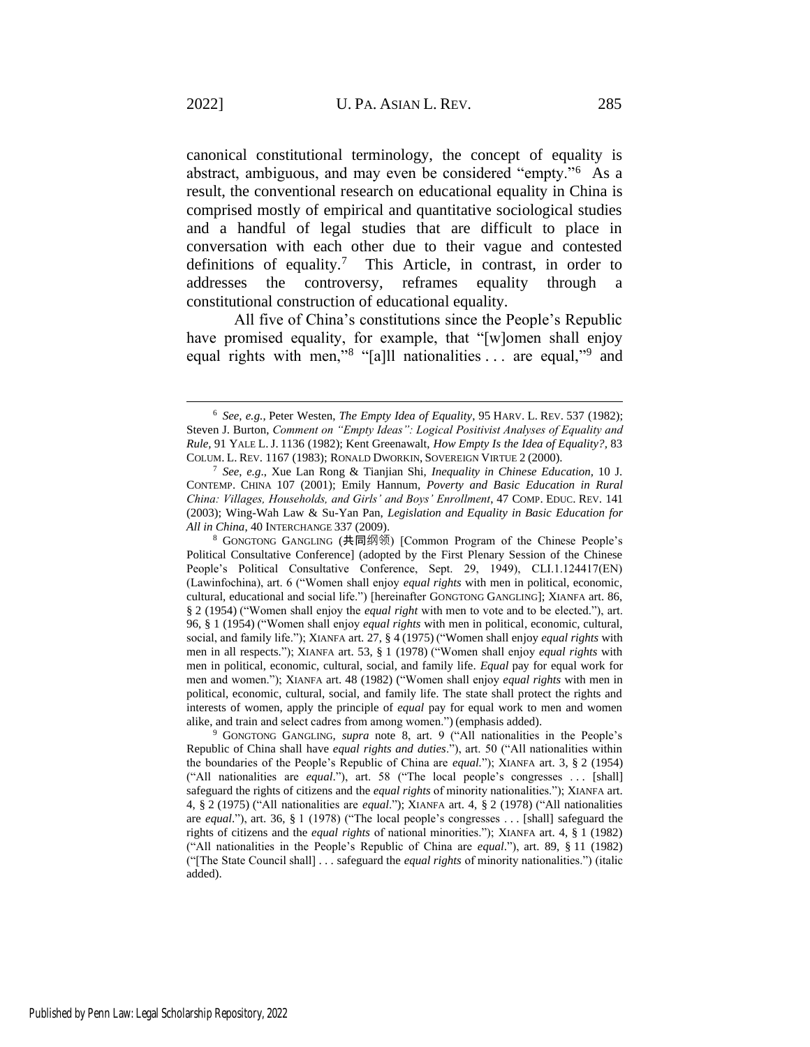canonical constitutional terminology, the concept of equality is abstract, ambiguous, and may even be considered "empty."[6] As a result, the conventional research on educational equality in China is comprised mostly of empirical and quantitative sociological studies and a handful of legal studies that are difficult to place in conversation with each other due to their vague and contested definitions of equality.[7] This Article, in contrast, in order to addresses the controversy, reframes equality through a constitutional construction of educational equality.

All five of China's constitutions since the People's Republic have promised equality, for example, that "[w]omen shall enjoy equal rights with men,"[8] "[a]ll nationalities . . . are equal,"[9] and

---

[6] *See, e.g.*, Peter Westen, *The Empty Idea of Equality*, 95 HARV. L. REV. 537 (1982); Steven J. Burton, *Comment on "Empty Ideas": Logical Positivist Analyses of Equality and Rule*, 91 YALE L. J. 1136 (1982); Kent Greenawalt, *How Empty Is the Idea of Equality?*, 83 COLUM. L. REV. 1167 (1983); RONALD DWORKIN, SOVEREIGN VIRTUE 2 (2000).

[7] *See*, *e.g*., Xue Lan Rong & Tianjian Shi, *Inequality in Chinese Education,* 10 J. CONTEMP. CHINA 107 (2001); Emily Hannum, *Poverty and Basic Education in Rural China: Villages, Households, and Girls' and Boys' Enrollment*, 47 COMP. EDUC. REV. 141 (2003); Wing-Wah Law & Su-Yan Pan, *Legislation and Equality in Basic Education for All in China*, 40 INTERCHANGE 337 (2009).

[8] GONGTONG GANGLING (共同纲领) [Common Program of the Chinese People's Political Consultative Conference] (adopted by the First Plenary Session of the Chinese People's Political Consultative Conference, Sept. 29, 1949), CLI.1.124417(EN) (Lawinfochina), art. 6 ("Women shall enjoy *equal rights* with men in political, economic, cultural, educational and social life.") [hereinafter GONGTONG GANGLING]; XIANFA art. 86, § 2 (1954) ("Women shall enjoy the *equal right* with men to vote and to be elected."), art. 96, § 1 (1954) ("Women shall enjoy *equal rights* with men in political, economic, cultural, social, and family life."); XIANFA art. 27, § 4 (1975) ("Women shall enjoy *equal rights* with men in all respects."); XIANFA art. 53, § 1 (1978) ("Women shall enjoy *equal rights* with men in political, economic, cultural, social, and family life. *Equal* pay for equal work for men and women."); XIANFA art. 48 (1982) ("Women shall enjoy *equal rights* with men in political, economic, cultural, social, and family life. The state shall protect the rights and interests of women, apply the principle of *equal* pay for equal work to men and women alike, and train and select cadres from among women.") (emphasis added).

[9] GONGTONG GANGLING, *supra* note 8, art. 9 ("All nationalities in the People's Republic of China shall have *equal rights and duties*."), art. 50 ("All nationalities within the boundaries of the People's Republic of China are *equal.*"); XIANFA art. 3, § 2 (1954) ("All nationalities are *equal*."), art. 58 ("The local people's congresses . . . [shall] safeguard the rights of citizens and the *equal rights* of minority nationalities."); XIANFA art. 4, § 2 (1975) ("All nationalities are *equal*."); XIANFA art. 4, § 2 (1978) ("All nationalities are *equal*."), art. 36, § 1 (1978) ("The local people's congresses . . . [shall] safeguard the rights of citizens and the *equal rights* of national minorities."); XIANFA art. 4, § 1 (1982) ("All nationalities in the People's Republic of China are *equal*."), art. 89, § 11 (1982) ("[The State Council shall] . . . safeguard the *equal rights* of minority nationalities.") (italic added).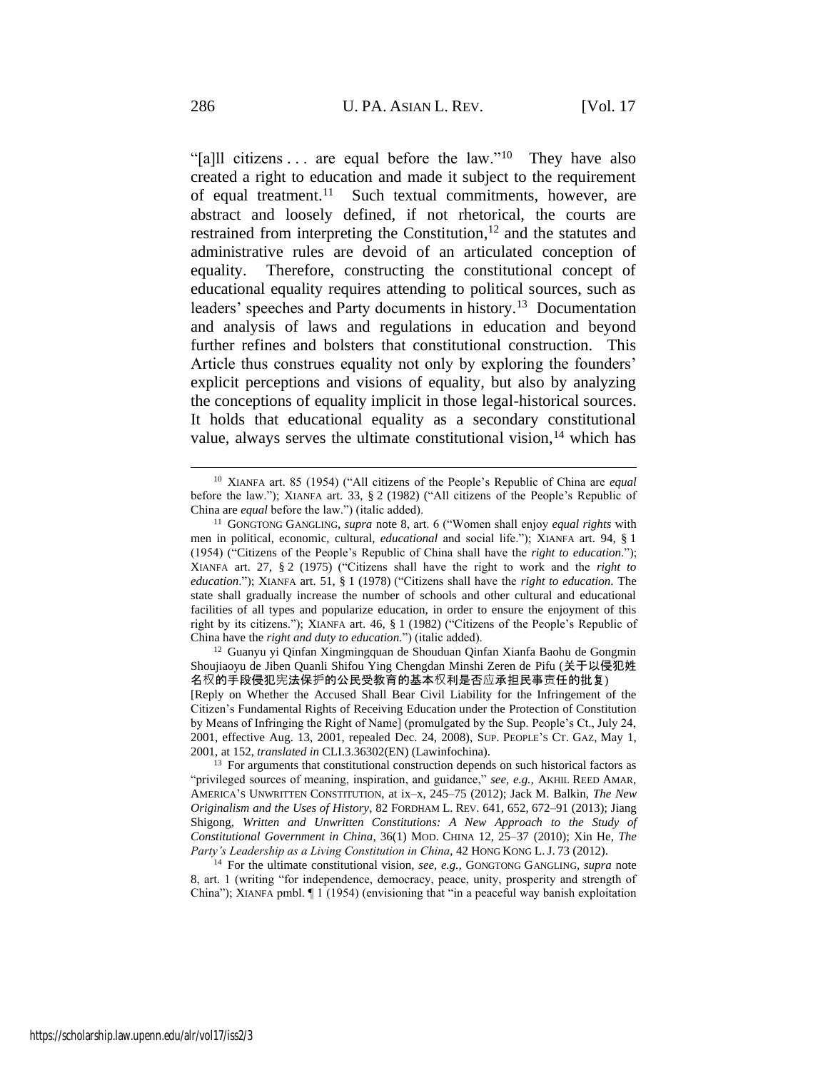"[a]ll citizens . . . are equal before the law."[10] They have also created a right to education and made it subject to the requirement of equal treatment.[11] Such textual commitments, however, are abstract and loosely defined, if not rhetorical, the courts are restrained from interpreting the Constitution,[12] and the statutes and administrative rules are devoid of an articulated conception of equality. Therefore, constructing the constitutional concept of educational equality requires attending to political sources, such as leaders' speeches and Party documents in history.[13] Documentation and analysis of laws and regulations in education and beyond further refines and bolsters that constitutional construction. This Article thus construes equality not only by exploring the founders' explicit perceptions and visions of equality, but also by analyzing the conceptions of equality implicit in those legal-historical sources. It holds that educational equality as a secondary constitutional value, always serves the ultimate constitutional vision,[14] which has

---

[10] XIANFA art. 85 (1954) ("All citizens of the People's Republic of China are *equal* before the law."); XIANFA art. 33, § 2 (1982) ("All citizens of the People's Republic of China are *equal* before the law.") (italic added).

[11] GONGTONG GANGLING, *supra* note 8, art. 6 ("Women shall enjoy *equal rights* with men in political, economic, cultural, *educational* and social life."); XIANFA art. 94, § 1 (1954) ("Citizens of the People's Republic of China shall have the *right to education*."); XIANFA art. 27, § 2 (1975) ("Citizens shall have the right to work and the *right to education*."); XIANFA art. 51, § 1 (1978) ("Citizens shall have the *right to education*. The state shall gradually increase the number of schools and other cultural and educational facilities of all types and popularize education, in order to ensure the enjoyment of this right by its citizens."); XIANFA art. 46, § 1 (1982) ("Citizens of the People's Republic of China have the *right and duty to education.*") (italic added).

[12] Guanyu yi Qinfan Xingmingquan de Shouduan Qinfan Xianfa Baohu de Gongmin Shoujiaoyu de Jiben Quanli Shifou Ying Chengdan Minshi Zeren de Pifu (关于以侵犯姓名权的手段侵犯宪法保护的公民受教育的基本权利是否应承担民事责任的批复) [Reply on Whether the Accused Shall Bear Civil Liability for the Infringement of the Citizen's Fundamental Rights of Receiving Education under the Protection of Constitution by Means of Infringing the Right of Name] (promulgated by the Sup. People's Ct., July 24, 2001, effective Aug. 13, 2001, repealed Dec. 24, 2008), SUP. PEOPLE'S CT. GAZ, May 1, 2001, at 152, *translated in* CLI.3.36302(EN) (Lawinfochina).

[13] For arguments that constitutional construction depends on such historical factors as "privileged sources of meaning, inspiration, and guidance," *see, e.g.*, AKHIL REED AMAR, AMERICA'S UNWRITTEN CONSTITUTION, at ix–x, 245–75 (2012); Jack M. Balkin, *The New Originalism and the Uses of History*, 82 FORDHAM L. REV. 641, 652, 672–91 (2013); Jiang Shigong, *Written and Unwritten Constitutions: A New Approach to the Study of Constitutional Government in China*, 36(1) MOD. CHINA 12, 25–37 (2010); Xin He, *The Party's Leadership as a Living Constitution in China*, 42 HONG KONG L. J. 73 (2012).

[14] For the ultimate constitutional vision, *see, e.g.*, GONGTONG GANGLING, *supra* note 8, art. 1 (writing "for independence, democracy, peace, unity, prosperity and strength of China"); XIANFA pmbl. ¶ 1 (1954) (envisioning that "in a peaceful way banish exploitation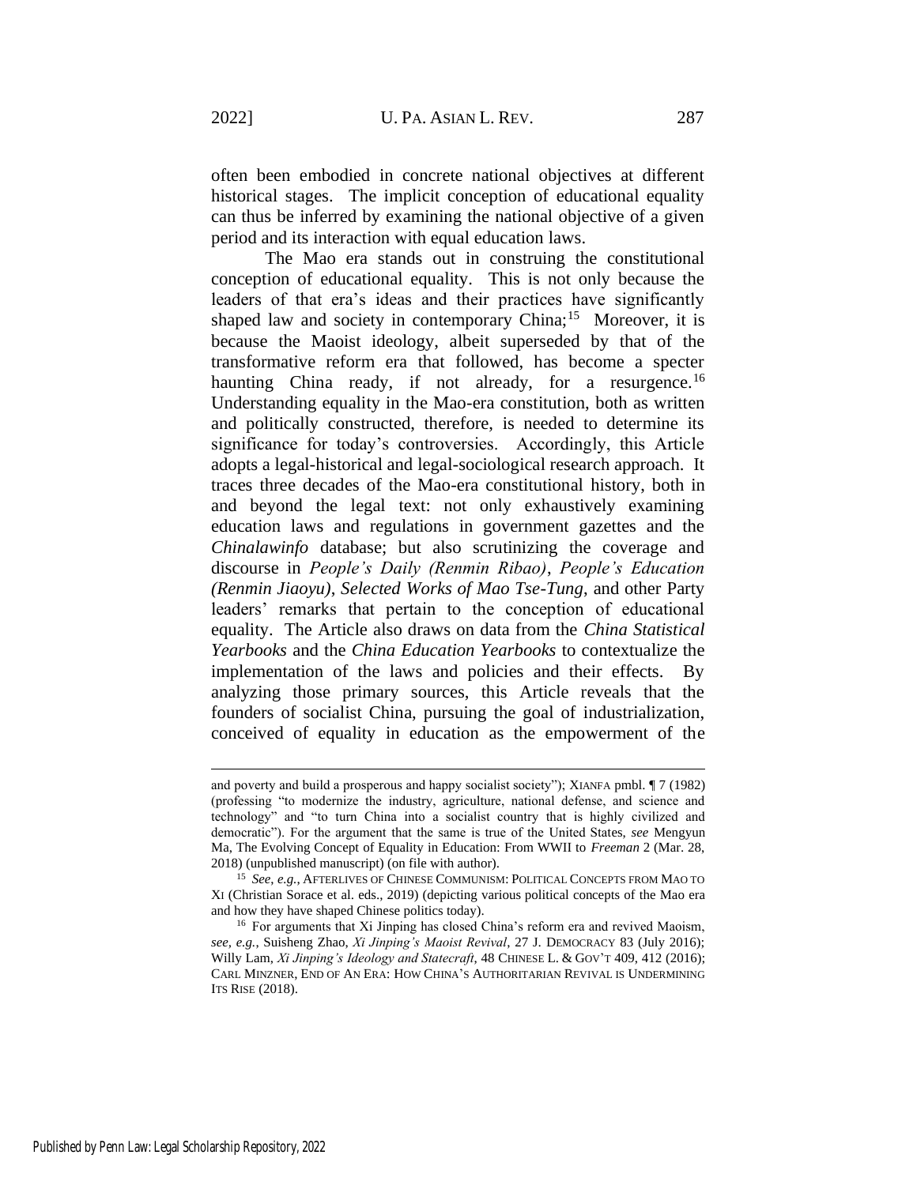often been embodied in concrete national objectives at different historical stages. The implicit conception of educational equality can thus be inferred by examining the national objective of a given period and its interaction with equal education laws.

The Mao era stands out in construing the constitutional conception of educational equality. This is not only because the leaders of that era's ideas and their practices have significantly shaped law and society in contemporary China;[15] Moreover, it is because the Maoist ideology, albeit superseded by that of the transformative reform era that followed, has become a specter haunting China ready, if not already, for a resurgence.[16] Understanding equality in the Mao-era constitution, both as written and politically constructed, therefore, is needed to determine its significance for today's controversies. Accordingly, this Article adopts a legal-historical and legal-sociological research approach. It traces three decades of the Mao-era constitutional history, both in and beyond the legal text: not only exhaustively examining education laws and regulations in government gazettes and the *Chinalawinfo* database; but also scrutinizing the coverage and discourse in *People's Daily (Renmin Ribao)*, *People's Education (Renmin Jiaoyu)*, *Selected Works of Mao Tse-Tung*, and other Party leaders' remarks that pertain to the conception of educational equality. The Article also draws on data from the *China Statistical Yearbooks* and the *China Education Yearbooks* to contextualize the implementation of the laws and policies and their effects. By analyzing those primary sources, this Article reveals that the founders of socialist China, pursuing the goal of industrialization, conceived of equality in education as the empowerment of the

---

and poverty and build a prosperous and happy socialist society"); XIANFA pmbl. ¶ 7 (1982) (professing "to modernize the industry, agriculture, national defense, and science and technology" and "to turn China into a socialist country that is highly civilized and democratic"). For the argument that the same is true of the United States, *see* Mengyun Ma, The Evolving Concept of Equality in Education: From WWII to *Freeman* 2 (Mar. 28, 2018) (unpublished manuscript) (on file with author).

[15] *See, e.g.*, AFTERLIVES OF CHINESE COMMUNISM: POLITICAL CONCEPTS FROM MAO TO XI (Christian Sorace et al. eds., 2019) (depicting various political concepts of the Mao era and how they have shaped Chinese politics today).

[16] For arguments that Xi Jinping has closed China's reform era and revived Maoism, *see, e.g.*, Suisheng Zhao, *Xi Jinping's Maoist Revival*, 27 J. DEMOCRACY 83 (July 2016); Willy Lam, *Xi Jinping's Ideology and Statecraft*, 48 CHINESE L. & GOV'T 409, 412 (2016); CARL MINZNER, END OF AN ERA: HOW CHINA'S AUTHORITARIAN REVIVAL IS UNDERMINING ITS RISE (2018).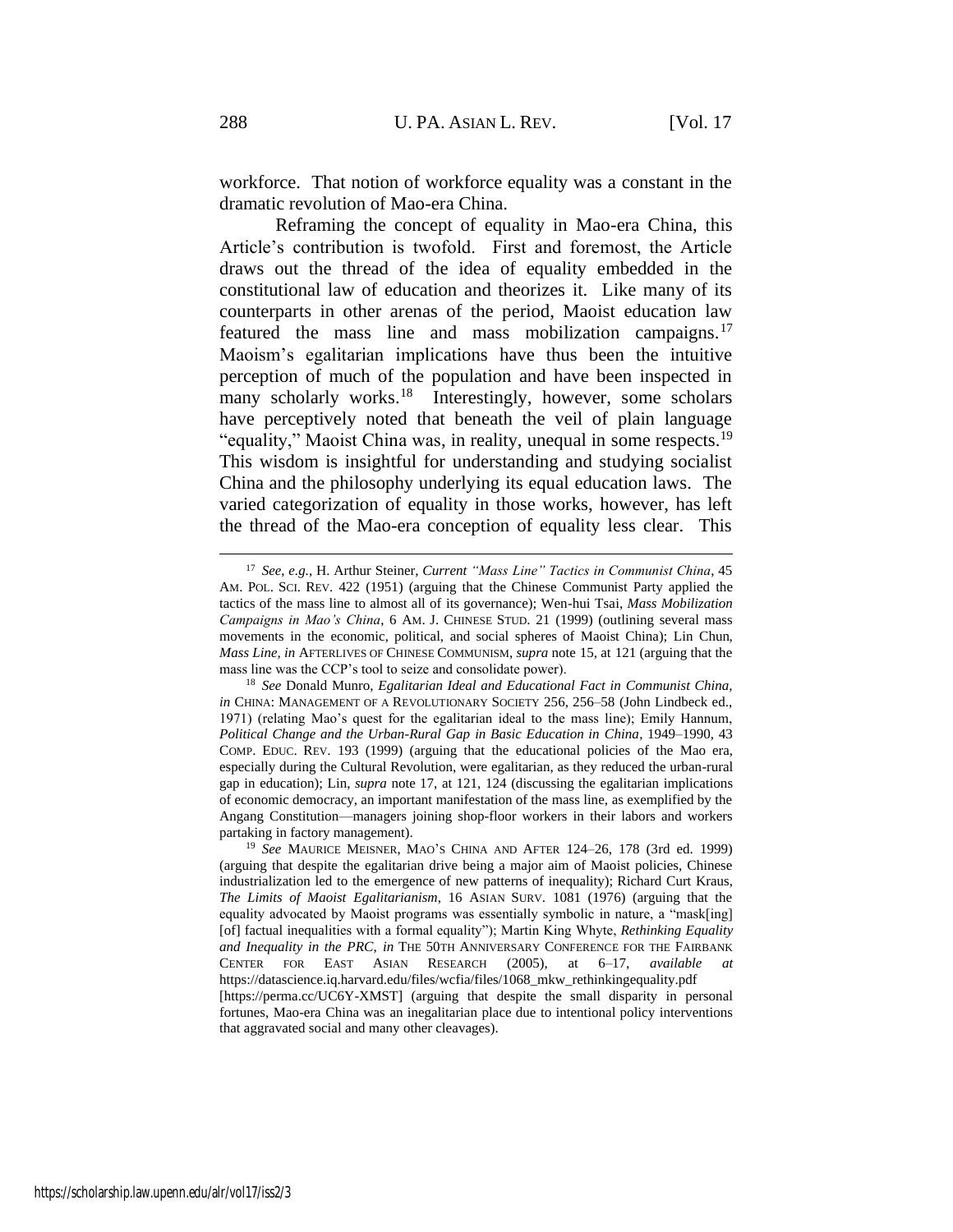workforce. That notion of workforce equality was a constant in the dramatic revolution of Mao-era China.

Reframing the concept of equality in Mao-era China, this Article's contribution is twofold. First and foremost, the Article draws out the thread of the idea of equality embedded in the constitutional law of education and theorizes it. Like many of its counterparts in other arenas of the period, Maoist education law featured the mass line and mass mobilization campaigns.[17] Maoism's egalitarian implications have thus been the intuitive perception of much of the population and have been inspected in many scholarly works.[18] Interestingly, however, some scholars have perceptively noted that beneath the veil of plain language "equality," Maoist China was, in reality, unequal in some respects.[19] This wisdom is insightful for understanding and studying socialist China and the philosophy underlying its equal education laws. The varied categorization of equality in those works, however, has left the thread of the Mao-era conception of equality less clear. This

---

[17] *See, e.g.*, H. Arthur Steiner, *Current "Mass Line" Tactics in Communist China*, 45 AM. POL. SCI. REV. 422 (1951) (arguing that the Chinese Communist Party applied the tactics of the mass line to almost all of its governance); Wen-hui Tsai, *Mass Mobilization Campaigns in Mao's China*, 6 AM. J. CHINESE STUD. 21 (1999) (outlining several mass movements in the economic, political, and social spheres of Maoist China); Lin Chun, *Mass Line*, *in* AFTERLIVES OF CHINESE COMMUNISM, *supra* note 15, at 121 (arguing that the mass line was the CCP's tool to seize and consolidate power).

[18] *See* Donald Munro, *Egalitarian Ideal and Educational Fact in Communist China*, *in* CHINA: MANAGEMENT OF A REVOLUTIONARY SOCIETY 256, 256–58 (John Lindbeck ed., 1971) (relating Mao's quest for the egalitarian ideal to the mass line); Emily Hannum, *Political Change and the Urban-Rural Gap in Basic Education in China*, 1949–1990, 43 COMP. EDUC. REV. 193 (1999) (arguing that the educational policies of the Mao era, especially during the Cultural Revolution, were egalitarian, as they reduced the urban-rural gap in education); Lin, *supra* note 17, at 121, 124 (discussing the egalitarian implications of economic democracy, an important manifestation of the mass line, as exemplified by the Angang Constitution—managers joining shop-floor workers in their labors and workers partaking in factory management).

[19] *See* MAURICE MEISNER, MAO'S CHINA AND AFTER 124–26, 178 (3rd ed. 1999) (arguing that despite the egalitarian drive being a major aim of Maoist policies, Chinese industrialization led to the emergence of new patterns of inequality); Richard Curt Kraus, *The Limits of Maoist Egalitarianism*, 16 ASIAN SURV. 1081 (1976) (arguing that the equality advocated by Maoist programs was essentially symbolic in nature, a "mask[ing] [of] factual inequalities with a formal equality"); Martin King Whyte, *Rethinking Equality and Inequality in the PRC*, *in* THE 50TH ANNIVERSARY CONFERENCE FOR THE FAIRBANK CENTER FOR EAST ASIAN RESEARCH (2005), at 6–17, *available at* https://datascience.iq.harvard.edu/files/wcfia/files/1068_mkw_rethinkingequality.pdf [https://perma.cc/UC6Y-XMST] (arguing that despite the small disparity in personal fortunes, Mao-era China was an inegalitarian place due to intentional policy interventions that aggravated social and many other cleavages).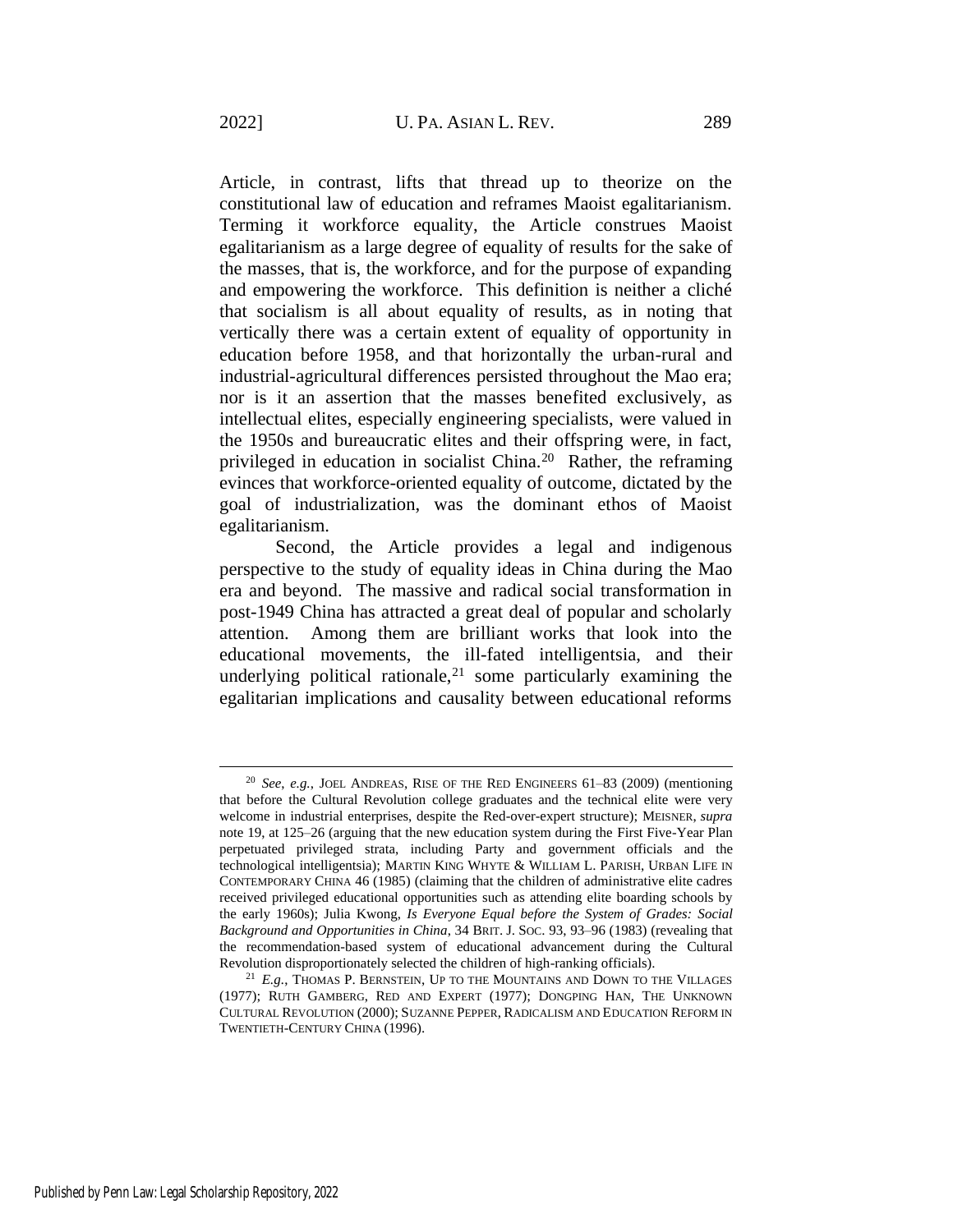Article, in contrast, lifts that thread up to theorize on the constitutional law of education and reframes Maoist egalitarianism. Terming it workforce equality, the Article construes Maoist egalitarianism as a large degree of equality of results for the sake of the masses, that is, the workforce, and for the purpose of expanding and empowering the workforce. This definition is neither a cliché that socialism is all about equality of results, as in noting that vertically there was a certain extent of equality of opportunity in education before 1958, and that horizontally the urban-rural and industrial-agricultural differences persisted throughout the Mao era; nor is it an assertion that the masses benefited exclusively, as intellectual elites, especially engineering specialists, were valued in the 1950s and bureaucratic elites and their offspring were, in fact, privileged in education in socialist China.[20] Rather, the reframing evinces that workforce-oriented equality of outcome, dictated by the goal of industrialization, was the dominant ethos of Maoist egalitarianism.

Second, the Article provides a legal and indigenous perspective to the study of equality ideas in China during the Mao era and beyond. The massive and radical social transformation in post-1949 China has attracted a great deal of popular and scholarly attention. Among them are brilliant works that look into the educational movements, the ill-fated intelligentsia, and their underlying political rationale,[21] some particularly examining the egalitarian implications and causality between educational reforms

---

[20] *See, e.g.*, JOEL ANDREAS, RISE OF THE RED ENGINEERS 61–83 (2009) (mentioning that before the Cultural Revolution college graduates and the technical elite were very welcome in industrial enterprises, despite the Red-over-expert structure); MEISNER, *supra* note 19, at 125–26 (arguing that the new education system during the First Five-Year Plan perpetuated privileged strata, including Party and government officials and the technological intelligentsia); MARTIN KING WHYTE & WILLIAM L. PARISH, URBAN LIFE IN CONTEMPORARY CHINA 46 (1985) (claiming that the children of administrative elite cadres received privileged educational opportunities such as attending elite boarding schools by the early 1960s); Julia Kwong, *Is Everyone Equal before the System of Grades: Social Background and Opportunities in China*, 34 BRIT. J. SOC. 93, 93–96 (1983) (revealing that the recommendation-based system of educational advancement during the Cultural Revolution disproportionately selected the children of high-ranking officials).

[21] *E.g.*, THOMAS P. BERNSTEIN, UP TO THE MOUNTAINS AND DOWN TO THE VILLAGES (1977); RUTH GAMBERG, RED AND EXPERT (1977); DONGPING HAN, THE UNKNOWN CULTURAL REVOLUTION (2000); SUZANNE PEPPER, RADICALISM AND EDUCATION REFORM IN TWENTIETH-CENTURY CHINA (1996).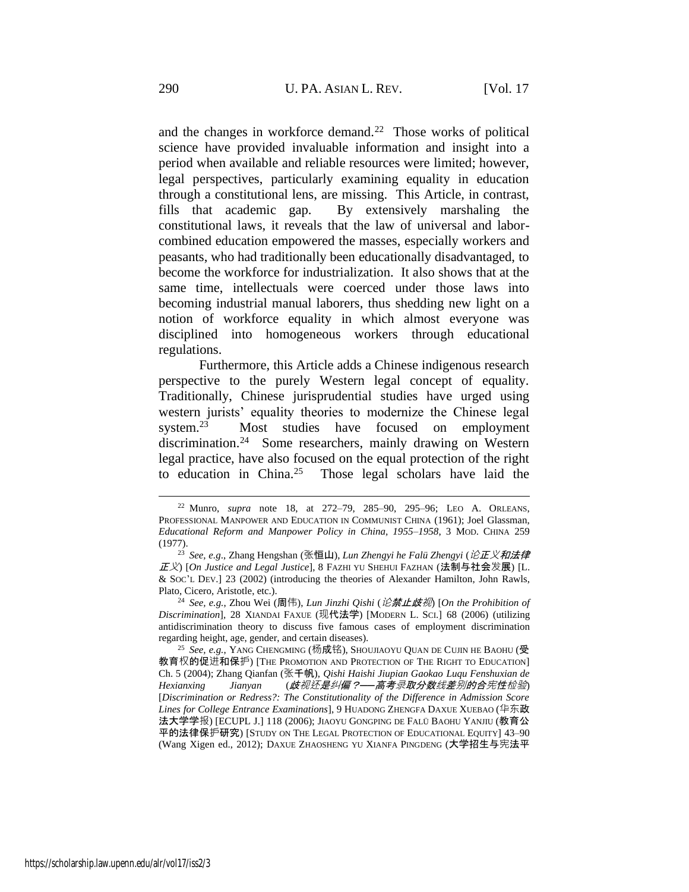and the changes in workforce demand.[22] Those works of political science have provided invaluable information and insight into a period when available and reliable resources were limited; however, legal perspectives, particularly examining equality in education through a constitutional lens, are missing. This Article, in contrast, fills that academic gap. By extensively marshaling the constitutional laws, it reveals that the law of universal and labor-combined education empowered the masses, especially workers and peasants, who had traditionally been educationally disadvantaged, to become the workforce for industrialization. It also shows that at the same time, intellectuals were coerced under those laws into becoming industrial manual laborers, thus shedding new light on a notion of workforce equality in which almost everyone was disciplined into homogeneous workers through educational regulations.

Furthermore, this Article adds a Chinese indigenous research perspective to the purely Western legal concept of equality. Traditionally, Chinese jurisprudential studies have urged using western jurists' equality theories to modernize the Chinese legal system.[23] Most studies have focused on employment discrimination.[24] Some researchers, mainly drawing on Western legal practice, have also focused on the equal protection of the right to education in China.[25] Those legal scholars have laid the

---

[22] Munro, *supra* note 18, at 272–79, 285–90, 295–96; LEO A. ORLEANS, PROFESSIONAL MANPOWER AND EDUCATION IN COMMUNIST CHINA (1961); Joel Glassman, *Educational Reform and Manpower Policy in China, 1955–1958*, 3 MOD. CHINA 259 (1977).

[23] *See, e.g.*, Zhang Hengshan (张恒山), *Lun Zhengyi he Falü Zhengyi* (*论正义和法律正义*) [*On Justice and Legal Justice*], 8 FAZHI YU SHEHUI FAZHAN (法制与社会发展) [L. & SOC'L DEV.] 23 (2002) (introducing the theories of Alexander Hamilton, John Rawls, Plato, Cicero, Aristotle, etc.).

[24] *See, e.g.*, Zhou Wei (周伟), *Lun Jinzhi Qishi* (*论禁止歧视*) [*On the Prohibition of Discrimination*], 28 XIANDAI FAXUE (现代法学) [MODERN L. SCI.] 68 (2006) (utilizing antidiscrimination theory to discuss five famous cases of employment discrimination regarding height, age, gender, and certain diseases).

[25] *See, e.g.*, YANG CHENGMING (杨成铭), SHOUJIAOYU QUAN DE CUJIN HE BAOHU (受教育权的促进和保护) [THE PROMOTION AND PROTECTION OF THE RIGHT TO EDUCATION] Ch. 5 (2004); Zhang Qianfan (张千帆), *Qishi Haishi Jiupian Gaokao Luqu Fenshuxian de Hexianxing Jianyan* (*歧视还是纠偏？——高考录取分数线差别的合宪性检验*) [*Discrimination or Redress?: The Constitutionality of the Difference in Admission Score Lines for College Entrance Examinations*], 9 HUADONG ZHENGFA DAXUE XUEBAO (华东政法大学学报) [ECUPL J.] 118 (2006); JIAOYU GONGPING DE FALÜ BAOHU YANJIU (教育公平的法律保护研究) [STUDY ON THE LEGAL PROTECTION OF EDUCATIONAL EQUITY] 43–90 (Wang Xigen ed., 2012); DAXUE ZHAOSHENG YU XIANFA PINGDENG (大学招生与宪法平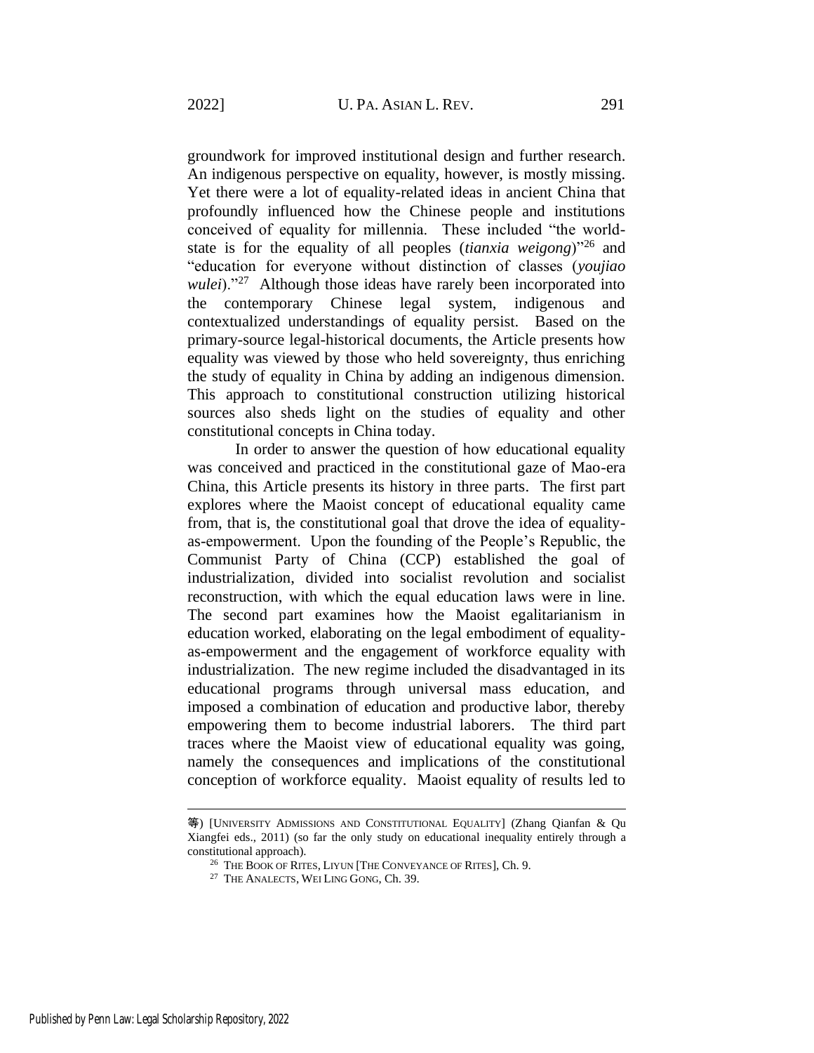groundwork for improved institutional design and further research. An indigenous perspective on equality, however, is mostly missing. Yet there were a lot of equality-related ideas in ancient China that profoundly influenced how the Chinese people and institutions conceived of equality for millennia. These included "the world-state is for the equality of all peoples (*tianxia weigong*)"[26] and "education for everyone without distinction of classes (*youjiao wulei*)."[27] Although those ideas have rarely been incorporated into the contemporary Chinese legal system, indigenous and contextualized understandings of equality persist. Based on the primary-source legal-historical documents, the Article presents how equality was viewed by those who held sovereignty, thus enriching the study of equality in China by adding an indigenous dimension. This approach to constitutional construction utilizing historical sources also sheds light on the studies of equality and other constitutional concepts in China today.

In order to answer the question of how educational equality was conceived and practiced in the constitutional gaze of Mao-era China, this Article presents its history in three parts. The first part explores where the Maoist concept of educational equality came from, that is, the constitutional goal that drove the idea of equality-as-empowerment. Upon the founding of the People's Republic, the Communist Party of China (CCP) established the goal of industrialization, divided into socialist revolution and socialist reconstruction, with which the equal education laws were in line. The second part examines how the Maoist egalitarianism in education worked, elaborating on the legal embodiment of equality-as-empowerment and the engagement of workforce equality with industrialization. The new regime included the disadvantaged in its educational programs through universal mass education, and imposed a combination of education and productive labor, thereby empowering them to become industrial laborers. The third part traces where the Maoist view of educational equality was going, namely the consequences and implications of the constitutional conception of workforce equality. Maoist equality of results led to

---

等) [UNIVERSITY ADMISSIONS AND CONSTITUTIONAL EQUALITY] (Zhang Qianfan & Qu Xiangfei eds., 2011) (so far the only study on educational inequality entirely through a constitutional approach).

[26] THE BOOK OF RITES, LIYUN [THE CONVEYANCE OF RITES], Ch. 9.

[27] THE ANALECTS, WEI LING GONG, Ch. 39.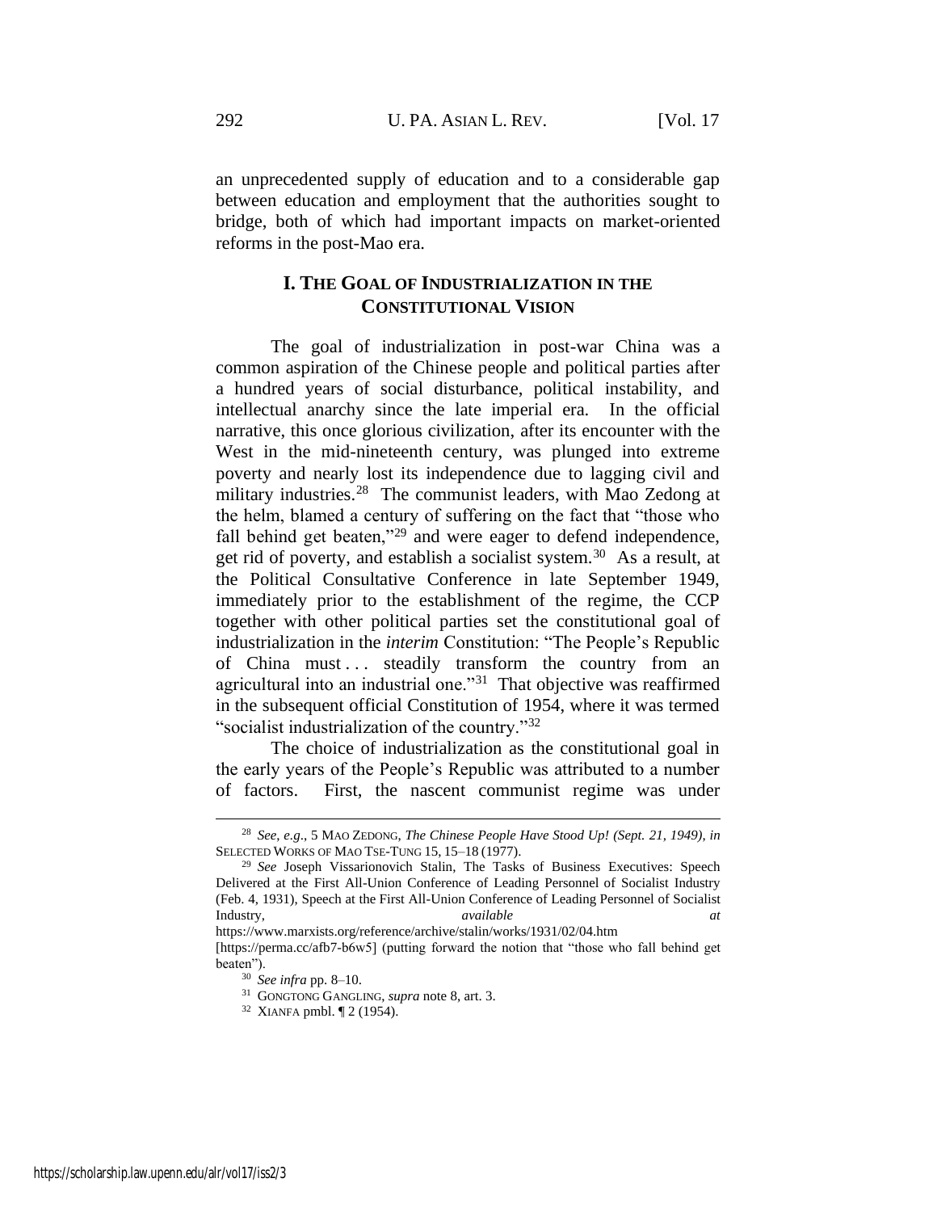an unprecedented supply of education and to a considerable gap between education and employment that the authorities sought to bridge, both of which had important impacts on market-oriented reforms in the post-Mao era.

## I. THE GOAL OF INDUSTRIALIZATION IN THE CONSTITUTIONAL VISION

The goal of industrialization in post-war China was a common aspiration of the Chinese people and political parties after a hundred years of social disturbance, political instability, and intellectual anarchy since the late imperial era. In the official narrative, this once glorious civilization, after its encounter with the West in the mid-nineteenth century, was plunged into extreme poverty and nearly lost its independence due to lagging civil and military industries.[28] The communist leaders, with Mao Zedong at the helm, blamed a century of suffering on the fact that "those who fall behind get beaten,"[29] and were eager to defend independence, get rid of poverty, and establish a socialist system.[30] As a result, at the Political Consultative Conference in late September 1949, immediately prior to the establishment of the regime, the CCP together with other political parties set the constitutional goal of industrialization in the *interim* Constitution: "The People's Republic of China must . . . steadily transform the country from an agricultural into an industrial one."[31] That objective was reaffirmed in the subsequent official Constitution of 1954, where it was termed "socialist industrialization of the country."[32]

The choice of industrialization as the constitutional goal in the early years of the People's Republic was attributed to a number of factors. First, the nascent communist regime was under

---

[28] *See, e.g.*, 5 MAO ZEDONG, *The Chinese People Have Stood Up! (Sept. 21, 1949)*, *in* SELECTED WORKS OF MAO TSE-TUNG 15, 15–18 (1977).

[29] *See* Joseph Vissarionovich Stalin, The Tasks of Business Executives: Speech Delivered at the First All-Union Conference of Leading Personnel of Socialist Industry (Feb. 4, 1931), Speech at the First All-Union Conference of Leading Personnel of Socialist Industry, *available at* https://www.marxists.org/reference/archive/stalin/works/1931/02/04.htm [https://perma.cc/afb7-b6w5] (putting forward the notion that "those who fall behind get beaten").

[30] *See infra* pp. 8–10.

[31] GONGTONG GANGLING, *supra* note 8, art. 3.

[32] XIANFA pmbl. ¶ 2 (1954).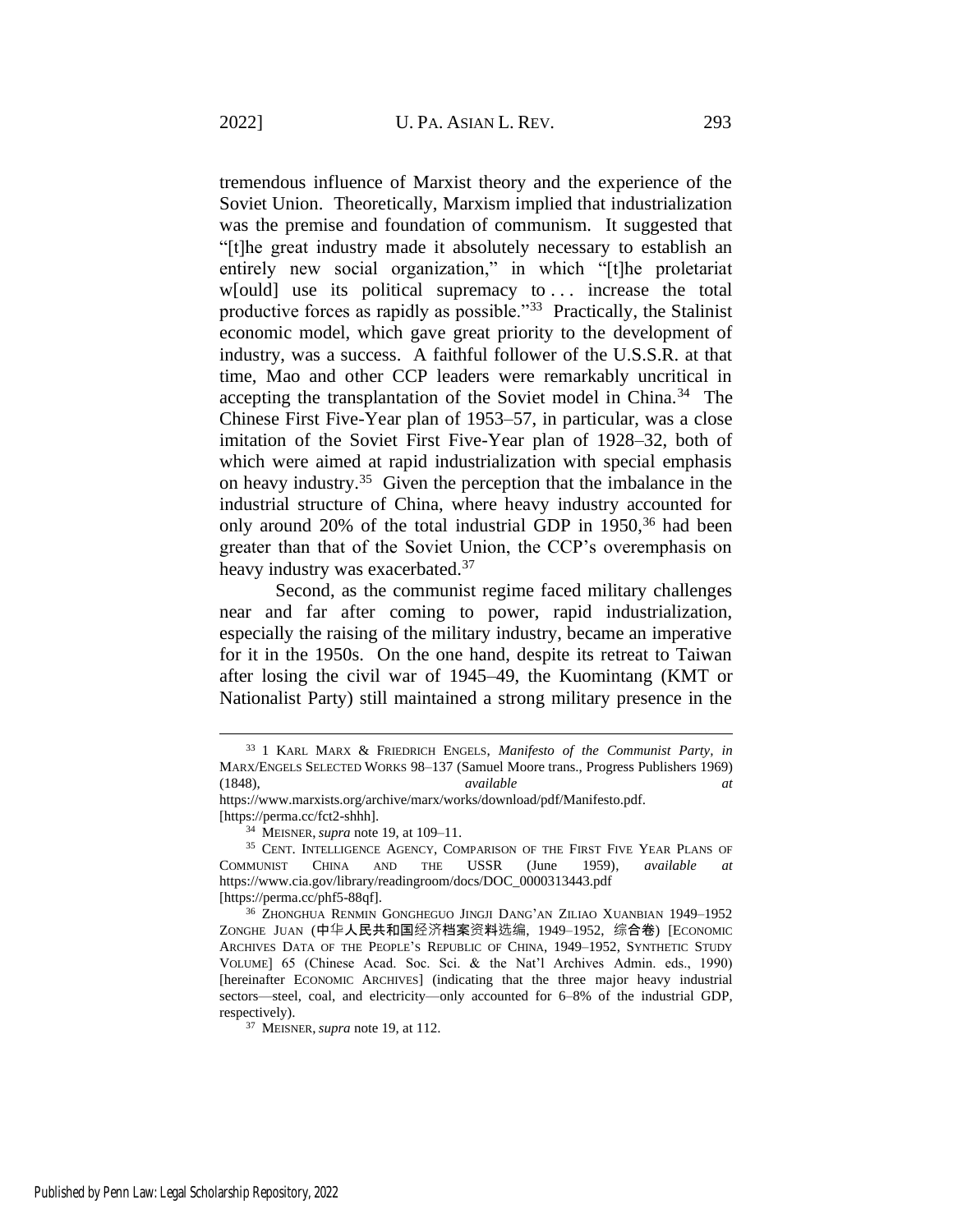tremendous influence of Marxist theory and the experience of the Soviet Union. Theoretically, Marxism implied that industrialization was the premise and foundation of communism. It suggested that "[t]he great industry made it absolutely necessary to establish an entirely new social organization," in which "[t]he proletariat w[ould] use its political supremacy to . . . increase the total productive forces as rapidly as possible."[33] Practically, the Stalinist economic model, which gave great priority to the development of industry, was a success. A faithful follower of the U.S.S.R. at that time, Mao and other CCP leaders were remarkably uncritical in accepting the transplantation of the Soviet model in China.[34] The Chinese First Five-Year plan of 1953–57, in particular, was a close imitation of the Soviet First Five-Year plan of 1928–32, both of which were aimed at rapid industrialization with special emphasis on heavy industry.[35] Given the perception that the imbalance in the industrial structure of China, where heavy industry accounted for only around 20% of the total industrial GDP in 1950,[36] had been greater than that of the Soviet Union, the CCP's overemphasis on heavy industry was exacerbated.[37]

Second, as the communist regime faced military challenges near and far after coming to power, rapid industrialization, especially the raising of the military industry, became an imperative for it in the 1950s. On the one hand, despite its retreat to Taiwan after losing the civil war of 1945–49, the Kuomintang (KMT or Nationalist Party) still maintained a strong military presence in the

---

[33] 1 KARL MARX & FRIEDRICH ENGELS, *Manifesto of the Communist Party*, *in* MARX/ENGELS SELECTED WORKS 98–137 (Samuel Moore trans., Progress Publishers 1969) (1848), *available at* https://www.marxists.org/archive/marx/works/download/pdf/Manifesto.pdf. [https://perma.cc/fct2-shhh].

[34] MEISNER, *supra* note 19, at 109–11.

[35] CENT. INTELLIGENCE AGENCY, COMPARISON OF THE FIRST FIVE YEAR PLANS OF COMMUNIST CHINA AND THE USSR (June 1959), *available at* https://www.cia.gov/library/readingroom/docs/DOC_0000313443.pdf [https://perma.cc/phf5-88qf].

[36] ZHONGHUA RENMIN GONGHEGUO JINGJI DANG'AN ZILIAO XUANBIAN 1949–1952 ZONGHE JUAN (中华人民共和国经济档案资料选编, 1949–1952, 综合卷) [ECONOMIC ARCHIVES DATA OF THE PEOPLE'S REPUBLIC OF CHINA, 1949–1952, SYNTHETIC STUDY VOLUME] 65 (Chinese Acad. Soc. Sci. & the Nat'l Archives Admin. eds., 1990) [hereinafter ECONOMIC ARCHIVES] (indicating that the three major heavy industrial sectors—steel, coal, and electricity—only accounted for 6–8% of the industrial GDP, respectively).

[37] MEISNER, *supra* note 19, at 112.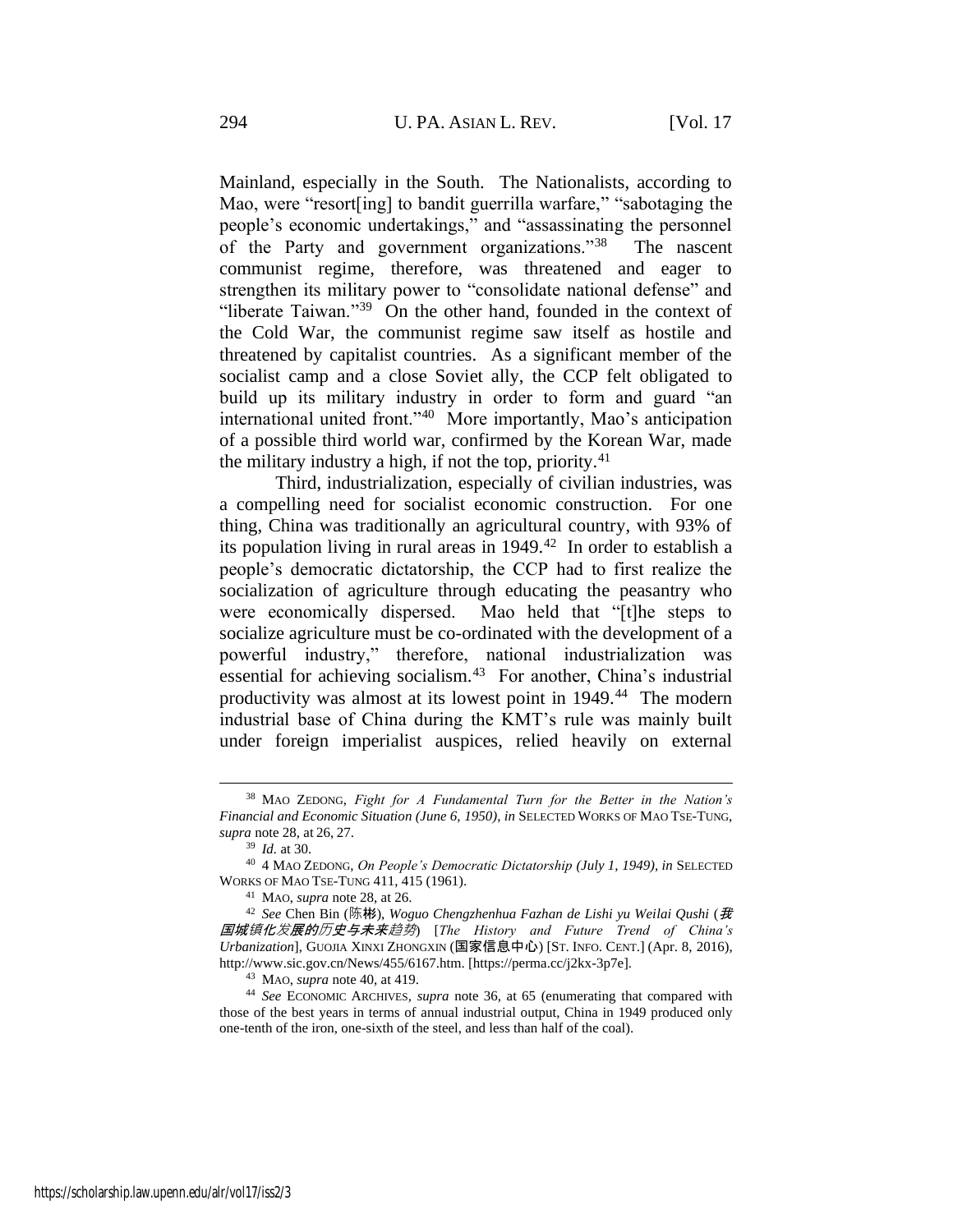Mainland, especially in the South. The Nationalists, according to Mao, were "resort[ing] to bandit guerrilla warfare," "sabotaging the people's economic undertakings," and "assassinating the personnel of the Party and government organizations."[38] The nascent communist regime, therefore, was threatened and eager to strengthen its military power to "consolidate national defense" and "liberate Taiwan."[39] On the other hand, founded in the context of the Cold War, the communist regime saw itself as hostile and threatened by capitalist countries. As a significant member of the socialist camp and a close Soviet ally, the CCP felt obligated to build up its military industry in order to form and guard "an international united front."[40] More importantly, Mao's anticipation of a possible third world war, confirmed by the Korean War, made the military industry a high, if not the top, priority.[41]

Third, industrialization, especially of civilian industries, was a compelling need for socialist economic construction. For one thing, China was traditionally an agricultural country, with 93% of its population living in rural areas in 1949.[42] In order to establish a people's democratic dictatorship, the CCP had to first realize the socialization of agriculture through educating the peasantry who were economically dispersed. Mao held that "[t]he steps to socialize agriculture must be co-ordinated with the development of a powerful industry," therefore, national industrialization was essential for achieving socialism.[43] For another, China's industrial productivity was almost at its lowest point in 1949.[44] The modern industrial base of China during the KMT's rule was mainly built under foreign imperialist auspices, relied heavily on external

---

[38] MAO ZEDONG, *Fight for A Fundamental Turn for the Better in the Nation's Financial and Economic Situation (June 6, 1950)*, *in* SELECTED WORKS OF MAO TSE-TUNG, *supra* note 28, at 26, 27.

[39] *Id.* at 30.

[40] 4 MAO ZEDONG, *On People's Democratic Dictatorship (July 1, 1949)*, *in* SELECTED WORKS OF MAO TSE-TUNG 411, 415 (1961).

[41] MAO, *supra* note 28, at 26.

[42] *See* Chen Bin (陈彬), *Woguo Chengzhenhua Fazhan de Lishi yu Weilai Qushi* (*我国城镇化发展的历史与未来趋势*) [*The History and Future Trend of China's Urbanization*], GUOJIA XINXI ZHONGXIN (国家信息中心) [ST. INFO. CENT.] (Apr. 8, 2016), http://www.sic.gov.cn/News/455/6167.htm. [https://perma.cc/j2kx-3p7e].

[43] MAO, *supra* note 40, at 419.

[44] *See* ECONOMIC ARCHIVES, *supra* note 36, at 65 (enumerating that compared with those of the best years in terms of annual industrial output, China in 1949 produced only one-tenth of the iron, one-sixth of the steel, and less than half of the coal).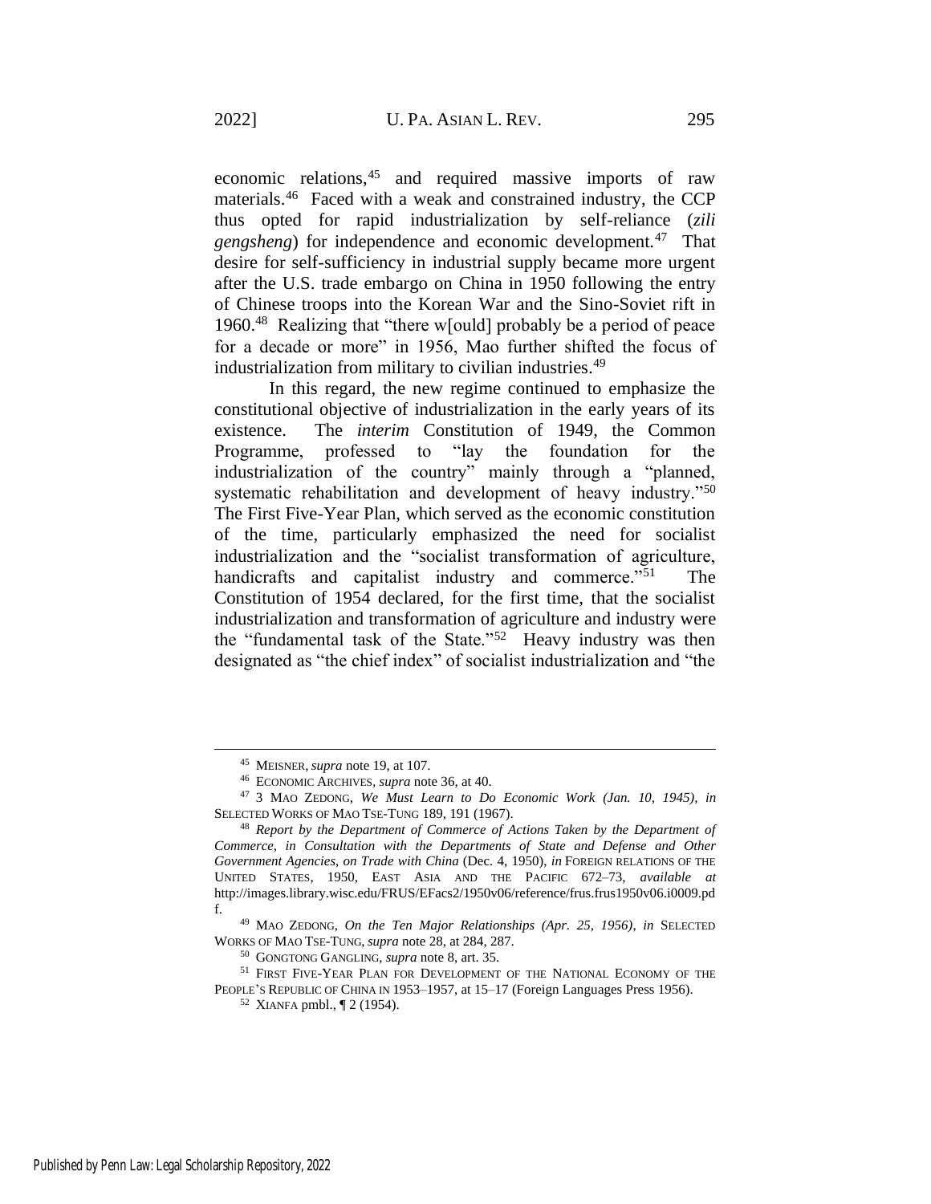economic relations,[45] and required massive imports of raw materials.[46] Faced with a weak and constrained industry, the CCP thus opted for rapid industrialization by self-reliance (*zili gengsheng*) for independence and economic development.[47] That desire for self-sufficiency in industrial supply became more urgent after the U.S. trade embargo on China in 1950 following the entry of Chinese troops into the Korean War and the Sino-Soviet rift in 1960.[48] Realizing that "there w[ould] probably be a period of peace for a decade or more" in 1956, Mao further shifted the focus of industrialization from military to civilian industries.[49]

In this regard, the new regime continued to emphasize the constitutional objective of industrialization in the early years of its existence. The *interim* Constitution of 1949, the Common Programme, professed to "lay the foundation for the industrialization of the country" mainly through a "planned, systematic rehabilitation and development of heavy industry."[50] The First Five-Year Plan, which served as the economic constitution of the time, particularly emphasized the need for socialist industrialization and the "socialist transformation of agriculture, handicrafts and capitalist industry and commerce."[51] The Constitution of 1954 declared, for the first time, that the socialist industrialization and transformation of agriculture and industry were the "fundamental task of the State."[52] Heavy industry was then designated as "the chief index" of socialist industrialization and "the

---

[45] MEISNER, *supra* note 19, at 107.

[46] ECONOMIC ARCHIVES, *supra* note 36, at 40.

[47] 3 MAO ZEDONG, *We Must Learn to Do Economic Work (Jan. 10, 1945)*, *in* SELECTED WORKS OF MAO TSE-TUNG 189, 191 (1967).

[48] *Report by the Department of Commerce of Actions Taken by the Department of Commerce, in Consultation with the Departments of State and Defense and Other Government Agencies, on Trade with China* (Dec. 4, 1950), *in* FOREIGN RELATIONS OF THE UNITED STATES, 1950, EAST ASIA AND THE PACIFIC 672–73, *available at* http://images.library.wisc.edu/FRUS/EFacs2/1950v06/reference/frus.frus1950v06.i0009.pdf.

[49] MAO ZEDONG, *On the Ten Major Relationships (Apr. 25, 1956)*, *in* SELECTED WORKS OF MAO TSE-TUNG, *supra* note 28, at 284, 287.

[50] GONGTONG GANGLING, *supra* note 8, art. 35.

[51] FIRST FIVE-YEAR PLAN FOR DEVELOPMENT OF THE NATIONAL ECONOMY OF THE PEOPLE'S REPUBLIC OF CHINA IN 1953–1957, at 15–17 (Foreign Languages Press 1956).

[52] XIANFA pmbl., ¶ 2 (1954).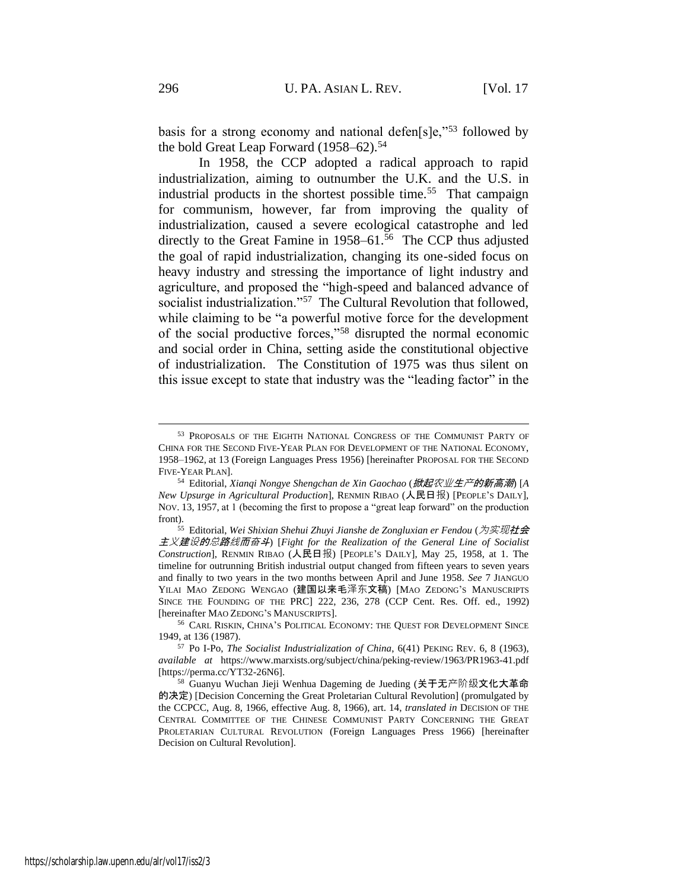basis for a strong economy and national defen[s]e,"[53] followed by the bold Great Leap Forward (1958–62).[54]

In 1958, the CCP adopted a radical approach to rapid industrialization, aiming to outnumber the U.K. and the U.S. in industrial products in the shortest possible time.[55] That campaign for communism, however, far from improving the quality of industrialization, caused a severe ecological catastrophe and led directly to the Great Famine in 1958–61.[56] The CCP thus adjusted the goal of rapid industrialization, changing its one-sided focus on heavy industry and stressing the importance of light industry and agriculture, and proposed the "high-speed and balanced advance of socialist industrialization."[57] The Cultural Revolution that followed, while claiming to be "a powerful motive force for the development of the social productive forces,"[58] disrupted the normal economic and social order in China, setting aside the constitutional objective of industrialization. The Constitution of 1975 was thus silent on this issue except to state that industry was the "leading factor" in the

---

[53] PROPOSALS OF THE EIGHTH NATIONAL CONGRESS OF THE COMMUNIST PARTY OF CHINA FOR THE SECOND FIVE-YEAR PLAN FOR DEVELOPMENT OF THE NATIONAL ECONOMY, 1958–1962, at 13 (Foreign Languages Press 1956) [hereinafter PROPOSAL FOR THE SECOND FIVE-YEAR PLAN].

[54] Editorial, *Xianqi Nongye Shengchan de Xin Gaochao* (*掀起农业生产的新高潮*) [*A New Upsurge in Agricultural Production*], RENMIN RIBAO (人民日报) [PEOPLE'S DAILY], NOV. 13, 1957, at 1 (becoming the first to propose a "great leap forward" on the production front).

[55] Editorial, *Wei Shixian Shehui Zhuyi Jianshe de Zongluxian er Fendou* (*为实现社会主义建设的总路线而奋斗*) [*Fight for the Realization of the General Line of Socialist Construction*], RENMIN RIBAO (人民日报) [PEOPLE'S DAILY], May 25, 1958, at 1. The timeline for outrunning British industrial output changed from fifteen years to seven years and finally to two years in the two months between April and June 1958. *See* 7 JIANGUO YILAI MAO ZEDONG WENGAO (建国以来毛泽东文稿) [MAO ZEDONG'S MANUSCRIPTS SINCE THE FOUNDING OF THE PRC] 222, 236, 278 (CCP Cent. Res. Off. ed., 1992) [hereinafter MAO ZEDONG'S MANUSCRIPTS].

[56] CARL RISKIN, CHINA'S POLITICAL ECONOMY: THE QUEST FOR DEVELOPMENT SINCE 1949, at 136 (1987).

[57] Po I-Po, *The Socialist Industrialization of China*, 6(41) PEKING REV. 6, 8 (1963), *available at* https://www.marxists.org/subject/china/peking-review/1963/PR1963-41.pdf [https://perma.cc/YT32-26N6].

[58] Guanyu Wuchan Jieji Wenhua Dageming de Jueding (关于无产阶级文化大革命的决定) [Decision Concerning the Great Proletarian Cultural Revolution] (promulgated by the CCPCC, Aug. 8, 1966, effective Aug. 8, 1966), art. 14, *translated in* DECISION OF THE CENTRAL COMMITTEE OF THE CHINESE COMMUNIST PARTY CONCERNING THE GREAT PROLETARIAN CULTURAL REVOLUTION (Foreign Languages Press 1966) [hereinafter Decision on Cultural Revolution].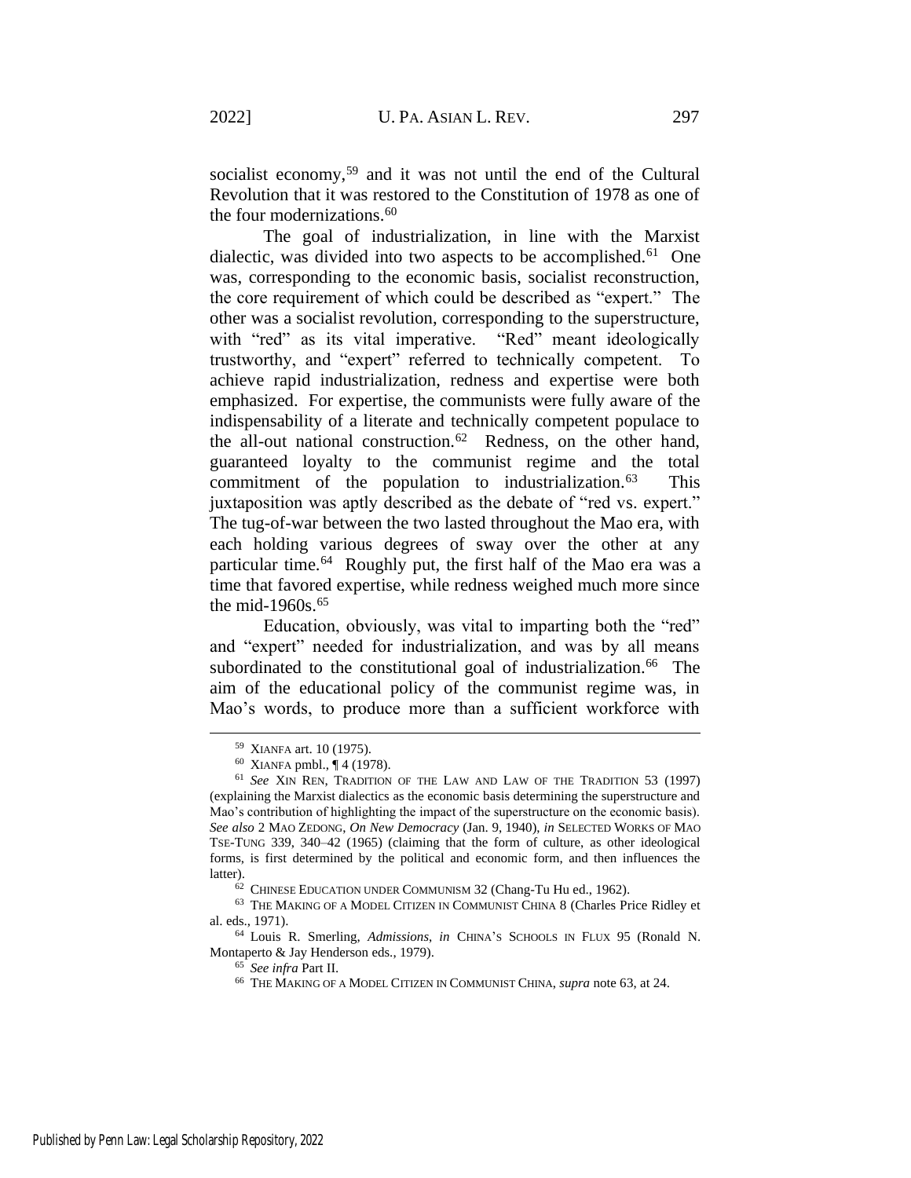socialist economy,[59] and it was not until the end of the Cultural Revolution that it was restored to the Constitution of 1978 as one of the four modernizations.[60]

The goal of industrialization, in line with the Marxist dialectic, was divided into two aspects to be accomplished.[61] One was, corresponding to the economic basis, socialist reconstruction, the core requirement of which could be described as "expert." The other was a socialist revolution, corresponding to the superstructure, with "red" as its vital imperative. "Red" meant ideologically trustworthy, and "expert" referred to technically competent. To achieve rapid industrialization, redness and expertise were both emphasized. For expertise, the communists were fully aware of the indispensability of a literate and technically competent populace to the all-out national construction.[62] Redness, on the other hand, guaranteed loyalty to the communist regime and the total commitment of the population to industrialization.[63] This juxtaposition was aptly described as the debate of "red vs. expert." The tug-of-war between the two lasted throughout the Mao era, with each holding various degrees of sway over the other at any particular time.[64] Roughly put, the first half of the Mao era was a time that favored expertise, while redness weighed much more since the mid-1960s.[65]

Education, obviously, was vital to imparting both the "red" and "expert" needed for industrialization, and was by all means subordinated to the constitutional goal of industrialization.[66] The aim of the educational policy of the communist regime was, in Mao's words, to produce more than a sufficient workforce with

---

[59] XIANFA art. 10 (1975).

[60] XIANFA pmbl., ¶ 4 (1978).

[61] *See* XIN REN, TRADITION OF THE LAW AND LAW OF THE TRADITION 53 (1997) (explaining the Marxist dialectics as the economic basis determining the superstructure and Mao's contribution of highlighting the impact of the superstructure on the economic basis). *See also* 2 MAO ZEDONG, *On New Democracy* (Jan. 9, 1940), *in* SELECTED WORKS OF MAO TSE-TUNG 339, 340–42 (1965) (claiming that the form of culture, as other ideological forms, is first determined by the political and economic form, and then influences the latter).

[62] CHINESE EDUCATION UNDER COMMUNISM 32 (Chang-Tu Hu ed., 1962).

[63] THE MAKING OF A MODEL CITIZEN IN COMMUNIST CHINA 8 (Charles Price Ridley et al. eds., 1971).

[64] Louis R. Smerling, *Admissions*, *in* CHINA'S SCHOOLS IN FLUX 95 (Ronald N. Montaperto & Jay Henderson eds., 1979).

[65] *See infra* Part II.

[66] THE MAKING OF A MODEL CITIZEN IN COMMUNIST CHINA, *supra* note 63, at 24.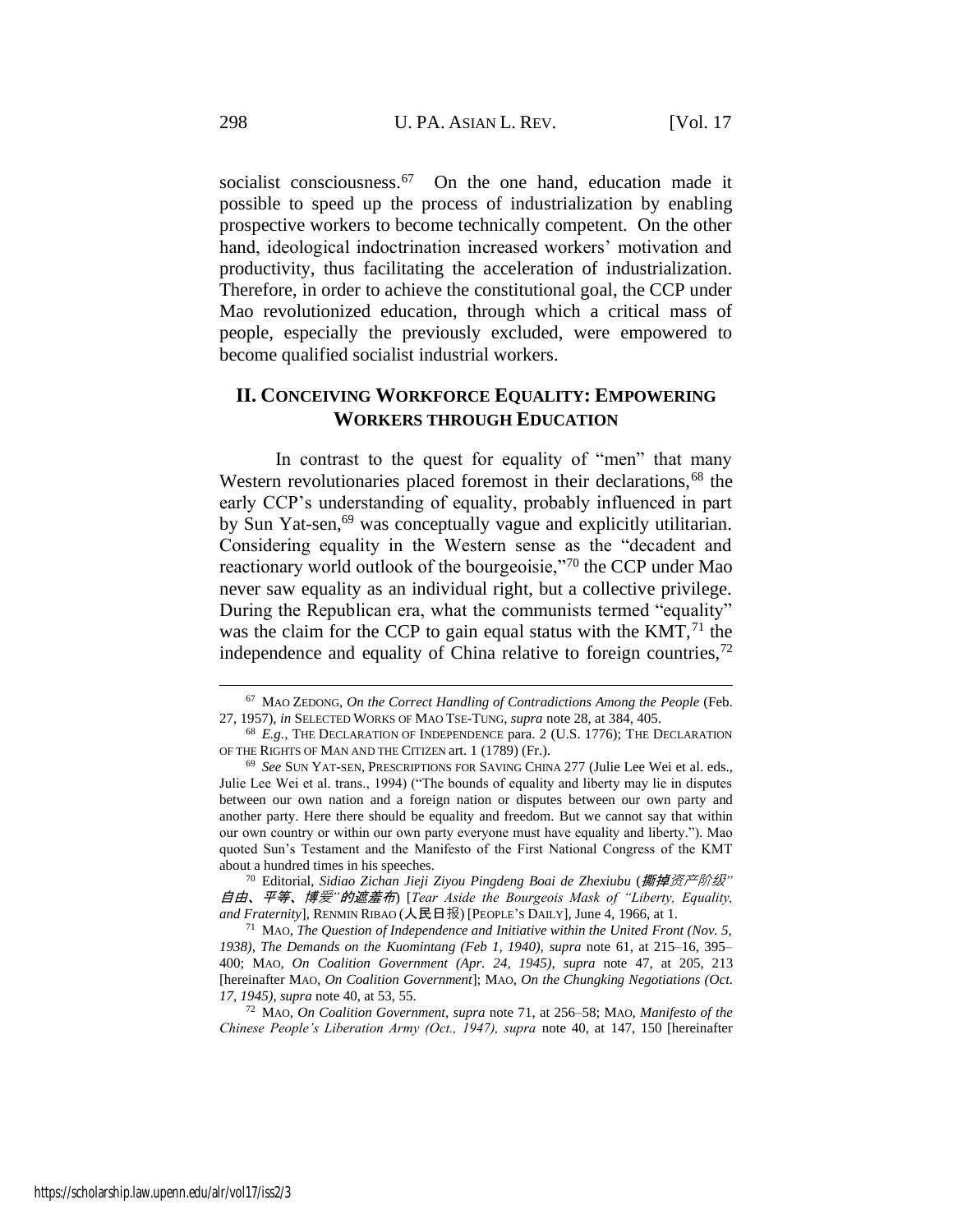socialist consciousness.[67] On the one hand, education made it possible to speed up the process of industrialization by enabling prospective workers to become technically competent. On the other hand, ideological indoctrination increased workers' motivation and productivity, thus facilitating the acceleration of industrialization. Therefore, in order to achieve the constitutional goal, the CCP under Mao revolutionized education, through which a critical mass of people, especially the previously excluded, were empowered to become qualified socialist industrial workers.

## II. CONCEIVING WORKFORCE EQUALITY: EMPOWERING WORKERS THROUGH EDUCATION

In contrast to the quest for equality of "men" that many Western revolutionaries placed foremost in their declarations,[68] the early CCP's understanding of equality, probably influenced in part by Sun Yat-sen,[69] was conceptually vague and explicitly utilitarian. Considering equality in the Western sense as the "decadent and reactionary world outlook of the bourgeoisie,"[70] the CCP under Mao never saw equality as an individual right, but a collective privilege. During the Republican era, what the communists termed "equality" was the claim for the CCP to gain equal status with the KMT,[71] the independence and equality of China relative to foreign countries,[72]

---

[67] MAO ZEDONG, *On the Correct Handling of Contradictions Among the People* (Feb. 27, 1957), *in* SELECTED WORKS OF MAO TSE-TUNG, *supra* note 28, at 384, 405.

[68] *E.g.*, THE DECLARATION OF INDEPENDENCE para. 2 (U.S. 1776); THE DECLARATION OF THE RIGHTS OF MAN AND THE CITIZEN art. 1 (1789) (Fr.).

[69] *See* SUN YAT-SEN, PRESCRIPTIONS FOR SAVING CHINA 277 (Julie Lee Wei et al. eds., Julie Lee Wei et al. trans., 1994) ("The bounds of equality and liberty may lie in disputes between our own nation and a foreign nation or disputes between our own party and another party. Here there should be equality and freedom. But we cannot say that within our own country or within our own party everyone must have equality and liberty."). Mao quoted Sun's Testament and the Manifesto of the First National Congress of the KMT about a hundred times in his speeches.

[70] Editorial, *Sidiao Zichan Jieji Ziyou Pingdeng Boai de Zhexiubu* (*撕掉资产阶级"自由、平等、博爱"的遮羞布*) [*Tear Aside the Bourgeois Mask of "Liberty, Equality, and Fraternity*], RENMIN RIBAO (人民日报) [PEOPLE'S DAILY], June 4, 1966, at 1.

[71] MAO, *The Question of Independence and Initiative within the United Front (Nov. 5, 1938), The Demands on the Kuomintang (Feb 1, 1940), supra* note 61, at 215–16, 395–400; MAO, *On Coalition Government (Apr. 24, 1945), supra* note 47, at 205, 213 [hereinafter MAO, *On Coalition Government*]; MAO, *On the Chungking Negotiations (Oct. 17, 1945), supra* note 40, at 53, 55.

[72] MAO, *On Coalition Government, supra* note 71, at 256–58; MAO, *Manifesto of the Chinese People's Liberation Army (Oct., 1947), supra* note 40, at 147, 150 [hereinafter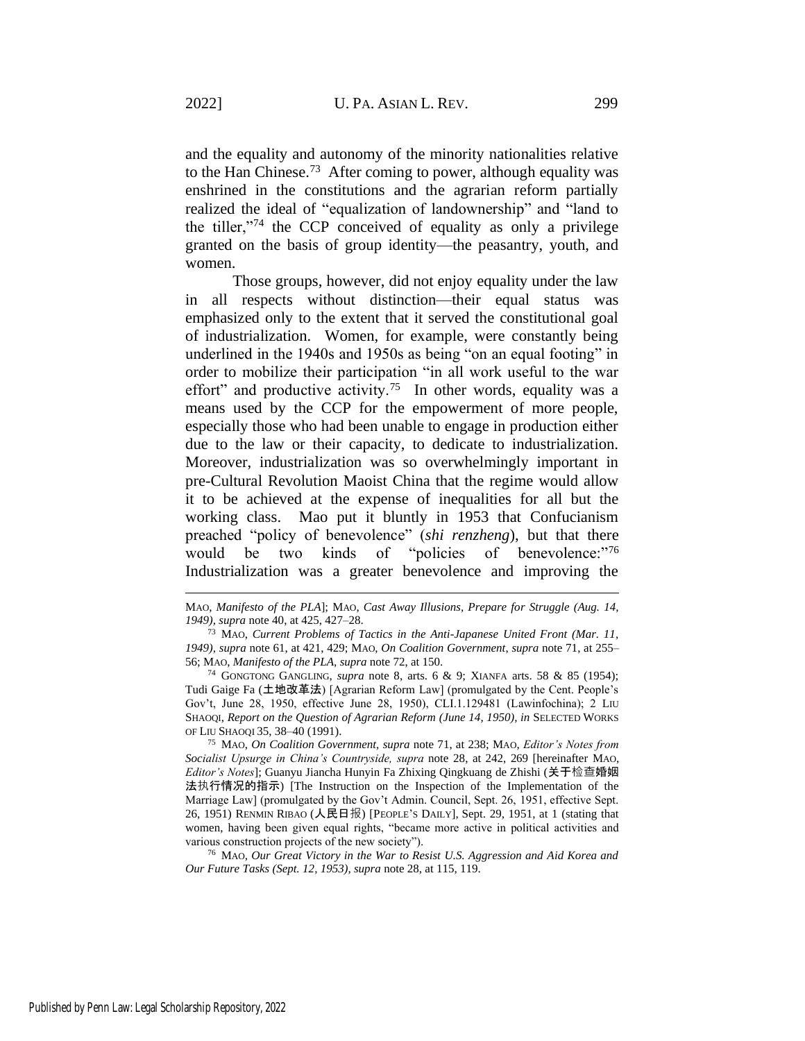and the equality and autonomy of the minority nationalities relative to the Han Chinese.[73] After coming to power, although equality was enshrined in the constitutions and the agrarian reform partially realized the ideal of "equalization of landownership" and "land to the tiller,"[74] the CCP conceived of equality as only a privilege granted on the basis of group identity—the peasantry, youth, and women.

Those groups, however, did not enjoy equality under the law in all respects without distinction—their equal status was emphasized only to the extent that it served the constitutional goal of industrialization. Women, for example, were constantly being underlined in the 1940s and 1950s as being "on an equal footing" in order to mobilize their participation "in all work useful to the war effort" and productive activity.[75] In other words, equality was a means used by the CCP for the empowerment of more people, especially those who had been unable to engage in production either due to the law or their capacity, to dedicate to industrialization. Moreover, industrialization was so overwhelmingly important in pre-Cultural Revolution Maoist China that the regime would allow it to be achieved at the expense of inequalities for all but the working class. Mao put it bluntly in 1953 that Confucianism preached "policy of benevolence" (*shi renzheng*), but that there would be two kinds of "policies of benevolence:"[76] Industrialization was a greater benevolence and improving the

---

MAO, *Manifesto of the PLA*]; MAO, *Cast Away Illusions, Prepare for Struggle (Aug. 14, 1949)*, *supra* note 40, at 425, 427–28.

[73] MAO, *Current Problems of Tactics in the Anti-Japanese United Front (Mar. 11, 1949)*, *supra* note 61, at 421, 429; MAO, *On Coalition Government*, *supra* note 71, at 255–56; MAO, *Manifesto of the PLA*, *supra* note 72, at 150.

[74] GONGTONG GANGLING, *supra* note 8, arts. 6 & 9; XIANFA arts. 58 & 85 (1954); Tudi Gaige Fa (土地改革法) [Agrarian Reform Law] (promulgated by the Cent. People's Gov't, June 28, 1950, effective June 28, 1950), CLI.1.129481 (Lawinfochina); 2 LIU SHAOQI, *Report on the Question of Agrarian Reform (June 14, 1950)*, *in* SELECTED WORKS OF LIU SHAOQI 35, 38–40 (1991).

[75] MAO, *On Coalition Government*, *supra* note 71, at 238; MAO, *Editor's Notes from Socialist Upsurge in China's Countryside, supra* note 28, at 242, 269 [hereinafter MAO, *Editor's Notes*]; Guanyu Jiancha Hunyin Fa Zhixing Qingkuang de Zhishi (关于检查婚姻法执行情况的指示) [The Instruction on the Inspection of the Implementation of the Marriage Law] (promulgated by the Gov't Admin. Council, Sept. 26, 1951, effective Sept. 26, 1951) RENMIN RIBAO (人民日报) [PEOPLE'S DAILY], Sept. 29, 1951, at 1 (stating that women, having been given equal rights, "became more active in political activities and various construction projects of the new society").

[76] MAO, *Our Great Victory in the War to Resist U.S. Aggression and Aid Korea and Our Future Tasks (Sept. 12, 1953)*, *supra* note 28, at 115, 119.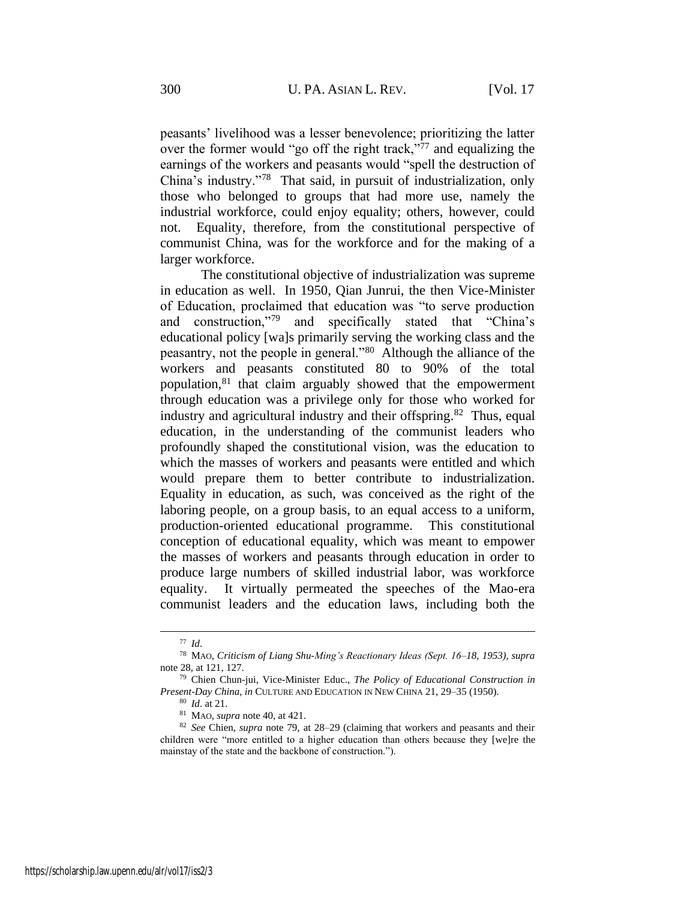peasants' livelihood was a lesser benevolence; prioritizing the latter over the former would "go off the right track,"[77] and equalizing the earnings of the workers and peasants would "spell the destruction of China's industry."[78] That said, in pursuit of industrialization, only those who belonged to groups that had more use, namely the industrial workforce, could enjoy equality; others, however, could not. Equality, therefore, from the constitutional perspective of communist China, was for the workforce and for the making of a larger workforce.

The constitutional objective of industrialization was supreme in education as well. In 1950, Qian Junrui, the then Vice-Minister of Education, proclaimed that education was "to serve production and construction,"[79] and specifically stated that "China's educational policy [wa]s primarily serving the working class and the peasantry, not the people in general."[80] Although the alliance of the workers and peasants constituted 80 to 90% of the total population,[81] that claim arguably showed that the empowerment through education was a privilege only for those who worked for industry and agricultural industry and their offspring.[82] Thus, equal education, in the understanding of the communist leaders who profoundly shaped the constitutional vision, was the education to which the masses of workers and peasants were entitled and which would prepare them to better contribute to industrialization. Equality in education, as such, was conceived as the right of the laboring people, on a group basis, to an equal access to a uniform, production-oriented educational programme. This constitutional conception of educational equality, which was meant to empower the masses of workers and peasants through education in order to produce large numbers of skilled industrial labor, was workforce equality. It virtually permeated the speeches of the Mao-era communist leaders and the education laws, including both the

---

[77] *Id*.

[78] MAO, *Criticism of Liang Shu-Ming's Reactionary Ideas (Sept. 16–18, 1953)*, *supra* note 28, at 121, 127.

[79] Chien Chun-jui, Vice-Minister Educ., *The Policy of Educational Construction in Present-Day China*, *in* CULTURE AND EDUCATION IN NEW CHINA 21, 29–35 (1950).

[80] *Id*. at 21.

[81] MAO, *supra* note 40, at 421.

[82] *See* Chien, *supra* note 79, at 28–29 (claiming that workers and peasants and their children were "more entitled to a higher education than others because they [we]re the mainstay of the state and the backbone of construction.").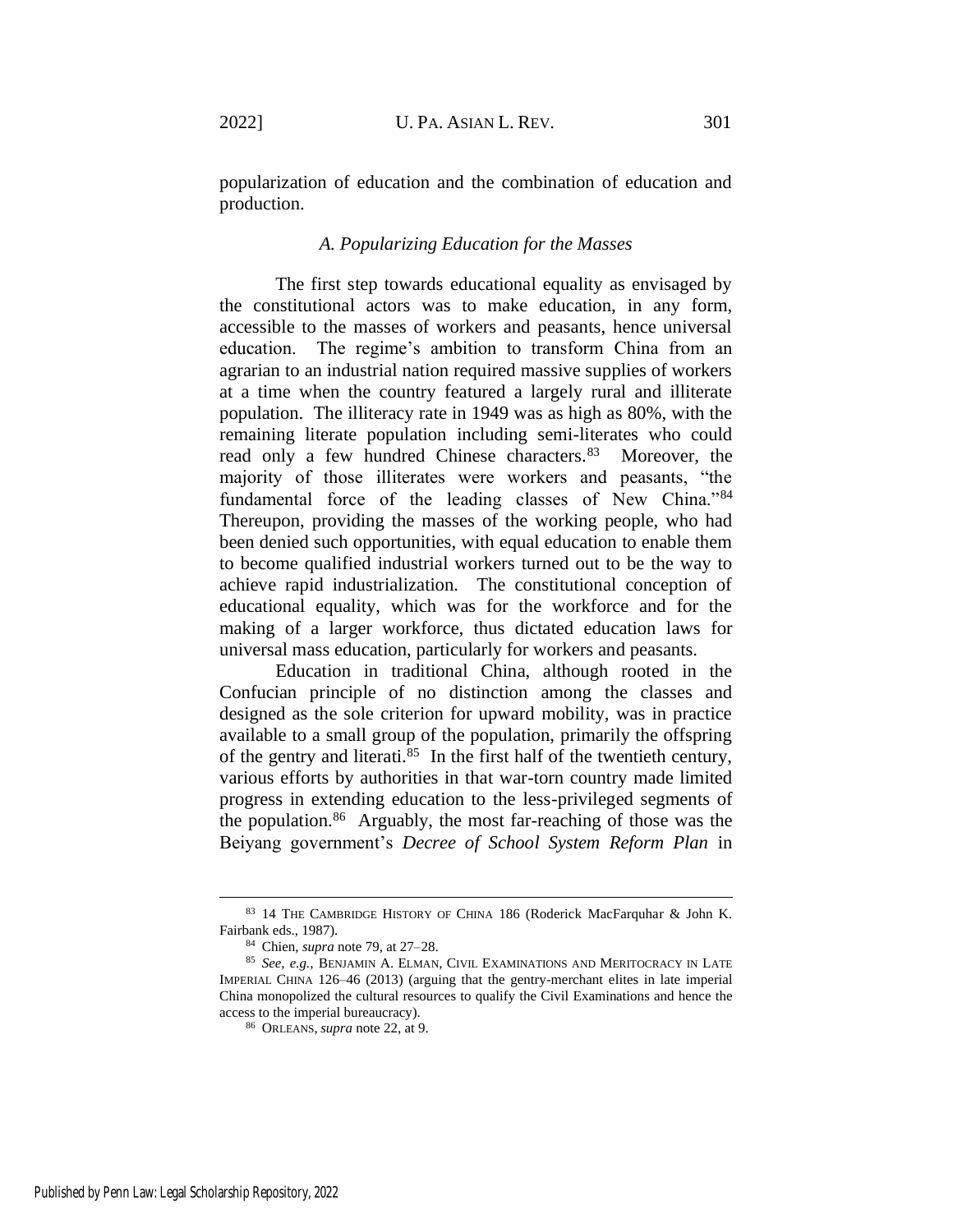popularization of education and the combination of education and production.

### *A. Popularizing Education for the Masses*

The first step towards educational equality as envisaged by the constitutional actors was to make education, in any form, accessible to the masses of workers and peasants, hence universal education. The regime's ambition to transform China from an agrarian to an industrial nation required massive supplies of workers at a time when the country featured a largely rural and illiterate population. The illiteracy rate in 1949 was as high as 80%, with the remaining literate population including semi-literates who could read only a few hundred Chinese characters.[83] Moreover, the majority of those illiterates were workers and peasants, "the fundamental force of the leading classes of New China."[84] Thereupon, providing the masses of the working people, who had been denied such opportunities, with equal education to enable them to become qualified industrial workers turned out to be the way to achieve rapid industrialization. The constitutional conception of educational equality, which was for the workforce and for the making of a larger workforce, thus dictated education laws for universal mass education, particularly for workers and peasants.

Education in traditional China, although rooted in the Confucian principle of no distinction among the classes and designed as the sole criterion for upward mobility, was in practice available to a small group of the population, primarily the offspring of the gentry and literati.[85] In the first half of the twentieth century, various efforts by authorities in that war-torn country made limited progress in extending education to the less-privileged segments of the population.[86] Arguably, the most far-reaching of those was the Beiyang government's *Decree of School System Reform Plan* in

---

[83] 14 THE CAMBRIDGE HISTORY OF CHINA 186 (Roderick MacFarquhar & John K. Fairbank eds., 1987).

[84] Chien, *supra* note 79, at 27–28.

[85] *See, e.g.*, BENJAMIN A. ELMAN, CIVIL EXAMINATIONS AND MERITOCRACY IN LATE IMPERIAL CHINA 126–46 (2013) (arguing that the gentry-merchant elites in late imperial China monopolized the cultural resources to qualify the Civil Examinations and hence the access to the imperial bureaucracy).

[86] ORLEANS, *supra* note 22, at 9.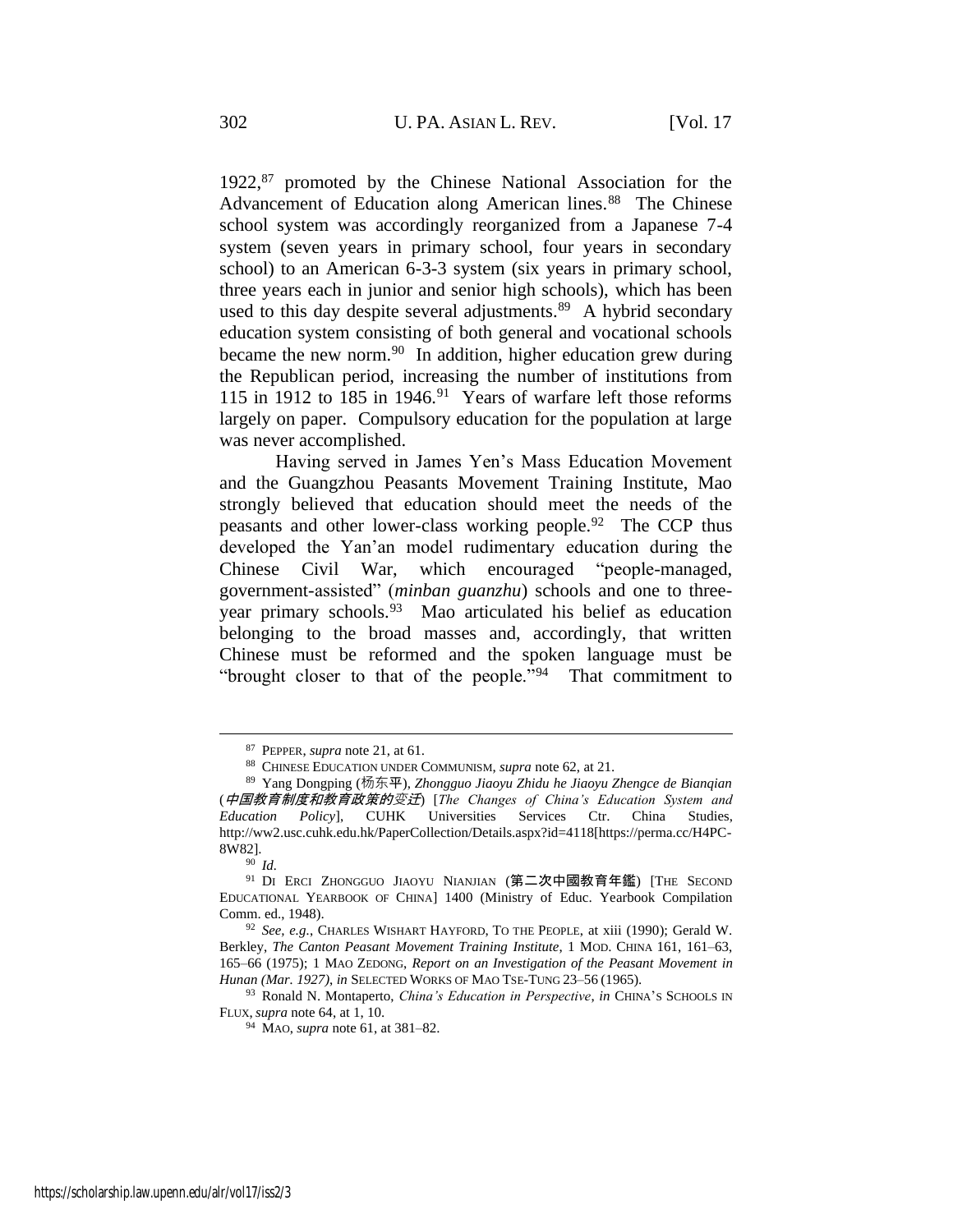1922,[87] promoted by the Chinese National Association for the Advancement of Education along American lines.[88] The Chinese school system was accordingly reorganized from a Japanese 7-4 system (seven years in primary school, four years in secondary school) to an American 6-3-3 system (six years in primary school, three years each in junior and senior high schools), which has been used to this day despite several adjustments.[89] A hybrid secondary education system consisting of both general and vocational schools became the new norm.[90] In addition, higher education grew during the Republican period, increasing the number of institutions from 115 in 1912 to 185 in 1946.[91] Years of warfare left those reforms largely on paper. Compulsory education for the population at large was never accomplished.

Having served in James Yen's Mass Education Movement and the Guangzhou Peasants Movement Training Institute, Mao strongly believed that education should meet the needs of the peasants and other lower-class working people.[92] The CCP thus developed the Yan'an model rudimentary education during the Chinese Civil War, which encouraged "people-managed, government-assisted" (*minban guanzhu*) schools and one to three-year primary schools.[93] Mao articulated his belief as education belonging to the broad masses and, accordingly, that written Chinese must be reformed and the spoken language must be "brought closer to that of the people."[94] That commitment to

---

[87] PEPPER, *supra* note 21, at 61.

[88] CHINESE EDUCATION UNDER COMMUNISM, *supra* note 62, at 21.

[89] Yang Dongping (杨东平), *Zhongguo Jiaoyu Zhidu he Jiaoyu Zhengce de Bianqian* (*中国教育制度和教育政策的变迁*) [*The Changes of China's Education System and Education Policy*], CUHK Universities Services Ctr. China Studies, http://ww2.usc.cuhk.edu.hk/PaperCollection/Details.aspx?id=4118[https://perma.cc/H4PC-8W82].

[90] *Id.*

[91] DI ERCI ZHONGGUO JIAOYU NIANJIAN (第二次中國教育年鑑) [THE SECOND EDUCATIONAL YEARBOOK OF CHINA] 1400 (Ministry of Educ. Yearbook Compilation Comm. ed., 1948).

[92] *See, e.g.*, CHARLES WISHART HAYFORD, TO THE PEOPLE, at xiii (1990); Gerald W. Berkley, *The Canton Peasant Movement Training Institute*, 1 MOD. CHINA 161, 161–63, 165–66 (1975); 1 MAO ZEDONG, *Report on an Investigation of the Peasant Movement in Hunan (Mar. 1927)*, *in* SELECTED WORKS OF MAO TSE-TUNG 23–56 (1965).

[93] Ronald N. Montaperto, *China's Education in Perspective*, *in* CHINA'S SCHOOLS IN FLUX, *supra* note 64, at 1, 10.

[94] MAO, *supra* note 61, at 381–82.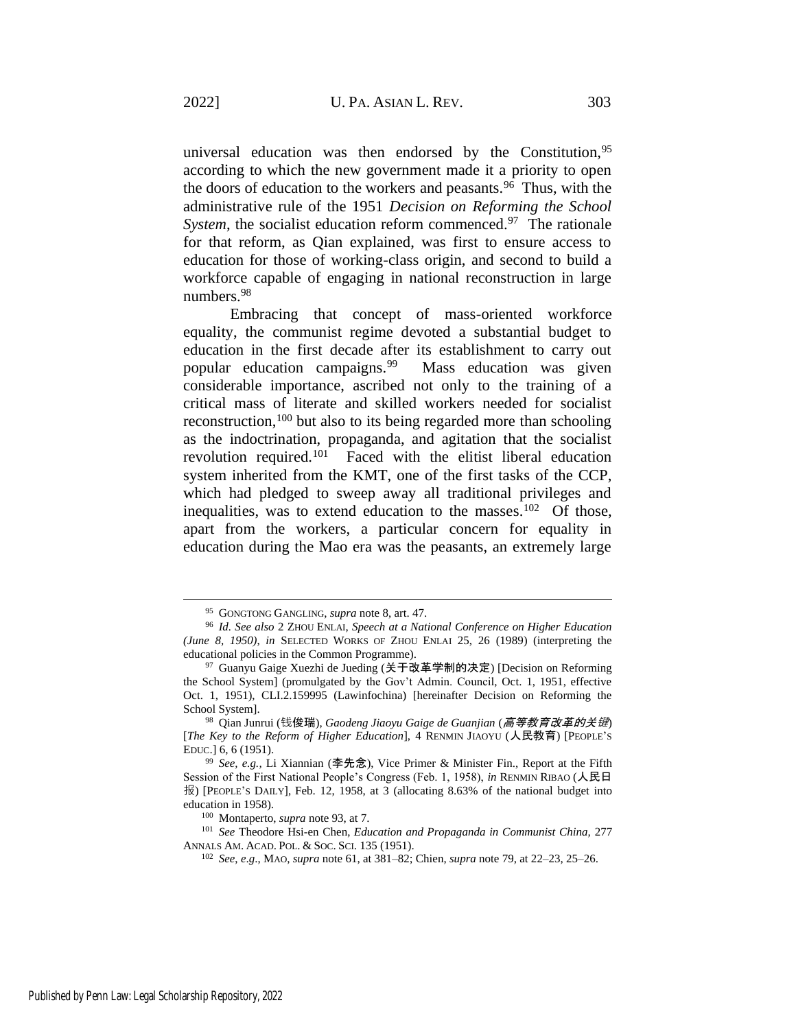universal education was then endorsed by the Constitution,[95] according to which the new government made it a priority to open the doors of education to the workers and peasants.[96] Thus, with the administrative rule of the 1951 *Decision on Reforming the School System*, the socialist education reform commenced.[97] The rationale for that reform, as Qian explained, was first to ensure access to education for those of working-class origin, and second to build a workforce capable of engaging in national reconstruction in large numbers.[98]

Embracing that concept of mass-oriented workforce equality, the communist regime devoted a substantial budget to education in the first decade after its establishment to carry out popular education campaigns.[99] Mass education was given considerable importance, ascribed not only to the training of a critical mass of literate and skilled workers needed for socialist reconstruction,[100] but also to its being regarded more than schooling as the indoctrination, propaganda, and agitation that the socialist revolution required.[101] Faced with the elitist liberal education system inherited from the KMT, one of the first tasks of the CCP, which had pledged to sweep away all traditional privileges and inequalities, was to extend education to the masses.[102] Of those, apart from the workers, a particular concern for equality in education during the Mao era was the peasants, an extremely large

---

[95] GONGTONG GANGLING, *supra* note 8, art. 47.

[96] *Id. See also* 2 ZHOU ENLAI, *Speech at a National Conference on Higher Education (June 8, 1950)*, *in* SELECTED WORKS OF ZHOU ENLAI 25, 26 (1989) (interpreting the educational policies in the Common Programme).

[97] Guanyu Gaige Xuezhi de Jueding (关于改革学制的决定) [Decision on Reforming the School System] (promulgated by the Gov't Admin. Council, Oct. 1, 1951, effective Oct. 1, 1951), CLI.2.159995 (Lawinfochina) [hereinafter Decision on Reforming the School System].

[98] Qian Junrui (钱俊瑞), *Gaodeng Jiaoyu Gaige de Guanjian* (*高等教育改革的关键*) [*The Key to the Reform of Higher Education*], 4 RENMIN JIAOYU (人民教育) [PEOPLE'S EDUC.] 6, 6 (1951).

[99] *See, e.g.*, Li Xiannian (李先念), Vice Primer & Minister Fin., Report at the Fifth Session of the First National People's Congress (Feb. 1, 1958), *in* RENMIN RIBAO (人民日报) [PEOPLE'S DAILY], Feb. 12, 1958, at 3 (allocating 8.63% of the national budget into education in 1958).

[100] Montaperto, *supra* note 93, at 7.

[101] *See* Theodore Hsi-en Chen, *Education and Propaganda in Communist China*, 277 ANNALS AM. ACAD. POL. & SOC. SCI. 135 (1951).

[102] *See, e.g.*, MAO, *supra* note 61, at 381–82; Chien, *supra* note 79, at 22–23, 25–26.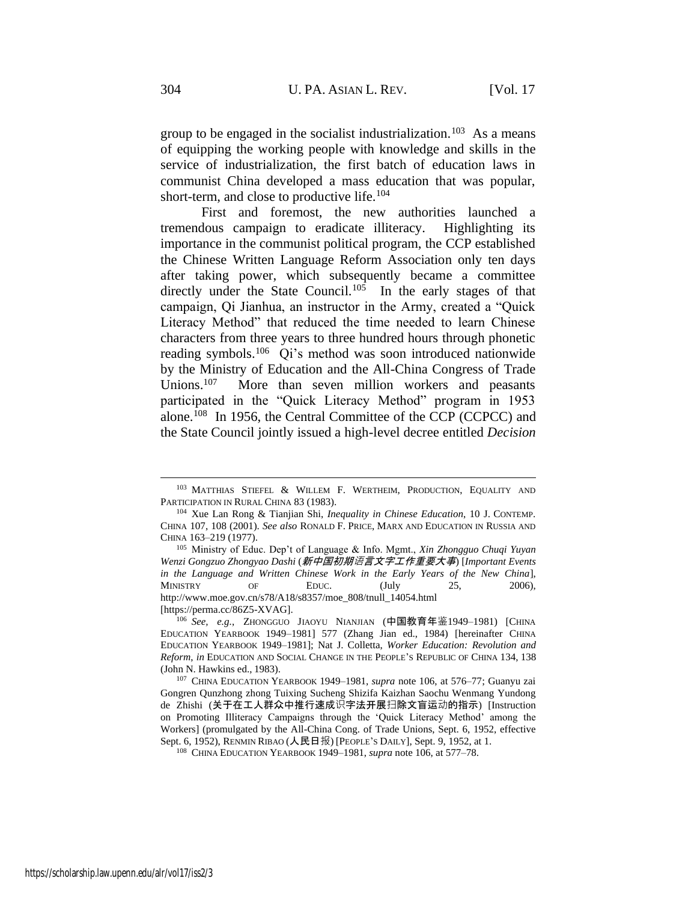group to be engaged in the socialist industrialization.[103] As a means of equipping the working people with knowledge and skills in the service of industrialization, the first batch of education laws in communist China developed a mass education that was popular, short-term, and close to productive life.[104]

First and foremost, the new authorities launched a tremendous campaign to eradicate illiteracy. Highlighting its importance in the communist political program, the CCP established the Chinese Written Language Reform Association only ten days after taking power, which subsequently became a committee directly under the State Council.[105] In the early stages of that campaign, Qi Jianhua, an instructor in the Army, created a "Quick Literacy Method" that reduced the time needed to learn Chinese characters from three years to three hundred hours through phonetic reading symbols.[106] Qi's method was soon introduced nationwide by the Ministry of Education and the All-China Congress of Trade Unions.[107] More than seven million workers and peasants participated in the "Quick Literacy Method" program in 1953 alone.[108] In 1956, the Central Committee of the CCP (CCPCC) and the State Council jointly issued a high-level decree entitled *Decision*

---

[103] MATTHIAS STIEFEL & WILLEM F. WERTHEIM, PRODUCTION, EQUALITY AND PARTICIPATION IN RURAL CHINA 83 (1983).

[104] Xue Lan Rong & Tianjian Shi, *Inequality in Chinese Education*, 10 J. CONTEMP. CHINA 107, 108 (2001). *See also* RONALD F. PRICE, MARX AND EDUCATION IN RUSSIA AND CHINA 163–219 (1977).

[105] Ministry of Educ. Dep't of Language & Info. Mgmt., *Xin Zhongguo Chuqi Yuyan Wenzi Gongzuo Zhongyao Dashi* (*新中国初期语言文字工作重要大事*) [*Important Events in the Language and Written Chinese Work in the Early Years of the New China*], MINISTRY OF EDUC. (July 25, 2006), http://www.moe.gov.cn/s78/A18/s8357/moe_808/tnull_14054.html [https://perma.cc/86Z5-XVAG].

[106] *See, e.g.*, ZHONGGUO JIAOYU NIANJIAN (中国教育年鉴1949–1981) [CHINA EDUCATION YEARBOOK 1949–1981] 577 (Zhang Jian ed., 1984) [hereinafter CHINA EDUCATION YEARBOOK 1949–1981]; Nat J. Colletta, *Worker Education: Revolution and Reform*, *in* EDUCATION AND SOCIAL CHANGE IN THE PEOPLE'S REPUBLIC OF CHINA 134, 138 (John N. Hawkins ed., 1983).

[107] CHINA EDUCATION YEARBOOK 1949–1981, *supra* note 106, at 576–77; Guanyu zai Gongren Qunzhong zhong Tuixing Sucheng Shizifa Kaizhan Saochu Wenmang Yundong de Zhishi (关于在工人群众中推行速成识字法开展扫除文盲运动的指示) [Instruction on Promoting Illiteracy Campaigns through the 'Quick Literacy Method' among the Workers] (promulgated by the All-China Cong. of Trade Unions, Sept. 6, 1952, effective Sept. 6, 1952), RENMIN RIBAO (人民日报) [PEOPLE'S DAILY], Sept. 9, 1952, at 1.

[108] CHINA EDUCATION YEARBOOK 1949–1981, *supra* note 106, at 577–78.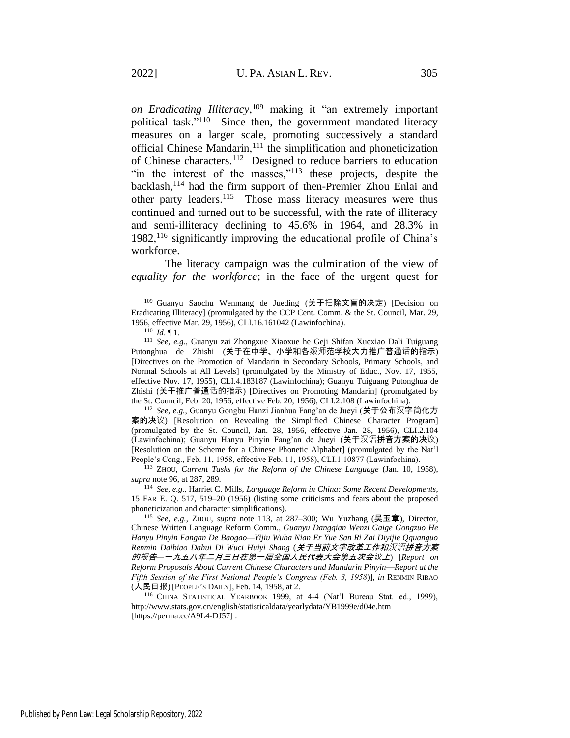*on Eradicating Illiteracy*,[109] making it "an extremely important political task."[110] Since then, the government mandated literacy measures on a larger scale, promoting successively a standard official Chinese Mandarin,[111] the simplification and phoneticization of Chinese characters.[112] Designed to reduce barriers to education "in the interest of the masses,"[113] these projects, despite the backlash,[114] had the firm support of then-Premier Zhou Enlai and other party leaders.[115] Those mass literacy measures were thus continued and turned out to be successful, with the rate of illiteracy and semi-illiteracy declining to 45.6% in 1964, and 28.3% in 1982,[116] significantly improving the educational profile of China's workforce.

The literacy campaign was the culmination of the view of *equality for the workforce*; in the face of the urgent quest for

---

[109] Guanyu Saochu Wenmang de Jueding (关于扫除文盲的决定) [Decision on Eradicating Illiteracy] (promulgated by the CCP Cent. Comm. & the St. Council, Mar. 29, 1956, effective Mar. 29, 1956), CLI.16.161042 (Lawinfochina).

[110] *Id*. ¶ 1.

[111] *See, e.g.*, Guanyu zai Zhongxue Xiaoxue he Geji Shifan Xuexiao Dali Tuiguang Putonghua de Zhishi (关于在中学、小学和各级师范学校大力推广普通话的指示) [Directives on the Promotion of Mandarin in Secondary Schools, Primary Schools, and Normal Schools at All Levels] (promulgated by the Ministry of Educ., Nov. 17, 1955, effective Nov. 17, 1955), CLI.4.183187 (Lawinfochina); Guanyu Tuiguang Putonghua de Zhishi (关于推广普通话的指示) [Directives on Promoting Mandarin] (promulgated by the St. Council, Feb. 20, 1956, effective Feb. 20, 1956), CLI.2.108 (Lawinfochina).

[112] *See, e.g.*, Guanyu Gongbu Hanzi Jianhua Fang'an de Jueyi (关于公布汉字简化方案的决议) [Resolution on Revealing the Simplified Chinese Character Program] (promulgated by the St. Council, Jan. 28, 1956, effective Jan. 28, 1956), CLI.2.104 (Lawinfochina); Guanyu Hanyu Pinyin Fang'an de Jueyi (关于汉语拼音方案的决议) [Resolution on the Scheme for a Chinese Phonetic Alphabet] (promulgated by the Nat'l People's Cong., Feb. 11, 1958, effective Feb. 11, 1958), CLI.1.10877 (Lawinfochina).

[113] ZHOU, *Current Tasks for the Reform of the Chinese Language* (Jan. 10, 1958), *supra* note 96, at 287, 289.

[114] *See, e.g.*, Harriet C. Mills, *Language Reform in China: Some Recent Developments*, 15 FAR E. Q. 517, 519–20 (1956) (listing some criticisms and fears about the proposed phoneticization and character simplifications).

[115] *See, e.g.*, ZHOU, *supra* note 113, at 287–300; Wu Yuzhang (吴玉章), Director, Chinese Written Language Reform Comm., *Guanyu Dangqian Wenzi Gaige Gongzuo He Hanyu Pinyin Fangan De Baogao—Yijiu Wuba Nian Er Yue San Ri Zai Diyijie Qquanguo Renmin Daibiao Dahui Di Wuci Huiyi Shang* (*关于当前文字改革工作和汉语拼音方案的报告—一九五八年二月三日在第一届全国人民代表大会第五次会议上*) [*Report on Reform Proposals About Current Chinese Characters and Mandarin Pinyin—Report at the Fifth Session of the First National People's Congress (Feb. 3, 1958)*], *in* RENMIN RIBAO (人民日报) [PEOPLE'S DAILY], Feb. 14, 1958, at 2.

[116] CHINA STATISTICAL YEARBOOK 1999, at 4-4 (Nat'l Bureau Stat. ed., 1999), http://www.stats.gov.cn/english/statisticaldata/yearlydata/YB1999e/d04e.htm [https://perma.cc/A9L4-DJ57] .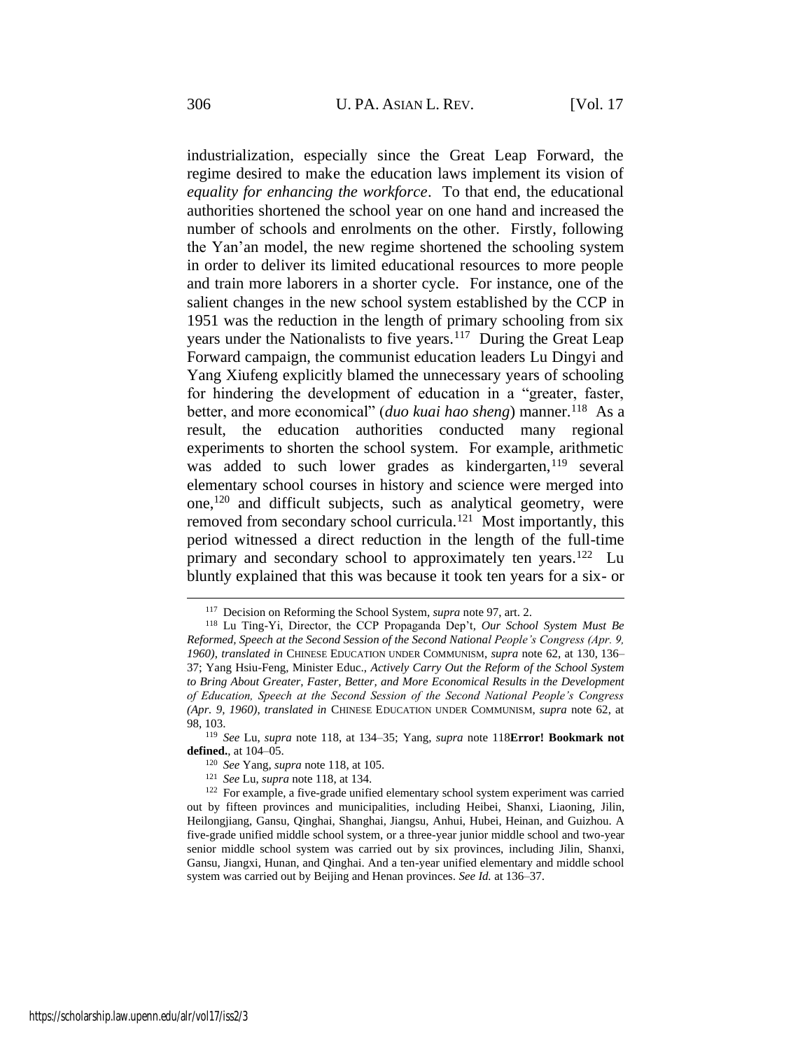industrialization, especially since the Great Leap Forward, the regime desired to make the education laws implement its vision of *equality for enhancing the workforce*. To that end, the educational authorities shortened the school year on one hand and increased the number of schools and enrolments on the other. Firstly, following the Yan'an model, the new regime shortened the schooling system in order to deliver its limited educational resources to more people and train more laborers in a shorter cycle. For instance, one of the salient changes in the new school system established by the CCP in 1951 was the reduction in the length of primary schooling from six years under the Nationalists to five years.[117] During the Great Leap Forward campaign, the communist education leaders Lu Dingyi and Yang Xiufeng explicitly blamed the unnecessary years of schooling for hindering the development of education in a "greater, faster, better, and more economical" (*duo kuai hao sheng*) manner.[118] As a result, the education authorities conducted many regional experiments to shorten the school system. For example, arithmetic was added to such lower grades as kindergarten,[119] several elementary school courses in history and science were merged into one,[120] and difficult subjects, such as analytical geometry, were removed from secondary school curricula.[121] Most importantly, this period witnessed a direct reduction in the length of the full-time primary and secondary school to approximately ten years.[122] Lu bluntly explained that this was because it took ten years for a six- or

---

[117] Decision on Reforming the School System, *supra* note 97, art. 2.

[118] Lu Ting-Yi, Director, the CCP Propaganda Dep't, *Our School System Must Be Reformed, Speech at the Second Session of the Second National People's Congress (Apr. 9, 1960)*, *translated in* CHINESE EDUCATION UNDER COMMUNISM, *supra* note 62, at 130, 136–37; Yang Hsiu-Feng, Minister Educ., *Actively Carry Out the Reform of the School System to Bring About Greater, Faster, Better, and More Economical Results in the Development of Education, Speech at the Second Session of the Second National People's Congress (Apr. 9, 1960)*, *translated in* CHINESE EDUCATION UNDER COMMUNISM, *supra* note 62, at 98, 103.

[119] *See* Lu, *supra* note 118, at 134–35; Yang, *supra* note 118**Error! Bookmark not defined.**, at 104–05.

[120] *See* Yang, *supra* note 118, at 105.

[121] *See* Lu, *supra* note 118, at 134.

[122] For example, a five-grade unified elementary school system experiment was carried out by fifteen provinces and municipalities, including Heibei, Shanxi, Liaoning, Jilin, Heilongjiang, Gansu, Qinghai, Shanghai, Jiangsu, Anhui, Hubei, Heinan, and Guizhou. A five-grade unified middle school system, or a three-year junior middle school and two-year senior middle school system was carried out by six provinces, including Jilin, Shanxi, Gansu, Jiangxi, Hunan, and Qinghai. And a ten-year unified elementary and middle school system was carried out by Beijing and Henan provinces. *See Id.* at 136–37.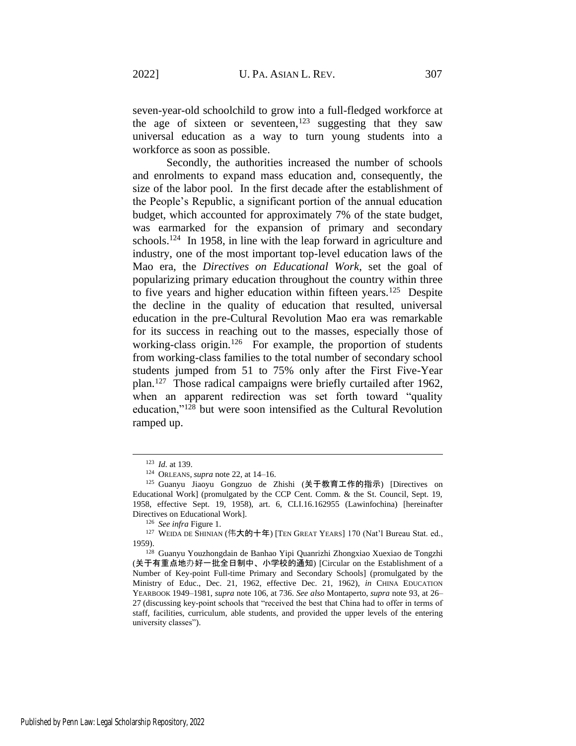seven-year-old schoolchild to grow into a full-fledged workforce at the age of sixteen or seventeen,[123] suggesting that they saw universal education as a way to turn young students into a workforce as soon as possible.

Secondly, the authorities increased the number of schools and enrolments to expand mass education and, consequently, the size of the labor pool. In the first decade after the establishment of the People's Republic, a significant portion of the annual education budget, which accounted for approximately 7% of the state budget, was earmarked for the expansion of primary and secondary schools.[124] In 1958, in line with the leap forward in agriculture and industry, one of the most important top-level education laws of the Mao era, the *Directives on Educational Work*, set the goal of popularizing primary education throughout the country within three to five years and higher education within fifteen years.[125] Despite the decline in the quality of education that resulted, universal education in the pre-Cultural Revolution Mao era was remarkable for its success in reaching out to the masses, especially those of working-class origin.[126] For example, the proportion of students from working-class families to the total number of secondary school students jumped from 51 to 75% only after the First Five-Year plan.[127] Those radical campaigns were briefly curtailed after 1962, when an apparent redirection was set forth toward "quality education,"[128] but were soon intensified as the Cultural Revolution ramped up.

---

[123] *Id.* at 139.

[124] ORLEANS, *supra* note 22, at 14–16.

[125] Guanyu Jiaoyu Gongzuo de Zhishi (关于教育工作的指示) [Directives on Educational Work] (promulgated by the CCP Cent. Comm. & the St. Council, Sept. 19, 1958, effective Sept. 19, 1958), art. 6, CLI.16.162955 (Lawinfochina) [hereinafter Directives on Educational Work].

[126] *See infra* Figure 1.

[127] WEIDA DE SHINIAN (伟大的十年) [TEN GREAT YEARS] 170 (Nat'l Bureau Stat. ed., 1959).

[128] Guanyu Youzhongdain de Banhao Yipi Quanrizhi Zhongxiao Xuexiao de Tongzhi (关于有重点地办好一批全日制中、小学校的通知) [Circular on the Establishment of a Number of Key-point Full-time Primary and Secondary Schools] (promulgated by the Ministry of Educ., Dec. 21, 1962, effective Dec. 21, 1962), *in* CHINA EDUCATION YEARBOOK 1949–1981, *supra* note 106, at 736. *See also* Montaperto, *supra* note 93, at 26–27 (discussing key-point schools that "received the best that China had to offer in terms of staff, facilities, curriculum, able students, and provided the upper levels of the entering university classes").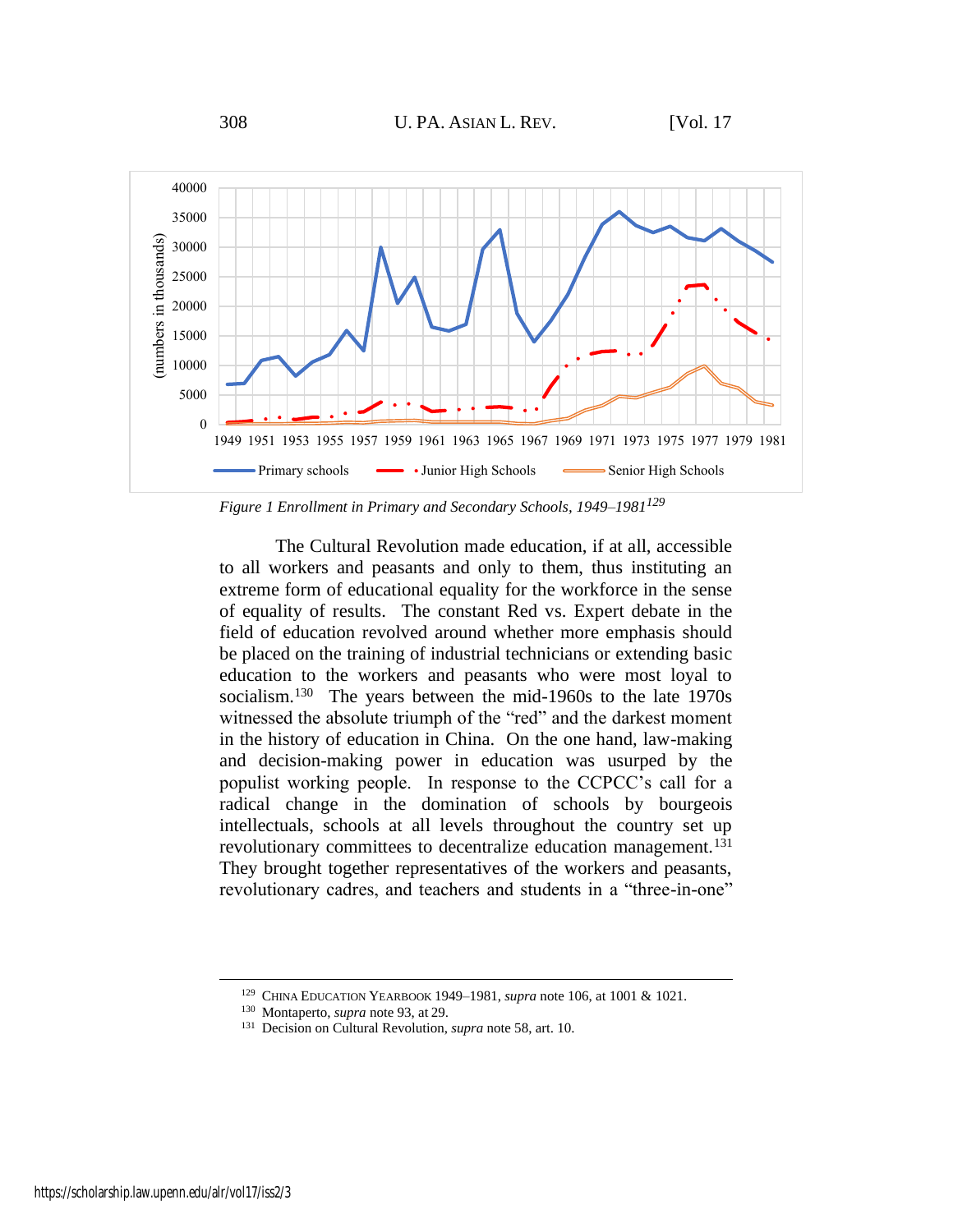*Figure 1 Enrollment in Primary and Secondary Schools, 1949–1981*[129]

The Cultural Revolution made education, if at all, accessible to all workers and peasants and only to them, thus instituting an extreme form of educational equality for the workforce in the sense of equality of results. The constant Red vs. Expert debate in the field of education revolved around whether more emphasis should be placed on the training of industrial technicians or extending basic education to the workers and peasants who were most loyal to socialism.[130] The years between the mid-1960s to the late 1970s witnessed the absolute triumph of the "red" and the darkest moment in the history of education in China. On the one hand, law-making and decision-making power in education was usurped by the populist working people. In response to the CCPCC's call for a radical change in the domination of schools by bourgeois intellectuals, schools at all levels throughout the country set up revolutionary committees to decentralize education management.[131] They brought together representatives of the workers and peasants, revolutionary cadres, and teachers and students in a "three-in-one"

---

[129] CHINA EDUCATION YEARBOOK 1949–1981, *supra* note 106, at 1001 & 1021.

[130] Montaperto, *supra* note 93, at 29.

[131] Decision on Cultural Revolution, *supra* note 58, art. 10.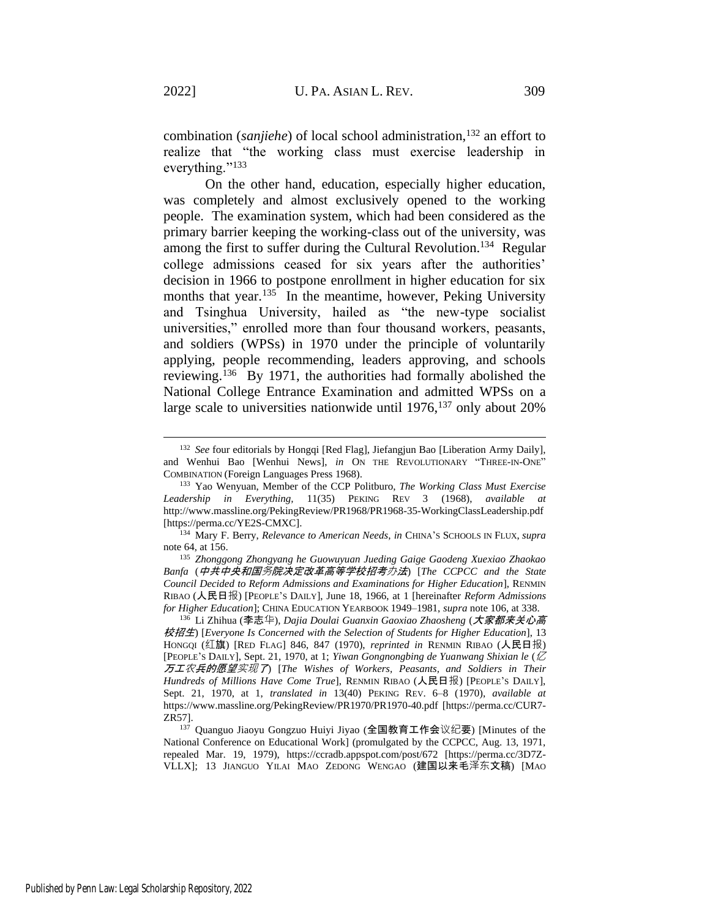combination (*sanjiehe*) of local school administration,[132] an effort to realize that "the working class must exercise leadership in everything."[133]

On the other hand, education, especially higher education, was completely and almost exclusively opened to the working people. The examination system, which had been considered as the primary barrier keeping the working-class out of the university, was among the first to suffer during the Cultural Revolution.[134] Regular college admissions ceased for six years after the authorities' decision in 1966 to postpone enrollment in higher education for six months that year.[135] In the meantime, however, Peking University and Tsinghua University, hailed as "the new-type socialist universities," enrolled more than four thousand workers, peasants, and soldiers (WPSs) in 1970 under the principle of voluntarily applying, people recommending, leaders approving, and schools reviewing.[136] By 1971, the authorities had formally abolished the National College Entrance Examination and admitted WPSs on a large scale to universities nationwide until 1976,[137] only about 20%

---

[132] *See* four editorials by Hongqi [Red Flag], Jiefangjun Bao [Liberation Army Daily], and Wenhui Bao [Wenhui News], *in* ON THE REVOLUTIONARY "THREE-IN-ONE" COMBINATION (Foreign Languages Press 1968).

[133] Yao Wenyuan, Member of the CCP Politburo, *The Working Class Must Exercise Leadership in Everything*, 11(35) PEKING REV 3 (1968), *available at* http://www.massline.org/PekingReview/PR1968/PR1968-35-WorkingClassLeadership.pdf [https://perma.cc/YE2S-CMXC].

[134] Mary F. Berry, *Relevance to American Needs*, *in* CHINA'S SCHOOLS IN FLUX, *supra* note 64, at 156.

[135] *Zhonggong Zhongyang he Guowuyuan Jueding Gaige Gaodeng Xuexiao Zhaokao Banfa* (*中共中央和国务院决定改革高等学校招考办法*) [*The CCPCC and the State Council Decided to Reform Admissions and Examinations for Higher Education*], RENMIN RIBAO (人民日报) [PEOPLE'S DAILY], June 18, 1966, at 1 [hereinafter *Reform Admissions for Higher Education*]; CHINA EDUCATION YEARBOOK 1949–1981, *supra* note 106, at 338.

[136] Li Zhihua (李志华), *Dajia Doulai Guanxin Gaoxiao Zhaosheng* (*大家都来关心高校招生*) [*Everyone Is Concerned with the Selection of Students for Higher Education*], 13 HONGQI (红旗) [RED FLAG] 846, 847 (1970), *reprinted in* RENMIN RIBAO (人民日报) [PEOPLE'S DAILY], Sept. 21, 1970, at 1; *Yiwan Gongnongbing de Yuanwang Shixian le* (*亿万工农兵的愿望实现了*) [*The Wishes of Workers, Peasants, and Soldiers in Their Hundreds of Millions Have Come True*], RENMIN RIBAO (人民日报) [PEOPLE'S DAILY], Sept. 21, 1970, at 1, *translated in* 13(40) PEKING REV. 6–8 (1970), *available at* https://www.massline.org/PekingReview/PR1970/PR1970-40.pdf [https://perma.cc/CUR7-ZR57].

[137] Quanguo Jiaoyu Gongzuo Huiyi Jiyao (全国教育工作会议纪要) [Minutes of the National Conference on Educational Work] (promulgated by the CCPCC, Aug. 13, 1971, repealed Mar. 19, 1979), https://ccradb.appspot.com/post/672 [https://perma.cc/3D7Z-VLLX]; 13 JIANGUO YILAI MAO ZEDONG WENGAO (建国以来毛泽东文稿) [MAO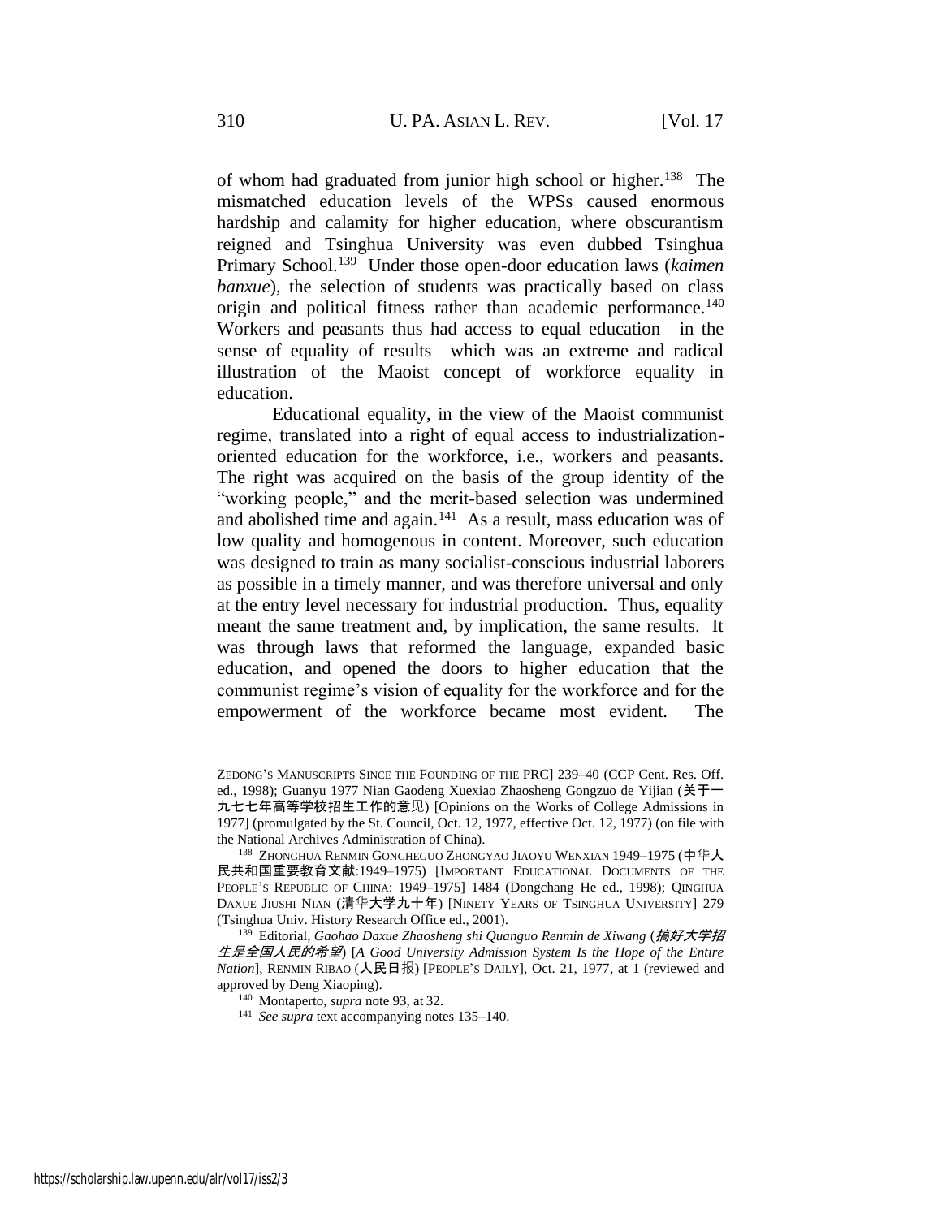of whom had graduated from junior high school or higher.[138] The mismatched education levels of the WPSs caused enormous hardship and calamity for higher education, where obscurantism reigned and Tsinghua University was even dubbed Tsinghua Primary School.[139] Under those open-door education laws (*kaimen banxue*), the selection of students was practically based on class origin and political fitness rather than academic performance.[140] Workers and peasants thus had access to equal education—in the sense of equality of results—which was an extreme and radical illustration of the Maoist concept of workforce equality in education.

Educational equality, in the view of the Maoist communist regime, translated into a right of equal access to industrialization-oriented education for the workforce, i.e., workers and peasants. The right was acquired on the basis of the group identity of the "working people," and the merit-based selection was undermined and abolished time and again.[141] As a result, mass education was of low quality and homogenous in content. Moreover, such education was designed to train as many socialist-conscious industrial laborers as possible in a timely manner, and was therefore universal and only at the entry level necessary for industrial production. Thus, equality meant the same treatment and, by implication, the same results. It was through laws that reformed the language, expanded basic education, and opened the doors to higher education that the communist regime's vision of equality for the workforce and for the empowerment of the workforce became most evident. The

---

ZEDONG'S MANUSCRIPTS SINCE THE FOUNDING OF THE PRC] 239–40 (CCP Cent. Res. Off. ed., 1998); Guanyu 1977 Nian Gaodeng Xuexiao Zhaosheng Gongzuo de Yijian (关于一九七七年高等学校招生工作的意见) [Opinions on the Works of College Admissions in 1977] (promulgated by the St. Council, Oct. 12, 1977, effective Oct. 12, 1977) (on file with the National Archives Administration of China).

[138] ZHONGHUA RENMIN GONGHEGUO ZHONGYAO JIAOYU WENXIAN 1949–1975 (中华人民共和国重要教育文献:1949–1975) [IMPORTANT EDUCATIONAL DOCUMENTS OF THE PEOPLE'S REPUBLIC OF CHINA: 1949–1975] 1484 (Dongchang He ed., 1998); QINGHUA DAXUE JIUSHI NIAN (清华大学九十年) [NINETY YEARS OF TSINGHUA UNIVERSITY] 279 (Tsinghua Univ. History Research Office ed., 2001).

[139] Editorial, *Gaohao Daxue Zhaosheng shi Quanguo Renmin de Xiwang* (*搞好大学招生是全国人民的希望*) [*A Good University Admission System Is the Hope of the Entire Nation*], RENMIN RIBAO (人民日报) [PEOPLE'S DAILY], Oct. 21, 1977, at 1 (reviewed and approved by Deng Xiaoping).

[140] Montaperto, *supra* note 93, at 32.

[141] *See supra* text accompanying notes 135–140.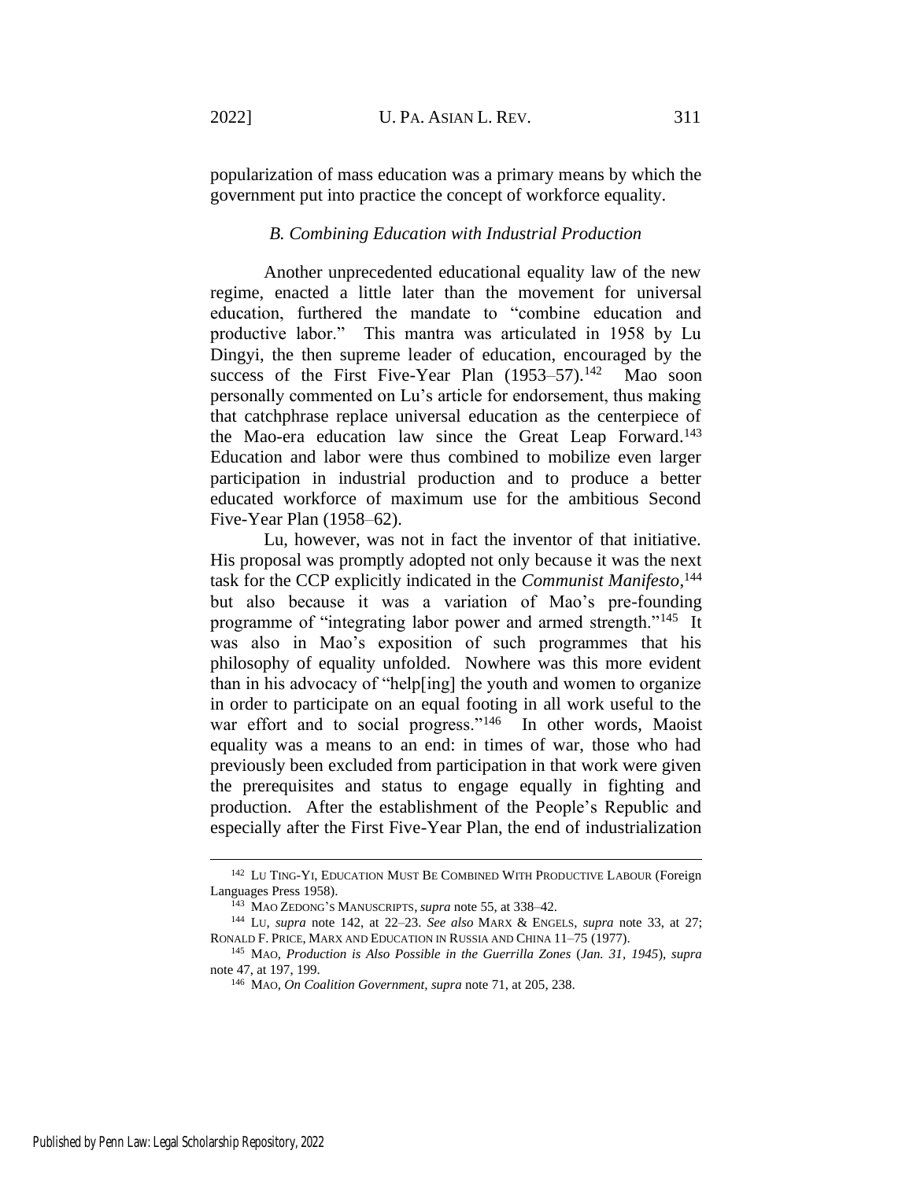popularization of mass education was a primary means by which the government put into practice the concept of workforce equality.

### *B. Combining Education with Industrial Production*

Another unprecedented educational equality law of the new regime, enacted a little later than the movement for universal education, furthered the mandate to "combine education and productive labor." This mantra was articulated in 1958 by Lu Dingyi, the then supreme leader of education, encouraged by the success of the First Five-Year Plan (1953–57).[142] Mao soon personally commented on Lu's article for endorsement, thus making that catchphrase replace universal education as the centerpiece of the Mao-era education law since the Great Leap Forward.[143] Education and labor were thus combined to mobilize even larger participation in industrial production and to produce a better educated workforce of maximum use for the ambitious Second Five-Year Plan (1958–62).

Lu, however, was not in fact the inventor of that initiative. His proposal was promptly adopted not only because it was the next task for the CCP explicitly indicated in the *Communist Manifesto*,[144] but also because it was a variation of Mao's pre-founding programme of "integrating labor power and armed strength."[145] It was also in Mao's exposition of such programmes that his philosophy of equality unfolded. Nowhere was this more evident than in his advocacy of "help[ing] the youth and women to organize in order to participate on an equal footing in all work useful to the war effort and to social progress."[146] In other words, Maoist equality was a means to an end: in times of war, those who had previously been excluded from participation in that work were given the prerequisites and status to engage equally in fighting and production. After the establishment of the People's Republic and especially after the First Five-Year Plan, the end of industrialization

---

[142] LU TING-YI, EDUCATION MUST BE COMBINED WITH PRODUCTIVE LABOUR (Foreign Languages Press 1958).

[143] MAO ZEDONG'S MANUSCRIPTS, *supra* note 55, at 338–42.

[144] LU, *supra* note 142, at 22–23. *See also* MARX & ENGELS, *supra* note 33, at 27; RONALD F. PRICE, MARX AND EDUCATION IN RUSSIA AND CHINA 11–75 (1977).

[145] MAO, *Production is Also Possible in the Guerrilla Zones* (*Jan. 31, 1945*), *supra* note 47, at 197, 199.

[146] MAO, *On Coalition Government*, *supra* note 71, at 205, 238.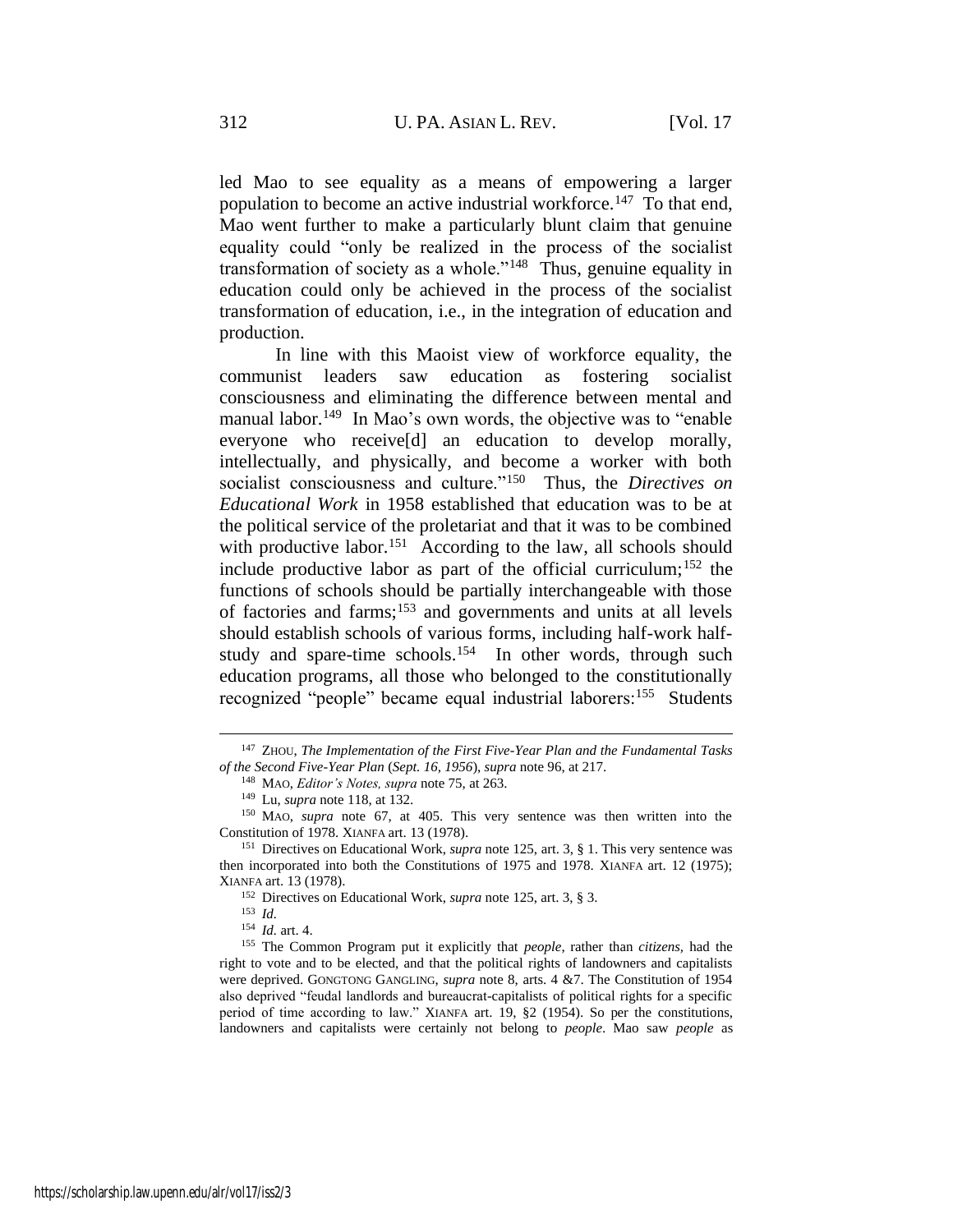led Mao to see equality as a means of empowering a larger population to become an active industrial workforce.[147] To that end, Mao went further to make a particularly blunt claim that genuine equality could "only be realized in the process of the socialist transformation of society as a whole."[148] Thus, genuine equality in education could only be achieved in the process of the socialist transformation of education, i.e., in the integration of education and production.

In line with this Maoist view of workforce equality, the communist leaders saw education as fostering socialist consciousness and eliminating the difference between mental and manual labor.[149] In Mao's own words, the objective was to "enable everyone who receive[d] an education to develop morally, intellectually, and physically, and become a worker with both socialist consciousness and culture."[150] Thus, the *Directives on Educational Work* in 1958 established that education was to be at the political service of the proletariat and that it was to be combined with productive labor.[151] According to the law, all schools should include productive labor as part of the official curriculum;[152] the functions of schools should be partially interchangeable with those of factories and farms;[153] and governments and units at all levels should establish schools of various forms, including half-work half-study and spare-time schools.[154] In other words, through such education programs, all those who belonged to the constitutionally recognized "people" became equal industrial laborers:[155] Students

---

[147] ZHOU, *The Implementation of the First Five-Year Plan and the Fundamental Tasks of the Second Five-Year Plan* (*Sept. 16, 1956*), *supra* note 96, at 217.

[148] MAO, *Editor's Notes, supra* note 75, at 263.

[149] Lu, *supra* note 118, at 132.

[150] MAO, *supra* note 67, at 405. This very sentence was then written into the Constitution of 1978. XIANFA art. 13 (1978).

[151] Directives on Educational Work, *supra* note 125, art. 3, § 1. This very sentence was then incorporated into both the Constitutions of 1975 and 1978. XIANFA art. 12 (1975); XIANFA art. 13 (1978).

[152] Directives on Educational Work, *supra* note 125, art. 3, § 3.

[153] *Id.*

[154] *Id.* art. 4.

[155] The Common Program put it explicitly that *people*, rather than *citizens*, had the right to vote and to be elected, and that the political rights of landowners and capitalists were deprived. GONGTONG GANGLING, *supra* note 8, arts. 4 &7. The Constitution of 1954 also deprived "feudal landlords and bureaucrat-capitalists of political rights for a specific period of time according to law." XIANFA art. 19, §2 (1954). So per the constitutions, landowners and capitalists were certainly not belong to *people*. Mao saw *people* as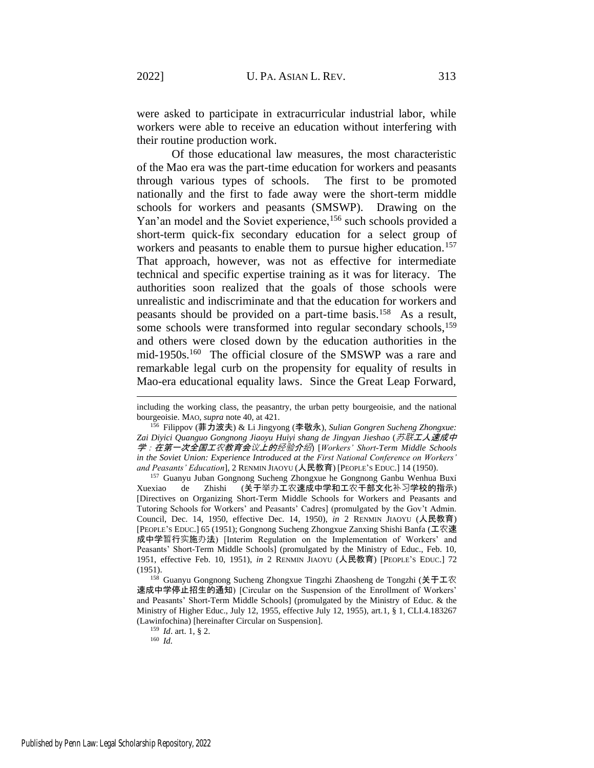were asked to participate in extracurricular industrial labor, while workers were able to receive an education without interfering with their routine production work.

Of those educational law measures, the most characteristic of the Mao era was the part-time education for workers and peasants through various types of schools. The first to be promoted nationally and the first to fade away were the short-term middle schools for workers and peasants (SMSWP). Drawing on the Yan'an model and the Soviet experience,[156] such schools provided a short-term quick-fix secondary education for a select group of workers and peasants to enable them to pursue higher education.[157] That approach, however, was not as effective for intermediate technical and specific expertise training as it was for literacy. The authorities soon realized that the goals of those schools were unrealistic and indiscriminate and that the education for workers and peasants should be provided on a part-time basis.[158] As a result, some schools were transformed into regular secondary schools,[159] and others were closed down by the education authorities in the mid-1950s.[160] The official closure of the SMSWP was a rare and remarkable legal curb on the propensity for equality of results in Mao-era educational equality laws. Since the Great Leap Forward,

---

including the working class, the peasantry, the urban petty bourgeoisie, and the national bourgeoisie. MAO, *supra* note 40, at 421.

[156] Filippov (菲力波夫) & Li Jingyong (李敬永), *Sulian Gongren Sucheng Zhongxue: Zai Diyici Quanguo Gongnong Jiaoyu Huiyi shang de Jingyan Jieshao* (*苏联工人速成中学：在第一次全国工农教育会议上的经验介绍*) [*Workers' Short-Term Middle Schools in the Soviet Union: Experience Introduced at the First National Conference on Workers' and Peasants' Education*], 2 RENMIN JIAOYU (人民教育) [PEOPLE'S EDUC.] 14 (1950).

[157] Guanyu Juban Gongnong Sucheng Zhongxue he Gongnong Ganbu Wenhua Buxi Xuexiao de Zhishi (关于举办工农速成中学和工农干部文化补习学校的指示) [Directives on Organizing Short-Term Middle Schools for Workers and Peasants and Tutoring Schools for Workers' and Peasants' Cadres] (promulgated by the Gov't Admin. Council, Dec. 14, 1950, effective Dec. 14, 1950), *in* 2 RENMIN JIAOYU (人民教育) [PEOPLE'S EDUC.] 65 (1951); Gongnong Sucheng Zhongxue Zanxing Shishi Banfa (工农速成中学暂行实施办法) [Interim Regulation on the Implementation of Workers' and Peasants' Short-Term Middle Schools] (promulgated by the Ministry of Educ., Feb. 10, 1951, effective Feb. 10, 1951), *in* 2 RENMIN JIAOYU (人民教育) [PEOPLE'S EDUC.] 72 (1951).

[158] Guanyu Gongnong Sucheng Zhongxue Tingzhi Zhaosheng de Tongzhi (关于工农速成中学停止招生的通知) [Circular on the Suspension of the Enrollment of Workers' and Peasants' Short-Term Middle Schools] (promulgated by the Ministry of Educ. & the Ministry of Higher Educ., July 12, 1955, effective July 12, 1955), art.1, § 1, CLI.4.183267 (Lawinfochina) [hereinafter Circular on Suspension].

[159] *Id*. art. 1, § 2.

[160] *Id.*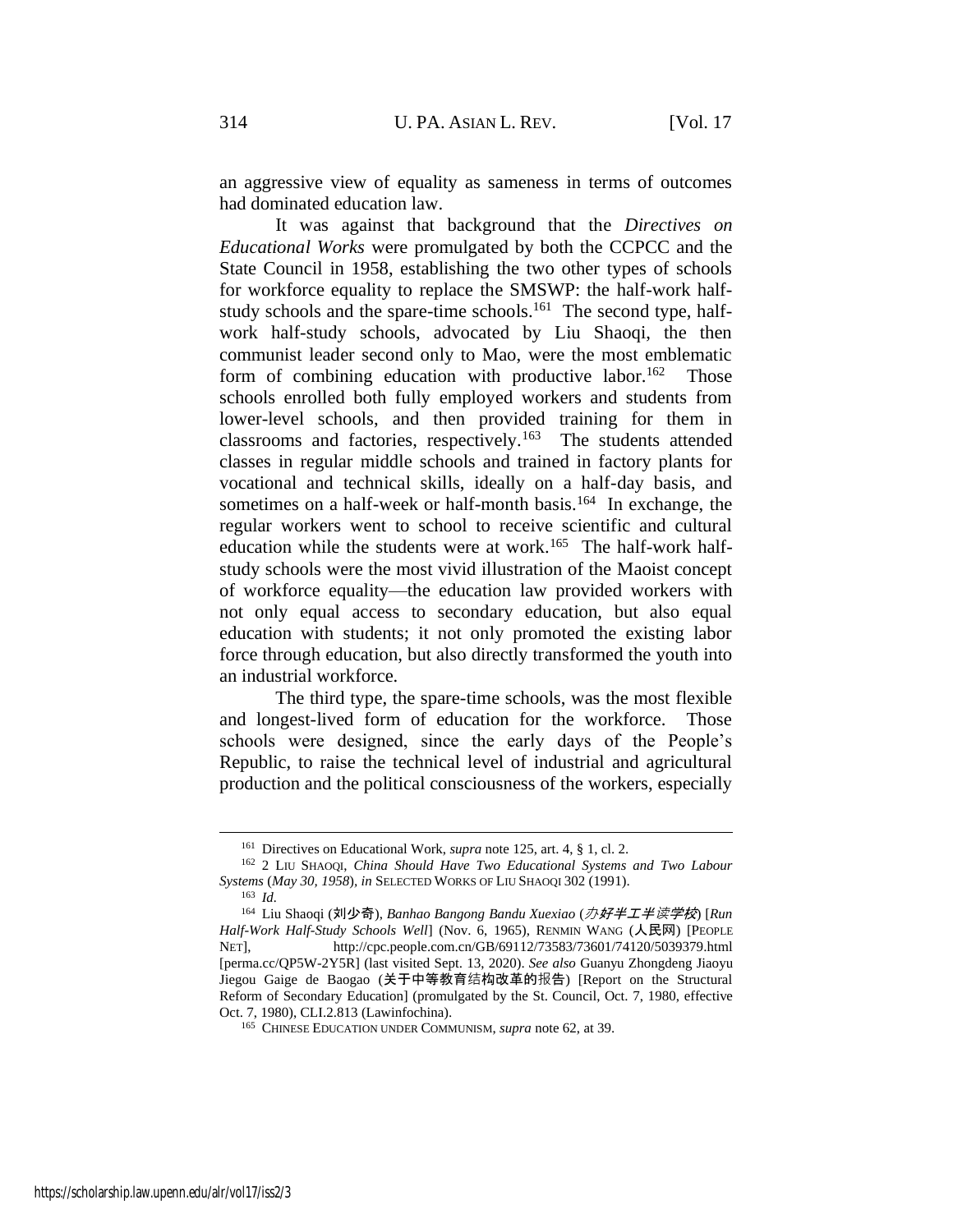an aggressive view of equality as sameness in terms of outcomes had dominated education law.

It was against that background that the *Directives on Educational Works* were promulgated by both the CCPCC and the State Council in 1958, establishing the two other types of schools for workforce equality to replace the SMSWP: the half-work half-study schools and the spare-time schools.[161] The second type, half-work half-study schools, advocated by Liu Shaoqi, the then communist leader second only to Mao, were the most emblematic form of combining education with productive labor.[162] Those schools enrolled both fully employed workers and students from lower-level schools, and then provided training for them in classrooms and factories, respectively.[163] The students attended classes in regular middle schools and trained in factory plants for vocational and technical skills, ideally on a half-day basis, and sometimes on a half-week or half-month basis.[164] In exchange, the regular workers went to school to receive scientific and cultural education while the students were at work.[165] The half-work half-study schools were the most vivid illustration of the Maoist concept of workforce equality—the education law provided workers with not only equal access to secondary education, but also equal education with students; it not only promoted the existing labor force through education, but also directly transformed the youth into an industrial workforce.

The third type, the spare-time schools, was the most flexible and longest-lived form of education for the workforce. Those schools were designed, since the early days of the People's Republic, to raise the technical level of industrial and agricultural production and the political consciousness of the workers, especially

---

[161] Directives on Educational Work, *supra* note 125, art. 4, § 1, cl. 2.

[162] 2 LIU SHAOQI, *China Should Have Two Educational Systems and Two Labour Systems* (*May 30, 1958*), *in* SELECTED WORKS OF LIU SHAOQI 302 (1991).

[163] *Id.*

[164] Liu Shaoqi (刘少奇), *Banhao Bangong Bandu Xuexiao* (*办好半工半读学校*) [*Run Half-Work Half-Study Schools Well*] (Nov. 6, 1965), RENMIN WANG (人民网) [PEOPLE NET], http://cpc.people.com.cn/GB/69112/73583/73601/74120/5039379.html [perma.cc/QP5W-2Y5R] (last visited Sept. 13, 2020). *See also* Guanyu Zhongdeng Jiaoyu Jiegou Gaige de Baogao (关于中等教育结构改革的报告) [Report on the Structural Reform of Secondary Education] (promulgated by the St. Council, Oct. 7, 1980, effective Oct. 7, 1980), CLI.2.813 (Lawinfochina).

[165] CHINESE EDUCATION UNDER COMMUNISM, *supra* note 62, at 39.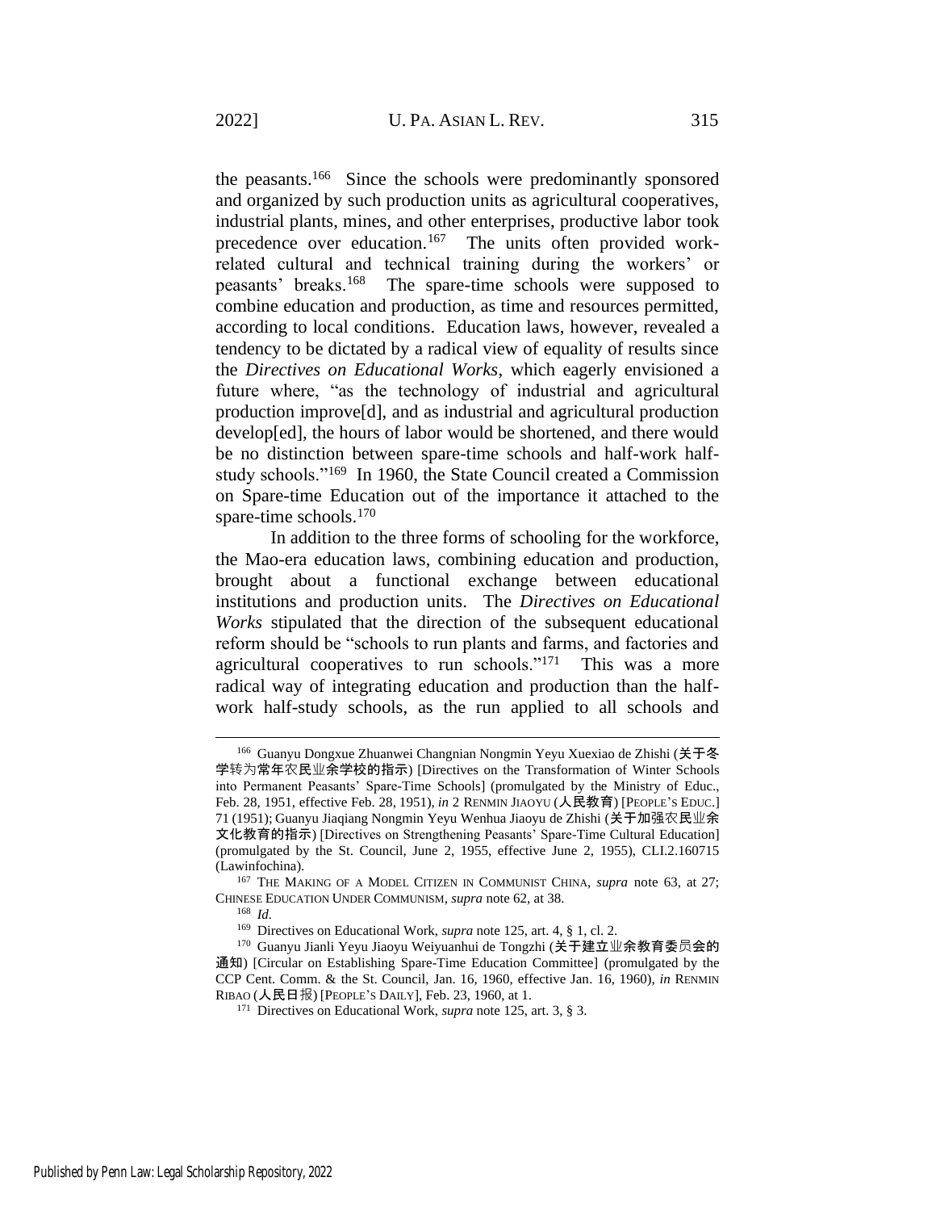the peasants.[166] Since the schools were predominantly sponsored and organized by such production units as agricultural cooperatives, industrial plants, mines, and other enterprises, productive labor took precedence over education.[167] The units often provided work-related cultural and technical training during the workers' or peasants' breaks.[168] The spare-time schools were supposed to combine education and production, as time and resources permitted, according to local conditions. Education laws, however, revealed a tendency to be dictated by a radical view of equality of results since the *Directives on Educational Works*, which eagerly envisioned a future where, "as the technology of industrial and agricultural production improve[d], and as industrial and agricultural production develop[ed], the hours of labor would be shortened, and there would be no distinction between spare-time schools and half-work half-study schools."[169] In 1960, the State Council created a Commission on Spare-time Education out of the importance it attached to the spare-time schools.[170]

In addition to the three forms of schooling for the workforce, the Mao-era education laws, combining education and production, brought about a functional exchange between educational institutions and production units. The *Directives on Educational Works* stipulated that the direction of the subsequent educational reform should be "schools to run plants and farms, and factories and agricultural cooperatives to run schools."[171] This was a more radical way of integrating education and production than the half-work half-study schools, as the run applied to all schools and

---

[166] Guanyu Dongxue Zhuanwei Changnian Nongmin Yeyu Xuexiao de Zhishi (关于冬学转为常年农民业余学校的指示) [Directives on the Transformation of Winter Schools into Permanent Peasants' Spare-Time Schools] (promulgated by the Ministry of Educ., Feb. 28, 1951, effective Feb. 28, 1951), *in* 2 RENMIN JIAOYU (人民教育) [PEOPLE'S EDUC.] 71 (1951); Guanyu Jiaqiang Nongmin Yeyu Wenhua Jiaoyu de Zhishi (关于加强农民业余文化教育的指示) [Directives on Strengthening Peasants' Spare-Time Cultural Education] (promulgated by the St. Council, June 2, 1955, effective June 2, 1955), CLI.2.160715 (Lawinfochina).

[167] THE MAKING OF A MODEL CITIZEN IN COMMUNIST CHINA, *supra* note 63, at 27; CHINESE EDUCATION UNDER COMMUNISM, *supra* note 62, at 38.

[168] *Id.*

[169] Directives on Educational Work, *supra* note 125, art. 4, § 1, cl. 2.

[170] Guanyu Jianli Yeyu Jiaoyu Weiyuanhui de Tongzhi (关于建立业余教育委员会的通知) [Circular on Establishing Spare-Time Education Committee] (promulgated by the CCP Cent. Comm. & the St. Council, Jan. 16, 1960, effective Jan. 16, 1960), *in* RENMIN RIBAO (人民日报) [PEOPLE'S DAILY], Feb. 23, 1960, at 1.

[171] Directives on Educational Work, *supra* note 125, art. 3, § 3.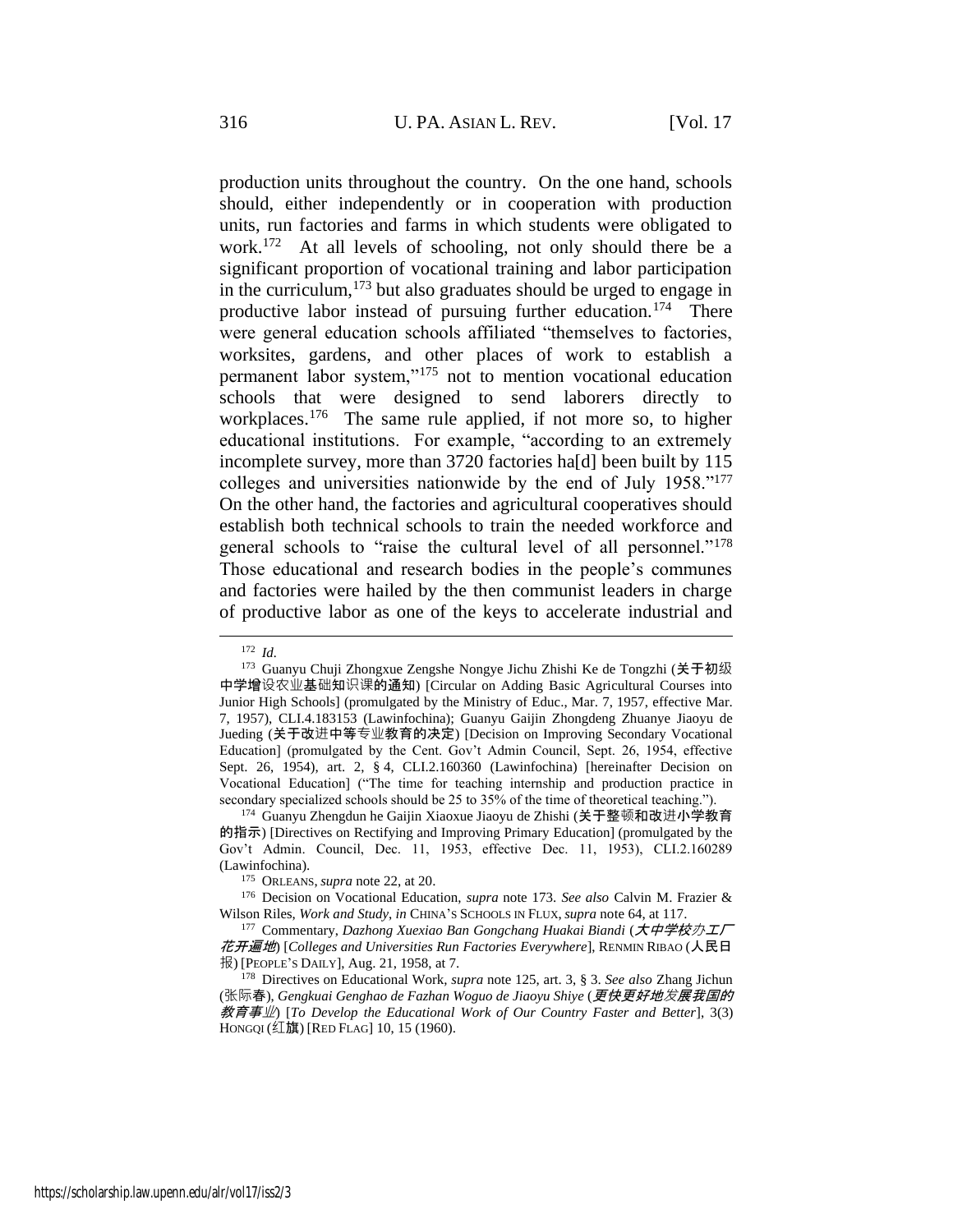production units throughout the country. On the one hand, schools should, either independently or in cooperation with production units, run factories and farms in which students were obligated to work.[172] At all levels of schooling, not only should there be a significant proportion of vocational training and labor participation in the curriculum,[173] but also graduates should be urged to engage in productive labor instead of pursuing further education.[174] There were general education schools affiliated "themselves to factories, worksites, gardens, and other places of work to establish a permanent labor system,"[175] not to mention vocational education schools that were designed to send laborers directly to workplaces.[176] The same rule applied, if not more so, to higher educational institutions. For example, "according to an extremely incomplete survey, more than 3720 factories ha[d] been built by 115 colleges and universities nationwide by the end of July 1958."[177] On the other hand, the factories and agricultural cooperatives should establish both technical schools to train the needed workforce and general schools to "raise the cultural level of all personnel."[178] Those educational and research bodies in the people's communes and factories were hailed by the then communist leaders in charge of productive labor as one of the keys to accelerate industrial and

---

[172] *Id.*

[173] Guanyu Chuji Zhongxue Zengshe Nongye Jichu Zhishi Ke de Tongzhi (关于初级中学增设农业基础知识课的通知) [Circular on Adding Basic Agricultural Courses into Junior High Schools] (promulgated by the Ministry of Educ., Mar. 7, 1957, effective Mar. 7, 1957), CLI.4.183153 (Lawinfochina); Guanyu Gaijin Zhongdeng Zhuanye Jiaoyu de Jueding (关于改进中等专业教育的决定) [Decision on Improving Secondary Vocational Education] (promulgated by the Cent. Gov't Admin Council, Sept. 26, 1954, effective Sept. 26, 1954), art. 2, § 4, CLI.2.160360 (Lawinfochina) [hereinafter Decision on Vocational Education] ("The time for teaching internship and production practice in secondary specialized schools should be 25 to 35% of the time of theoretical teaching.").

[174] Guanyu Zhengdun he Gaijin Xiaoxue Jiaoyu de Zhishi (关于整顿和改进小学教育的指示) [Directives on Rectifying and Improving Primary Education] (promulgated by the Gov't Admin. Council, Dec. 11, 1953, effective Dec. 11, 1953), CLI.2.160289 (Lawinfochina).

[175] ORLEANS, *supra* note 22, at 20.

[176] Decision on Vocational Education, *supra* note 173. *See also* Calvin M. Frazier & Wilson Riles, *Work and Study*, *in* CHINA'S SCHOOLS IN FLUX, *supra* note 64, at 117.

[177] Commentary, *Dazhong Xuexiao Ban Gongchang Huakai Biandi* (*大中学校办工厂花开遍地*) [*Colleges and Universities Run Factories Everywhere*], RENMIN RIBAO (人民日报) [PEOPLE'S DAILY], Aug. 21, 1958, at 7.

[178] Directives on Educational Work, *supra* note 125, art. 3, § 3. *See also* Zhang Jichun (张际春), *Gengkuai Genghao de Fazhan Woguo de Jiaoyu Shiye* (*更快更好地发展我国的教育事业*) [*To Develop the Educational Work of Our Country Faster and Better*], 3(3) HONGQI (红旗) [RED FLAG] 10, 15 (1960).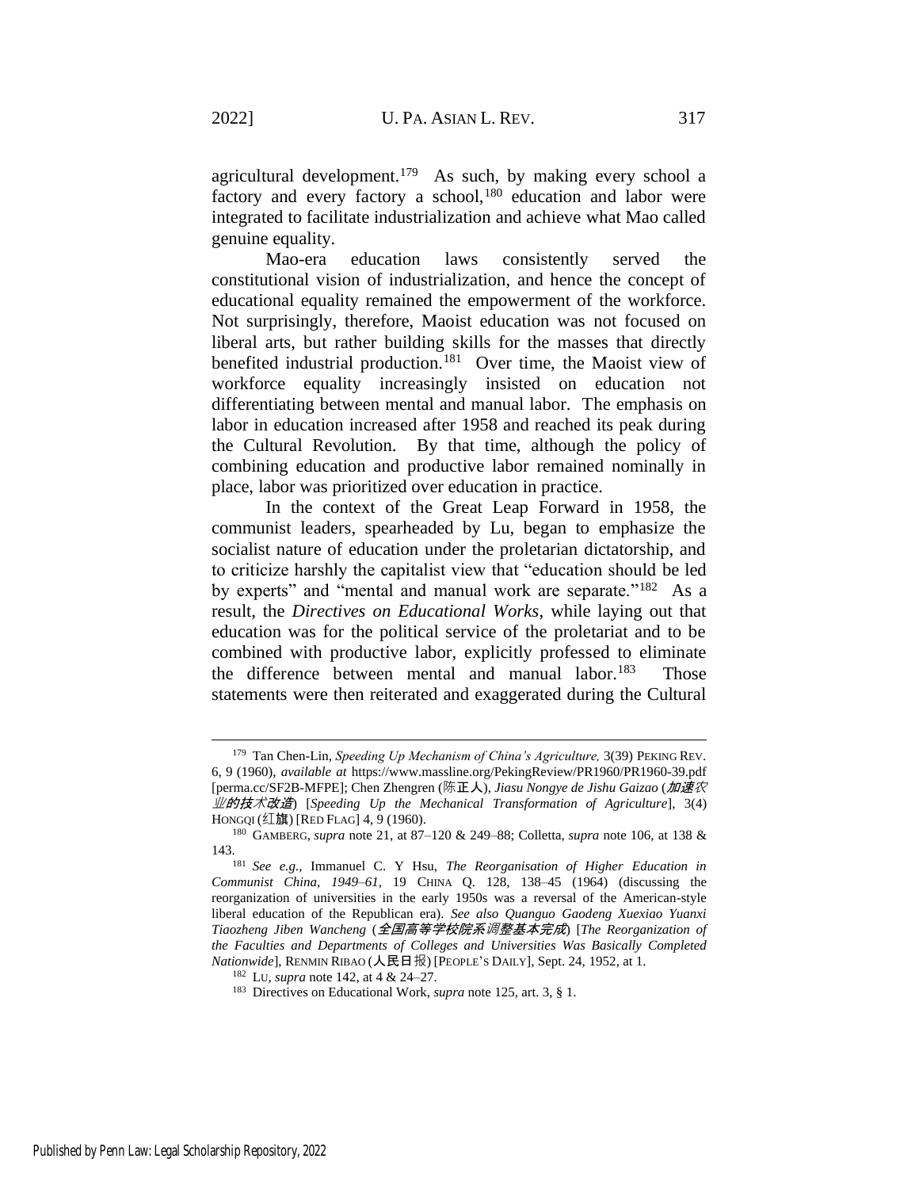agricultural development.[179] As such, by making every school a factory and every factory a school,[180] education and labor were integrated to facilitate industrialization and achieve what Mao called genuine equality.

Mao-era education laws consistently served the constitutional vision of industrialization, and hence the concept of educational equality remained the empowerment of the workforce. Not surprisingly, therefore, Maoist education was not focused on liberal arts, but rather building skills for the masses that directly benefited industrial production.[181] Over time, the Maoist view of workforce equality increasingly insisted on education not differentiating between mental and manual labor. The emphasis on labor in education increased after 1958 and reached its peak during the Cultural Revolution. By that time, although the policy of combining education and productive labor remained nominally in place, labor was prioritized over education in practice.

In the context of the Great Leap Forward in 1958, the communist leaders, spearheaded by Lu, began to emphasize the socialist nature of education under the proletarian dictatorship, and to criticize harshly the capitalist view that "education should be led by experts" and "mental and manual work are separate."[182] As a result, the *Directives on Educational Works*, while laying out that education was for the political service of the proletariat and to be combined with productive labor, explicitly professed to eliminate the difference between mental and manual labor.[183] Those statements were then reiterated and exaggerated during the Cultural

---

[179] Tan Chen-Lin, *Speeding Up Mechanism of China's Agriculture,* 3(39) PEKING REV. 6, 9 (1960), *available at* https://www.massline.org/PekingReview/PR1960/PR1960-39.pdf [perma.cc/SF2B-MFPE]; Chen Zhengren (陈正人), *Jiasu Nongye de Jishu Gaizao* (*加速农业的技术改造*) [*Speeding Up the Mechanical Transformation of Agriculture*], 3(4) HONGQI (红旗) [RED FLAG] 4, 9 (1960).

[180] GAMBERG, *supra* note 21, at 87–120 & 249–88; Colletta, *supra* note 106, at 138 & 143.

[181] *See e.g.,* Immanuel C. Y Hsu, *The Reorganisation of Higher Education in Communist China, 1949–61,* 19 CHINA Q. 128, 138–45 (1964) (discussing the reorganization of universities in the early 1950s was a reversal of the American-style liberal education of the Republican era). *See also Quanguo Gaodeng Xuexiao Yuanxi Tiaozheng Jiben Wancheng* (*全国高等学校院系调整基本完成*) [*The Reorganization of the Faculties and Departments of Colleges and Universities Was Basically Completed Nationwide*], RENMIN RIBAO (人民日报) [PEOPLE'S DAILY], Sept. 24, 1952, at 1.

[182] LU, *supra* note 142, at 4 & 24–27.

[183] Directives on Educational Work, *supra* note 125, art. 3, § 1.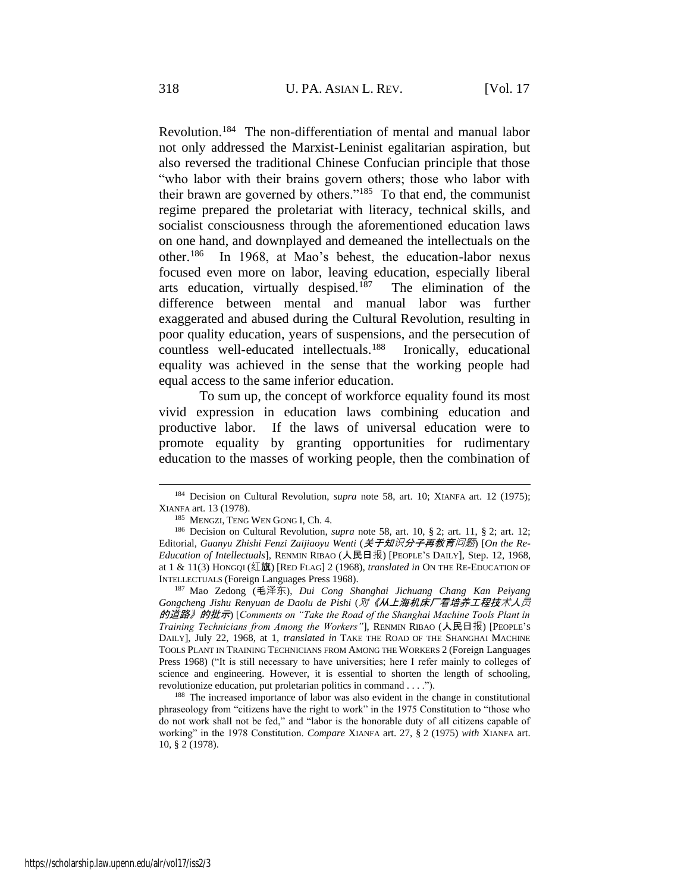Revolution.[184] The non-differentiation of mental and manual labor not only addressed the Marxist-Leninist egalitarian aspiration, but also reversed the traditional Chinese Confucian principle that those "who labor with their brains govern others; those who labor with their brawn are governed by others."[185] To that end, the communist regime prepared the proletariat with literacy, technical skills, and socialist consciousness through the aforementioned education laws on one hand, and downplayed and demeaned the intellectuals on the other.[186] In 1968, at Mao's behest, the education-labor nexus focused even more on labor, leaving education, especially liberal arts education, virtually despised.[187] The elimination of the difference between mental and manual labor was further exaggerated and abused during the Cultural Revolution, resulting in poor quality education, years of suspensions, and the persecution of countless well-educated intellectuals.[188] Ironically, educational equality was achieved in the sense that the working people had equal access to the same inferior education.

To sum up, the concept of workforce equality found its most vivid expression in education laws combining education and productive labor. If the laws of universal education were to promote equality by granting opportunities for rudimentary education to the masses of working people, then the combination of

---

[184] Decision on Cultural Revolution, *supra* note 58, art. 10; XIANFA art. 12 (1975); XIANFA art. 13 (1978).

[185] MENGZI, TENG WEN GONG I, Ch. 4.

[186] Decision on Cultural Revolution, *supra* note 58, art. 10, § 2; art. 11, § 2; art. 12; Editorial, *Guanyu Zhishi Fenzi Zaijiaoyu Wenti* (*关于知识分子再教育问题*) [*On the Re-Education of Intellectuals*], RENMIN RIBAO (人民日报) [PEOPLE'S DAILY], Step. 12, 1968, at 1 & 11(3) HONGQI (红旗) [RED FLAG] 2 (1968), *translated in* ON THE RE-EDUCATION OF INTELLECTUALS (Foreign Languages Press 1968).

[187] Mao Zedong (毛泽东), *Dui Cong Shanghai Jichuang Chang Kan Peiyang Gongcheng Jishu Renyuan de Daolu de Pishi* (*对《从上海机床厂看培养工程技术人员的道路》的批示*) [*Comments on "Take the Road of the Shanghai Machine Tools Plant in Training Technicians from Among the Workers"*], RENMIN RIBAO (人民日报) [PEOPLE'S DAILY], July 22, 1968, at 1, *translated in* TAKE THE ROAD OF THE SHANGHAI MACHINE TOOLS PLANT IN TRAINING TECHNICIANS FROM AMONG THE WORKERS 2 (Foreign Languages Press 1968) ("It is still necessary to have universities; here I refer mainly to colleges of science and engineering. However, it is essential to shorten the length of schooling, revolutionize education, put proletarian politics in command . . . .").

[188] The increased importance of labor was also evident in the change in constitutional phraseology from "citizens have the right to work" in the 1975 Constitution to "those who do not work shall not be fed," and "labor is the honorable duty of all citizens capable of working" in the 1978 Constitution. *Compare* XIANFA art. 27, § 2 (1975) *with* XIANFA art. 10, § 2 (1978).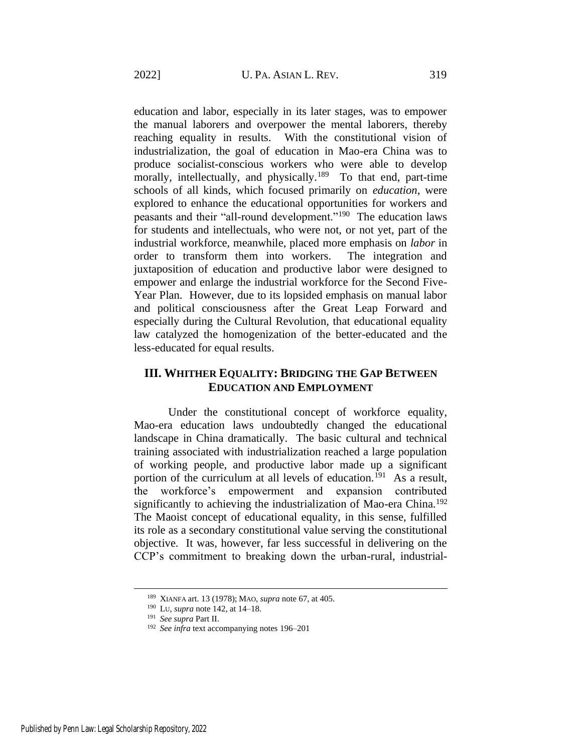education and labor, especially in its later stages, was to empower the manual laborers and overpower the mental laborers, thereby reaching equality in results. With the constitutional vision of industrialization, the goal of education in Mao-era China was to produce socialist-conscious workers who were able to develop morally, intellectually, and physically.[189] To that end, part-time schools of all kinds, which focused primarily on *education*, were explored to enhance the educational opportunities for workers and peasants and their "all-round development."[190] The education laws for students and intellectuals, who were not, or not yet, part of the industrial workforce, meanwhile, placed more emphasis on *labor* in order to transform them into workers. The integration and juxtaposition of education and productive labor were designed to empower and enlarge the industrial workforce for the Second Five-Year Plan. However, due to its lopsided emphasis on manual labor and political consciousness after the Great Leap Forward and especially during the Cultural Revolution, that educational equality law catalyzed the homogenization of the better-educated and the less-educated for equal results.

## III. WHITHER EQUALITY: BRIDGING THE GAP BETWEEN EDUCATION AND EMPLOYMENT

Under the constitutional concept of workforce equality, Mao-era education laws undoubtedly changed the educational landscape in China dramatically. The basic cultural and technical training associated with industrialization reached a large population of working people, and productive labor made up a significant portion of the curriculum at all levels of education.[191] As a result, the workforce's empowerment and expansion contributed significantly to achieving the industrialization of Mao-era China.[192] The Maoist concept of educational equality, in this sense, fulfilled its role as a secondary constitutional value serving the constitutional objective. It was, however, far less successful in delivering on the CCP's commitment to breaking down the urban-rural, industrial-

---

[189] XIANFA art. 13 (1978); MAO, *supra* note 67, at 405.

[190] LU, *supra* note 142, at 14–18.

[191] *See supra* Part II.

[192] *See infra* text accompanying notes 196–201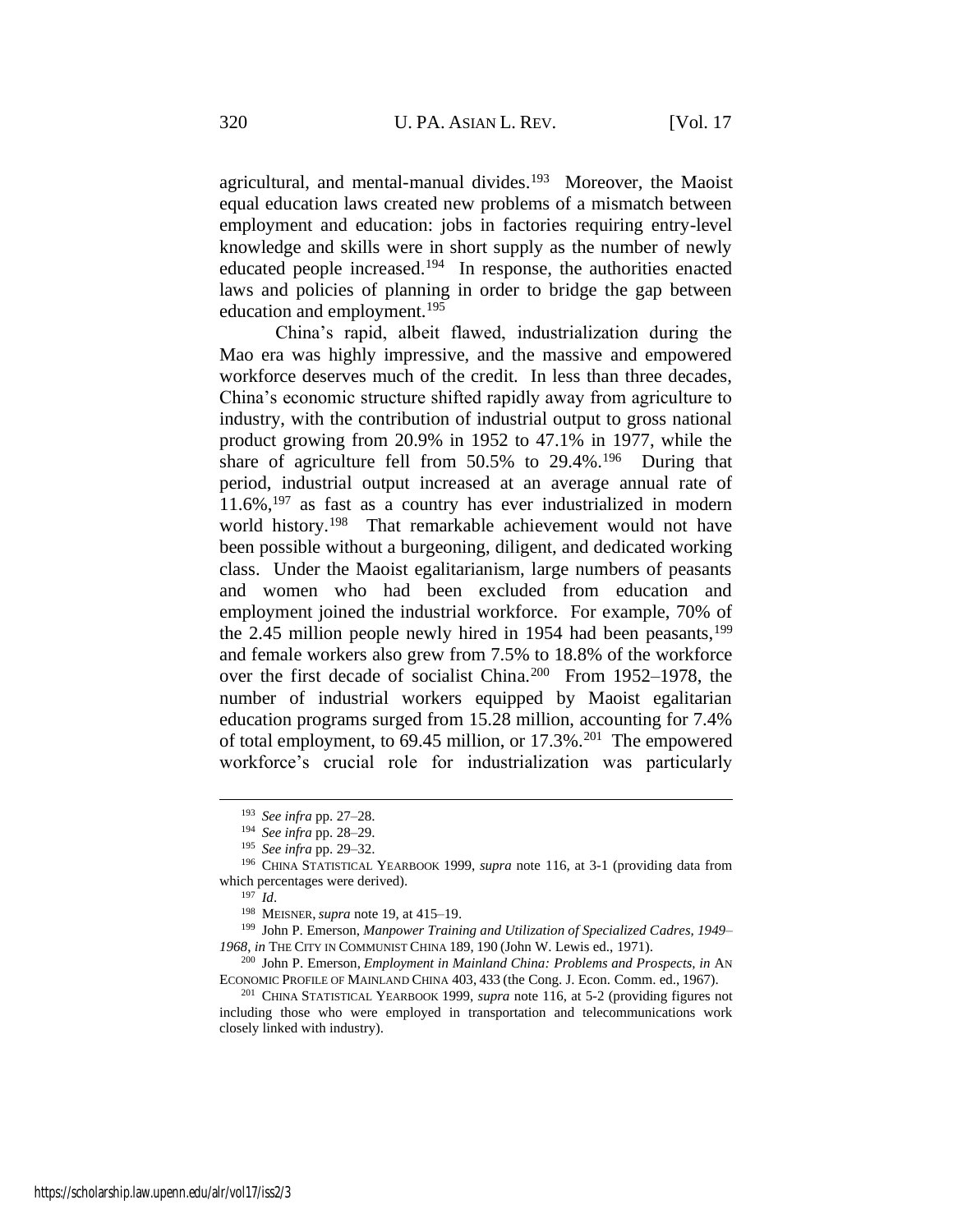agricultural, and mental-manual divides.[193] Moreover, the Maoist equal education laws created new problems of a mismatch between employment and education: jobs in factories requiring entry-level knowledge and skills were in short supply as the number of newly educated people increased.[194] In response, the authorities enacted laws and policies of planning in order to bridge the gap between education and employment.[195]

China's rapid, albeit flawed, industrialization during the Mao era was highly impressive, and the massive and empowered workforce deserves much of the credit. In less than three decades, China's economic structure shifted rapidly away from agriculture to industry, with the contribution of industrial output to gross national product growing from 20.9% in 1952 to 47.1% in 1977, while the share of agriculture fell from 50.5% to 29.4%.[196] During that period, industrial output increased at an average annual rate of 11.6%,[197] as fast as a country has ever industrialized in modern world history.[198] That remarkable achievement would not have been possible without a burgeoning, diligent, and dedicated working class. Under the Maoist egalitarianism, large numbers of peasants and women who had been excluded from education and employment joined the industrial workforce. For example, 70% of the 2.45 million people newly hired in 1954 had been peasants,[199] and female workers also grew from 7.5% to 18.8% of the workforce over the first decade of socialist China.[200] From 1952–1978, the number of industrial workers equipped by Maoist egalitarian education programs surged from 15.28 million, accounting for 7.4% of total employment, to 69.45 million, or 17.3%.[201] The empowered workforce's crucial role for industrialization was particularly

---

[193] *See infra* pp. 27–28.

[194] *See infra* pp. 28–29.

[195] *See infra* pp. 29–32.

[196] CHINA STATISTICAL YEARBOOK 1999, *supra* note 116, at 3-1 (providing data from which percentages were derived).

[197] *Id*.

[198] MEISNER, *supra* note 19, at 415–19.

[199] John P. Emerson, *Manpower Training and Utilization of Specialized Cadres, 1949–1968*, *in* THE CITY IN COMMUNIST CHINA 189, 190 (John W. Lewis ed., 1971).

[200] John P. Emerson, *Employment in Mainland China: Problems and Prospects*, *in* AN ECONOMIC PROFILE OF MAINLAND CHINA 403, 433 (the Cong. J. Econ. Comm. ed., 1967).

[201] CHINA STATISTICAL YEARBOOK 1999, *supra* note 116, at 5-2 (providing figures not including those who were employed in transportation and telecommunications work closely linked with industry).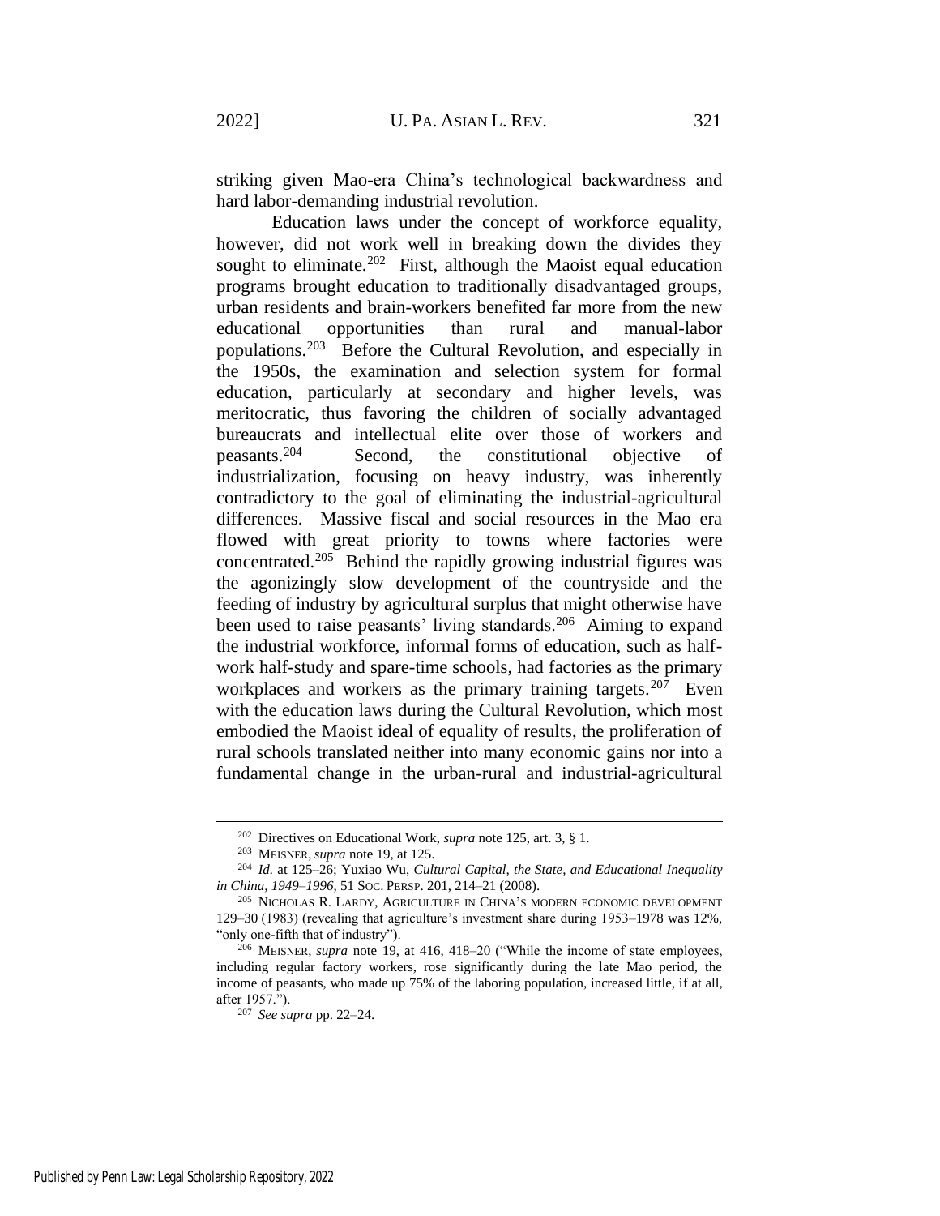striking given Mao-era China's technological backwardness and hard labor-demanding industrial revolution.

Education laws under the concept of workforce equality, however, did not work well in breaking down the divides they sought to eliminate.[202] First, although the Maoist equal education programs brought education to traditionally disadvantaged groups, urban residents and brain-workers benefited far more from the new educational opportunities than rural and manual-labor populations.[203] Before the Cultural Revolution, and especially in the 1950s, the examination and selection system for formal education, particularly at secondary and higher levels, was meritocratic, thus favoring the children of socially advantaged bureaucrats and intellectual elite over those of workers and peasants.[204] Second, the constitutional objective of industrialization, focusing on heavy industry, was inherently contradictory to the goal of eliminating the industrial-agricultural differences. Massive fiscal and social resources in the Mao era flowed with great priority to towns where factories were concentrated.[205] Behind the rapidly growing industrial figures was the agonizingly slow development of the countryside and the feeding of industry by agricultural surplus that might otherwise have been used to raise peasants' living standards.[206] Aiming to expand the industrial workforce, informal forms of education, such as half-work half-study and spare-time schools, had factories as the primary workplaces and workers as the primary training targets.[207] Even with the education laws during the Cultural Revolution, which most embodied the Maoist ideal of equality of results, the proliferation of rural schools translated neither into many economic gains nor into a fundamental change in the urban-rural and industrial-agricultural

---

[202] Directives on Educational Work, *supra* note 125, art. 3, § 1.

[203] MEISNER, *supra* note 19, at 125.

[204] *Id.* at 125–26; Yuxiao Wu, *Cultural Capital, the State, and Educational Inequality in China, 1949–1996*, 51 SOC. PERSP. 201, 214–21 (2008).

[205] NICHOLAS R. LARDY, AGRICULTURE IN CHINA'S MODERN ECONOMIC DEVELOPMENT 129–30 (1983) (revealing that agriculture's investment share during 1953–1978 was 12%, "only one-fifth that of industry").

[206] MEISNER, *supra* note 19, at 416, 418–20 ("While the income of state employees, including regular factory workers, rose significantly during the late Mao period, the income of peasants, who made up 75% of the laboring population, increased little, if at all, after 1957.").

[207] *See supra* pp. 22–24.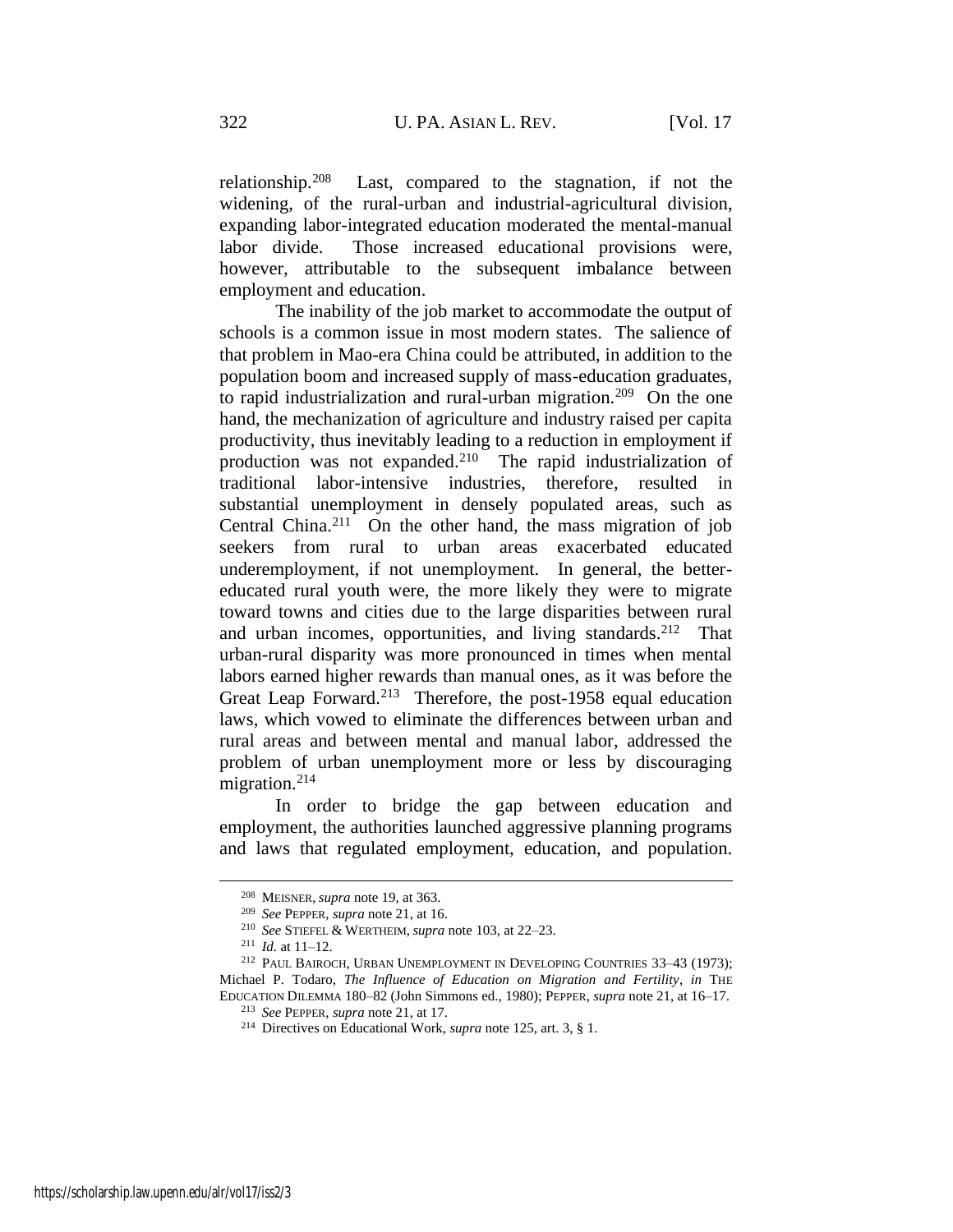relationship.[208] Last, compared to the stagnation, if not the widening, of the rural-urban and industrial-agricultural division, expanding labor-integrated education moderated the mental-manual labor divide. Those increased educational provisions were, however, attributable to the subsequent imbalance between employment and education.

The inability of the job market to accommodate the output of schools is a common issue in most modern states. The salience of that problem in Mao-era China could be attributed, in addition to the population boom and increased supply of mass-education graduates, to rapid industrialization and rural-urban migration.[209] On the one hand, the mechanization of agriculture and industry raised per capita productivity, thus inevitably leading to a reduction in employment if production was not expanded.[210] The rapid industrialization of traditional labor-intensive industries, therefore, resulted in substantial unemployment in densely populated areas, such as Central China.[211] On the other hand, the mass migration of job seekers from rural to urban areas exacerbated educated underemployment, if not unemployment. In general, the better-educated rural youth were, the more likely they were to migrate toward towns and cities due to the large disparities between rural and urban incomes, opportunities, and living standards.[212] That urban-rural disparity was more pronounced in times when mental labors earned higher rewards than manual ones, as it was before the Great Leap Forward.[213] Therefore, the post-1958 equal education laws, which vowed to eliminate the differences between urban and rural areas and between mental and manual labor, addressed the problem of urban unemployment more or less by discouraging migration.[214]

In order to bridge the gap between education and employment, the authorities launched aggressive planning programs and laws that regulated employment, education, and population.

---

[208] MEISNER, *supra* note 19, at 363.

[209] *See* PEPPER, *supra* note 21, at 16.

[210] *See* STIEFEL & WERTHEIM, *supra* note 103, at 22–23.

[211] *Id.* at 11–12.

[212] PAUL BAIROCH, URBAN UNEMPLOYMENT IN DEVELOPING COUNTRIES 33–43 (1973); Michael P. Todaro, *The Influence of Education on Migration and Fertility*, *in* THE EDUCATION DILEMMA 180–82 (John Simmons ed., 1980); PEPPER, *supra* note 21, at 16–17.

[213] *See* PEPPER, *supra* note 21, at 17.

[214] Directives on Educational Work, *supra* note 125, art. 3, § 1.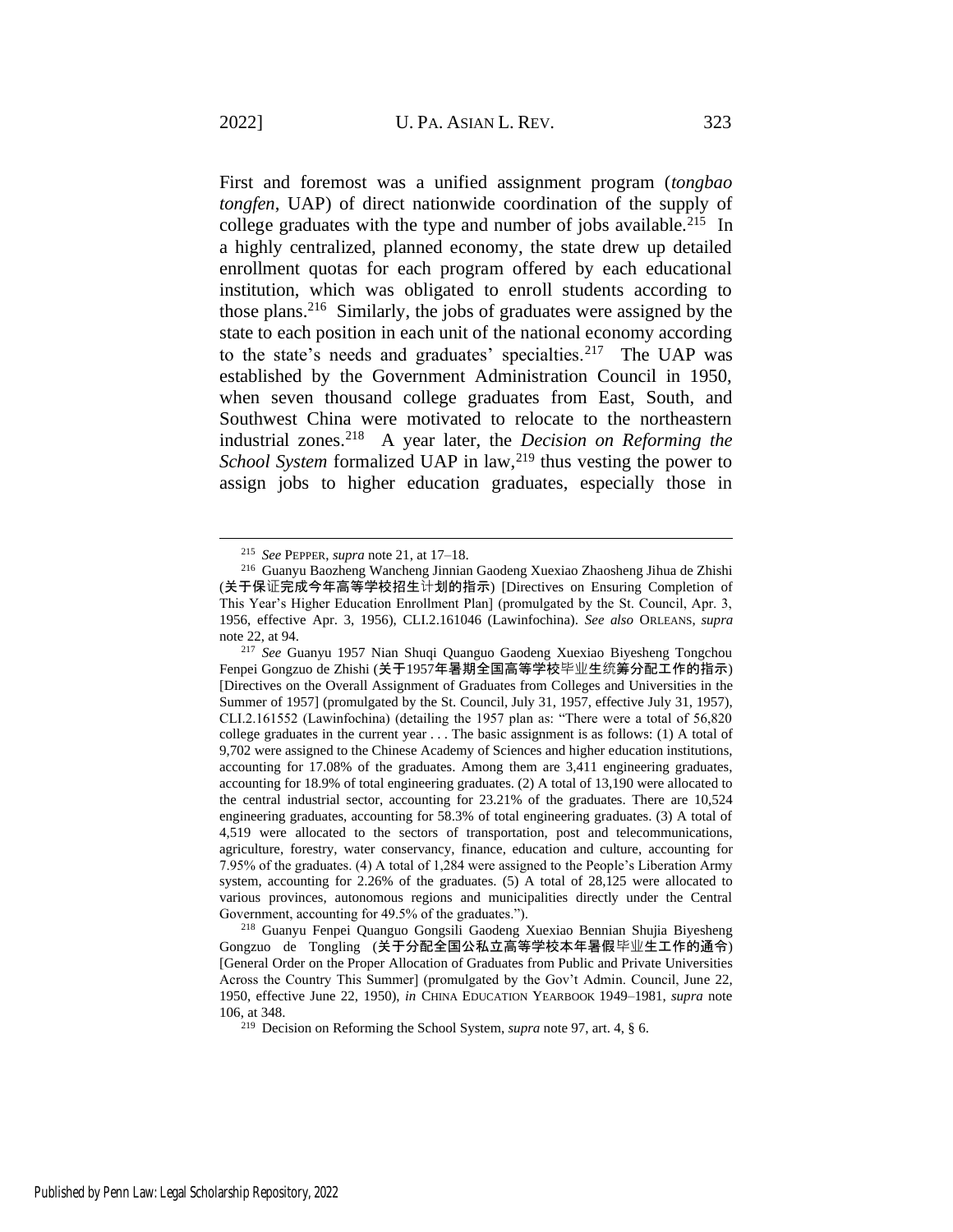First and foremost was a unified assignment program (*tongbao tongfen*, UAP) of direct nationwide coordination of the supply of college graduates with the type and number of jobs available.[215] In a highly centralized, planned economy, the state drew up detailed enrollment quotas for each program offered by each educational institution, which was obligated to enroll students according to those plans.[216] Similarly, the jobs of graduates were assigned by the state to each position in each unit of the national economy according to the state's needs and graduates' specialties.[217] The UAP was established by the Government Administration Council in 1950, when seven thousand college graduates from East, South, and Southwest China were motivated to relocate to the northeastern industrial zones.[218] A year later, the *Decision on Reforming the School System* formalized UAP in law,[219] thus vesting the power to assign jobs to higher education graduates, especially those in

---

[215] *See* PEPPER, *supra* note 21, at 17–18.

[216] Guanyu Baozheng Wancheng Jinnian Gaodeng Xuexiao Zhaosheng Jihua de Zhishi (关于保证完成今年高等学校招生计划的指示) [Directives on Ensuring Completion of This Year's Higher Education Enrollment Plan] (promulgated by the St. Council, Apr. 3, 1956, effective Apr. 3, 1956), CLI.2.161046 (Lawinfochina). *See also* ORLEANS, *supra* note 22, at 94.

[217] *See* Guanyu 1957 Nian Shuqi Quanguo Gaodeng Xuexiao Biyesheng Tongchou Fenpei Gongzuo de Zhishi (关于1957年暑期全国高等学校毕业生统筹分配工作的指示) [Directives on the Overall Assignment of Graduates from Colleges and Universities in the Summer of 1957] (promulgated by the St. Council, July 31, 1957, effective July 31, 1957), CLI.2.161552 (Lawinfochina) (detailing the 1957 plan as: "There were a total of 56,820 college graduates in the current year . . . The basic assignment is as follows: (1) A total of 9,702 were assigned to the Chinese Academy of Sciences and higher education institutions, accounting for 17.08% of the graduates. Among them are 3,411 engineering graduates, accounting for 18.9% of total engineering graduates. (2) A total of 13,190 were allocated to the central industrial sector, accounting for 23.21% of the graduates. There are 10,524 engineering graduates, accounting for 58.3% of total engineering graduates. (3) A total of 4,519 were allocated to the sectors of transportation, post and telecommunications, agriculture, forestry, water conservancy, finance, education and culture, accounting for 7.95% of the graduates. (4) A total of 1,284 were assigned to the People's Liberation Army system, accounting for 2.26% of the graduates. (5) A total of 28,125 were allocated to various provinces, autonomous regions and municipalities directly under the Central Government, accounting for 49.5% of the graduates.").

[218] Guanyu Fenpei Quanguo Gongsili Gaodeng Xuexiao Bennian Shujia Biyesheng Gongzuo de Tongling (关于分配全国公私立高等学校本年暑假毕业生工作的通令) [General Order on the Proper Allocation of Graduates from Public and Private Universities Across the Country This Summer] (promulgated by the Gov't Admin. Council, June 22, 1950, effective June 22, 1950), *in* CHINA EDUCATION YEARBOOK 1949–1981, *supra* note 106, at 348.

[219] Decision on Reforming the School System, *supra* note 97, art. 4, § 6.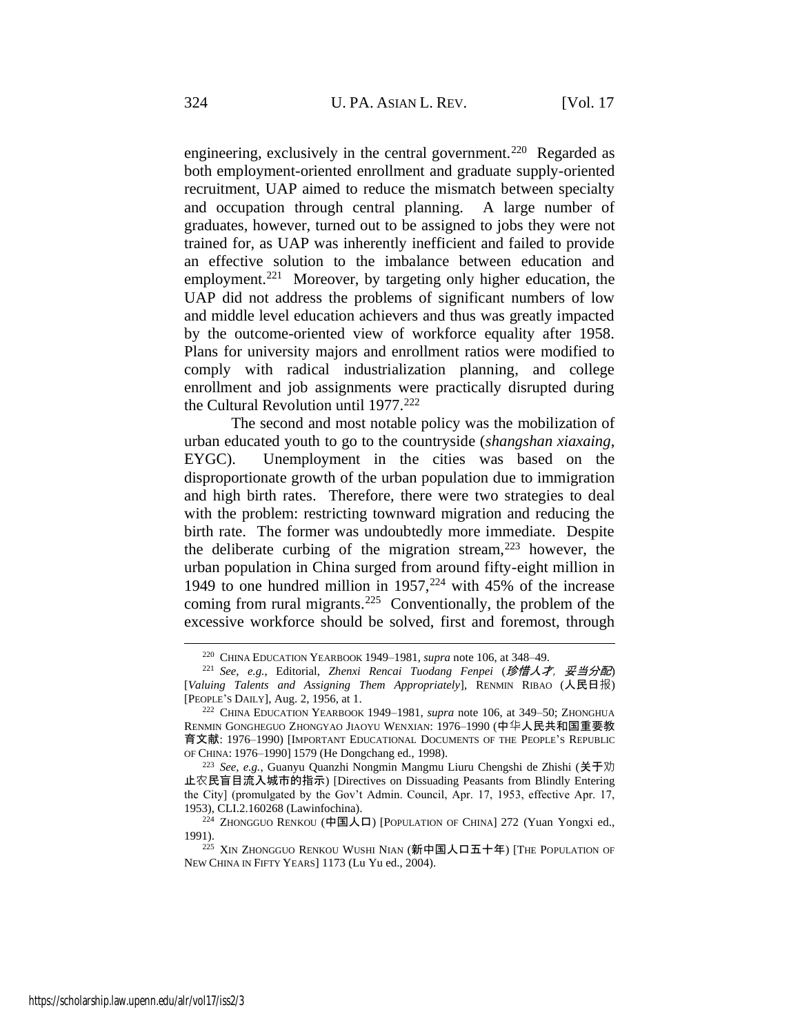engineering, exclusively in the central government.[220] Regarded as both employment-oriented enrollment and graduate supply-oriented recruitment, UAP aimed to reduce the mismatch between specialty and occupation through central planning. A large number of graduates, however, turned out to be assigned to jobs they were not trained for, as UAP was inherently inefficient and failed to provide an effective solution to the imbalance between education and employment.[221] Moreover, by targeting only higher education, the UAP did not address the problems of significant numbers of low and middle level education achievers and thus was greatly impacted by the outcome-oriented view of workforce equality after 1958. Plans for university majors and enrollment ratios were modified to comply with radical industrialization planning, and college enrollment and job assignments were practically disrupted during the Cultural Revolution until 1977.[222]

The second and most notable policy was the mobilization of urban educated youth to go to the countryside (*shangshan xiaxaing*, EYGC). Unemployment in the cities was based on the disproportionate growth of the urban population due to immigration and high birth rates. Therefore, there were two strategies to deal with the problem: restricting townward migration and reducing the birth rate. The former was undoubtedly more immediate. Despite the deliberate curbing of the migration stream,[223] however, the urban population in China surged from around fifty-eight million in 1949 to one hundred million in 1957,[224] with 45% of the increase coming from rural migrants.[225] Conventionally, the problem of the excessive workforce should be solved, first and foremost, through

---

[220] CHINA EDUCATION YEARBOOK 1949–1981, *supra* note 106, at 348–49.

[221] *See, e.g.*, Editorial, *Zhenxi Rencai Tuodang Fenpei* (*珍惜人才，妥当分配*) [*Valuing Talents and Assigning Them Appropriately*], RENMIN RIBAO (人民日报) [PEOPLE'S DAILY], Aug. 2, 1956, at 1.

[222] CHINA EDUCATION YEARBOOK 1949–1981, *supra* note 106, at 349–50; ZHONGHUA RENMIN GONGHEGUO ZHONGYAO JIAOYU WENXIAN: 1976–1990 (中华人民共和国重要教育文献: 1976–1990) [IMPORTANT EDUCATIONAL DOCUMENTS OF THE PEOPLE'S REPUBLIC OF CHINA: 1976–1990] 1579 (He Dongchang ed., 1998).

[223] *See, e.g.*, Guanyu Quanzhi Nongmin Mangmu Liuru Chengshi de Zhishi (关于劝止农民盲目流入城市的指示) [Directives on Dissuading Peasants from Blindly Entering the City] (promulgated by the Gov't Admin. Council, Apr. 17, 1953, effective Apr. 17, 1953), CLI.2.160268 (Lawinfochina).

[224] ZHONGGUO RENKOU (中国人口) [POPULATION OF CHINA] 272 (Yuan Yongxi ed., 1991).

[225] XIN ZHONGGUO RENKOU WUSHI NIAN (新中国人口五十年) [THE POPULATION OF NEW CHINA IN FIFTY YEARS] 1173 (Lu Yu ed., 2004).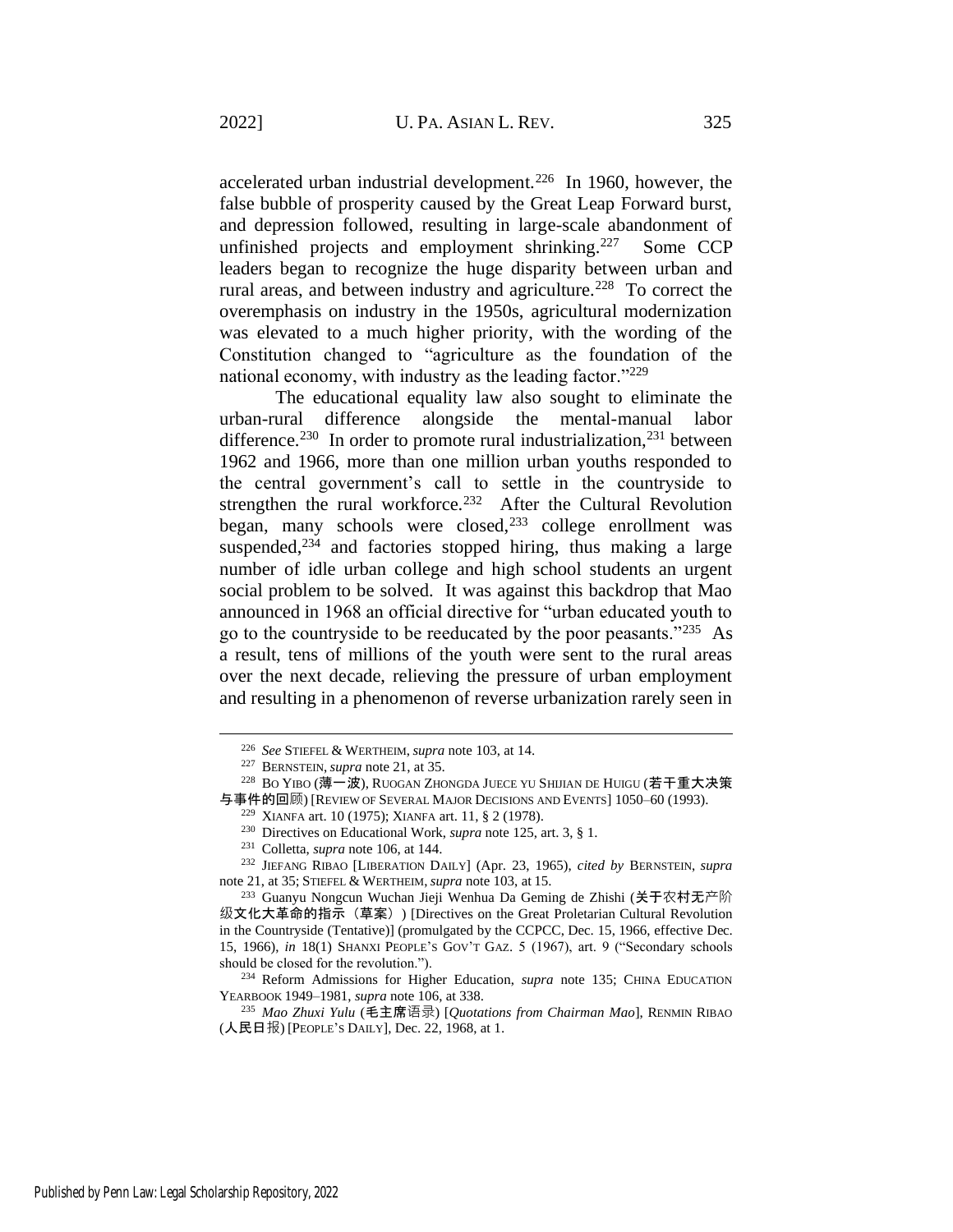accelerated urban industrial development.[226] In 1960, however, the false bubble of prosperity caused by the Great Leap Forward burst, and depression followed, resulting in large-scale abandonment of unfinished projects and employment shrinking.[227] Some CCP leaders began to recognize the huge disparity between urban and rural areas, and between industry and agriculture.[228] To correct the overemphasis on industry in the 1950s, agricultural modernization was elevated to a much higher priority, with the wording of the Constitution changed to "agriculture as the foundation of the national economy, with industry as the leading factor."[229]

The educational equality law also sought to eliminate the urban-rural difference alongside the mental-manual labor difference.[230] In order to promote rural industrialization,[231] between 1962 and 1966, more than one million urban youths responded to the central government's call to settle in the countryside to strengthen the rural workforce.[232] After the Cultural Revolution began, many schools were closed,[233] college enrollment was suspended,[234] and factories stopped hiring, thus making a large number of idle urban college and high school students an urgent social problem to be solved. It was against this backdrop that Mao announced in 1968 an official directive for "urban educated youth to go to the countryside to be reeducated by the poor peasants."[235] As a result, tens of millions of the youth were sent to the rural areas over the next decade, relieving the pressure of urban employment and resulting in a phenomenon of reverse urbanization rarely seen in

---

[226] *See* STIEFEL & WERTHEIM, *supra* note 103, at 14.

[227] BERNSTEIN, *supra* note 21, at 35.

[228] BO YIBO (薄一波), RUOGAN ZHONGDA JUECE YU SHIJIAN DE HUIGU (若干重大决策与事件的回顾) [REVIEW OF SEVERAL MAJOR DECISIONS AND EVENTS] 1050–60 (1993).

[229] XIANFA art. 10 (1975); XIANFA art. 11, § 2 (1978).

[230] Directives on Educational Work, *supra* note 125, art. 3, § 1.

[231] Colletta, *supra* note 106, at 144.

[232] JIEFANG RIBAO [LIBERATION DAILY] (Apr. 23, 1965), *cited by* BERNSTEIN, *supra* note 21, at 35; STIEFEL & WERTHEIM, *supra* note 103, at 15.

[233] Guanyu Nongcun Wuchan Jieji Wenhua Da Geming de Zhishi (关于农村无产阶级文化大革命的指示（草案）) [Directives on the Great Proletarian Cultural Revolution in the Countryside (Tentative)] (promulgated by the CCPCC, Dec. 15, 1966, effective Dec. 15, 1966), *in* 18(1) SHANXI PEOPLE'S GOV'T GAZ. 5 (1967), art. 9 ("Secondary schools should be closed for the revolution.").

[234] Reform Admissions for Higher Education, *supra* note 135; CHINA EDUCATION YEARBOOK 1949–1981, *supra* note 106, at 338.

[235] *Mao Zhuxi Yulu* (毛主席语录) [*Quotations from Chairman Mao*], RENMIN RIBAO (人民日报) [PEOPLE'S DAILY], Dec. 22, 1968, at 1.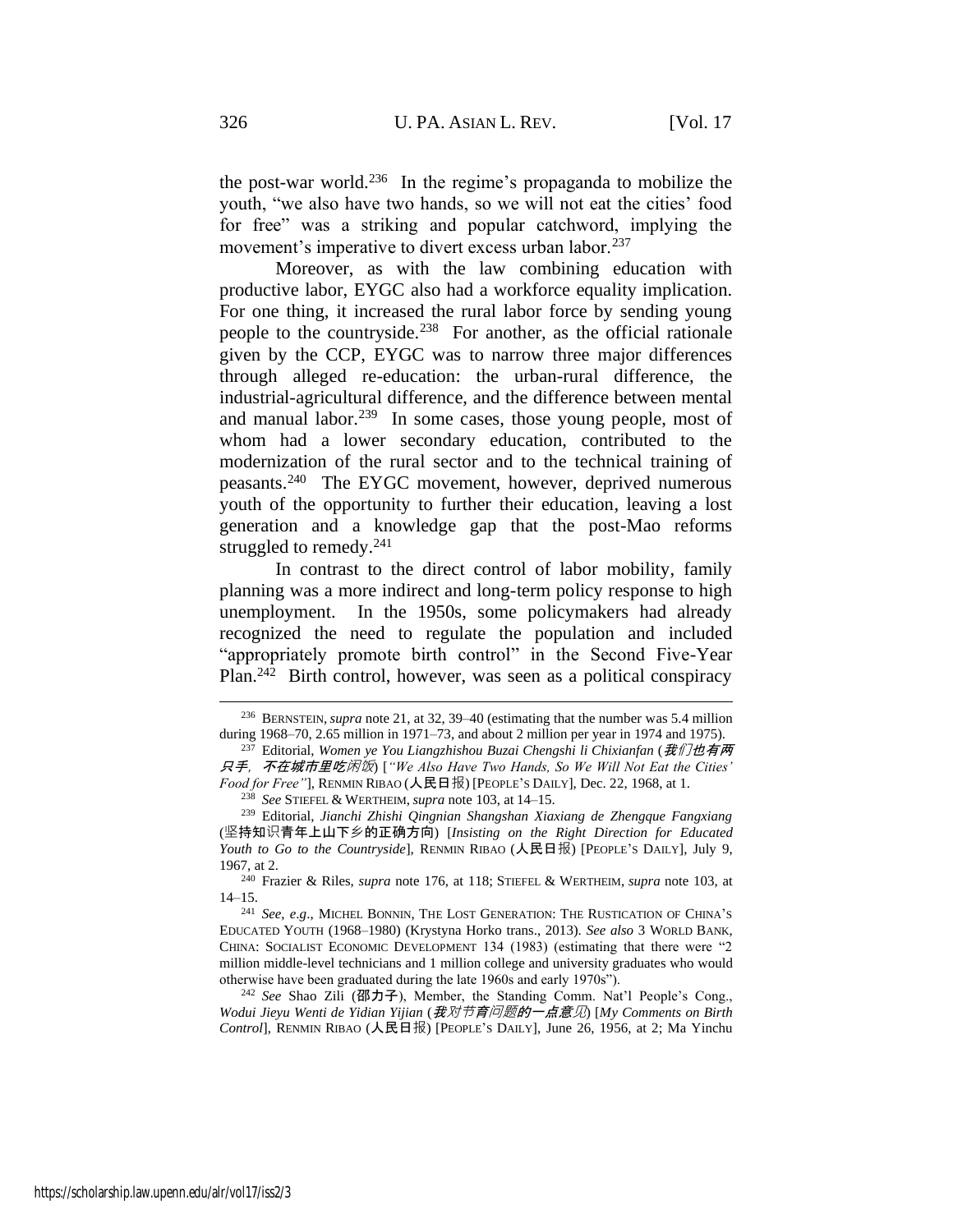the post-war world.[236] In the regime's propaganda to mobilize the youth, "we also have two hands, so we will not eat the cities' food for free" was a striking and popular catchword, implying the movement's imperative to divert excess urban labor.[237]

Moreover, as with the law combining education with productive labor, EYGC also had a workforce equality implication. For one thing, it increased the rural labor force by sending young people to the countryside.[238] For another, as the official rationale given by the CCP, EYGC was to narrow three major differences through alleged re-education: the urban-rural difference, the industrial-agricultural difference, and the difference between mental and manual labor.[239] In some cases, those young people, most of whom had a lower secondary education, contributed to the modernization of the rural sector and to the technical training of peasants.[240] The EYGC movement, however, deprived numerous youth of the opportunity to further their education, leaving a lost generation and a knowledge gap that the post-Mao reforms struggled to remedy.[241]

In contrast to the direct control of labor mobility, family planning was a more indirect and long-term policy response to high unemployment. In the 1950s, some policymakers had already recognized the need to regulate the population and included "appropriately promote birth control" in the Second Five-Year Plan.[242] Birth control, however, was seen as a political conspiracy

---

[236] BERNSTEIN, *supra* note 21, at 32, 39–40 (estimating that the number was 5.4 million during 1968–70, 2.65 million in 1971–73, and about 2 million per year in 1974 and 1975).

[237] Editorial, *Women ye You Liangzhishou Buzai Chengshi li Chixianfan* (*我们也有两只手，不在城市里吃闲饭*) [*"We Also Have Two Hands, So We Will Not Eat the Cities' Food for Free"*], RENMIN RIBAO (人民日报) [PEOPLE'S DAILY], Dec. 22, 1968, at 1.

[238] *See* STIEFEL & WERTHEIM, *supra* note 103, at 14–15.

[239] Editorial, *Jianchi Zhishi Qingnian Shangshan Xiaxiang de Zhengque Fangxiang* (坚持知识青年上山下乡的正确方向) [*Insisting on the Right Direction for Educated Youth to Go to the Countryside*], RENMIN RIBAO (人民日报) [PEOPLE'S DAILY], July 9, 1967, at 2.

[240] Frazier & Riles, *supra* note 176, at 118; STIEFEL & WERTHEIM, *supra* note 103, at 14–15.

[241] *See, e.g.*, MICHEL BONNIN, THE LOST GENERATION: THE RUSTICATION OF CHINA'S EDUCATED YOUTH (1968–1980) (Krystyna Horko trans., 2013). *See also* 3 WORLD BANK, CHINA: SOCIALIST ECONOMIC DEVELOPMENT 134 (1983) (estimating that there were "2 million middle-level technicians and 1 million college and university graduates who would otherwise have been graduated during the late 1960s and early 1970s").

[242] *See* Shao Zili (邵力子), Member, the Standing Comm. Nat'l People's Cong., *Wodui Jieyu Wenti de Yidian Yijian* (*我对节育问题的一点意见*) [*My Comments on Birth Control*], RENMIN RIBAO (人民日报) [PEOPLE'S DAILY], June 26, 1956, at 2; Ma Yinchu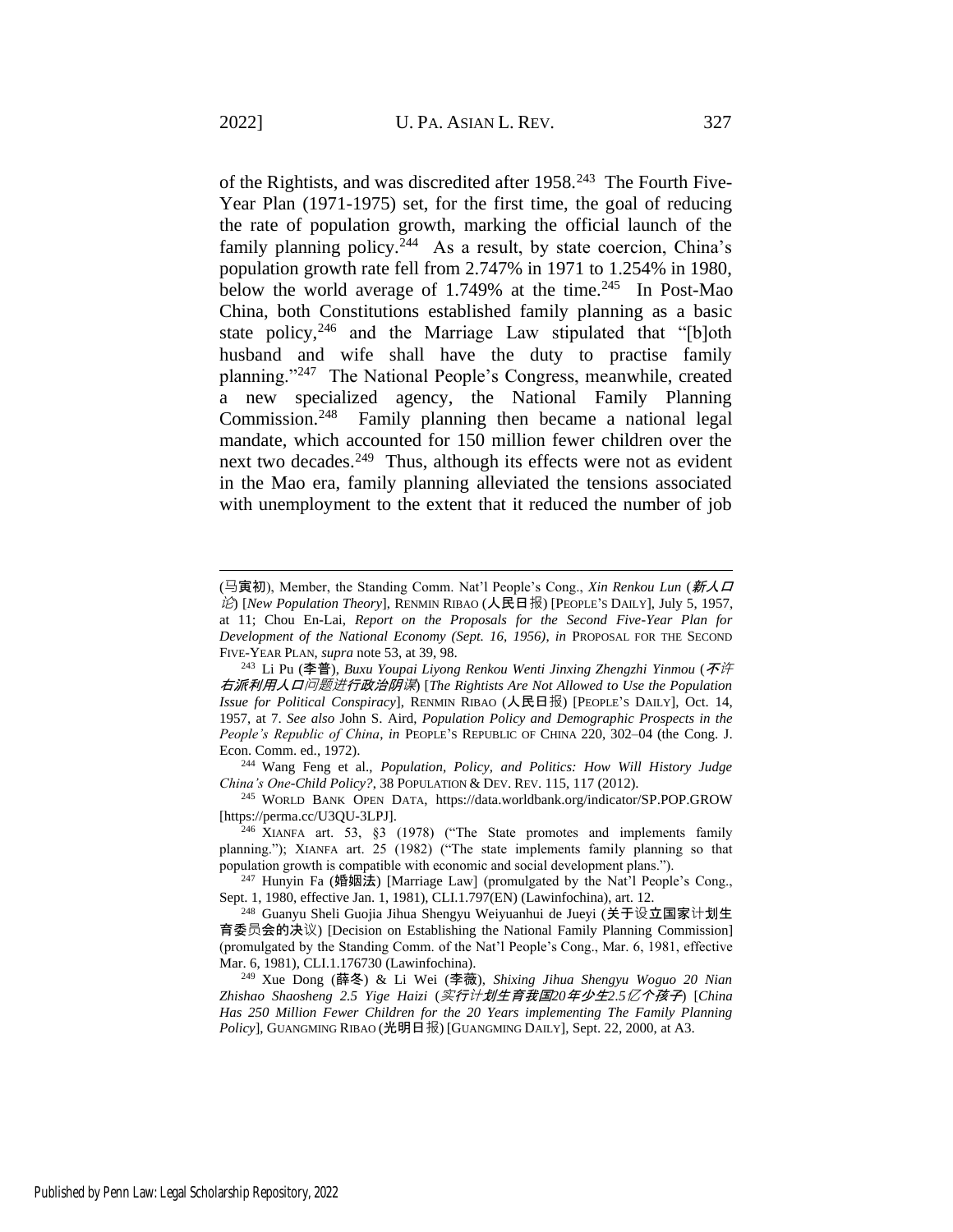of the Rightists, and was discredited after 1958.[243] The Fourth Five-Year Plan (1971-1975) set, for the first time, the goal of reducing the rate of population growth, marking the official launch of the family planning policy.[244] As a result, by state coercion, China's population growth rate fell from 2.747% in 1971 to 1.254% in 1980, below the world average of 1.749% at the time.[245] In Post-Mao China, both Constitutions established family planning as a basic state policy,[246] and the Marriage Law stipulated that "[b]oth husband and wife shall have the duty to practise family planning."[247] The National People's Congress, meanwhile, created a new specialized agency, the National Family Planning Commission.[248] Family planning then became a national legal mandate, which accounted for 150 million fewer children over the next two decades.[249] Thus, although its effects were not as evident in the Mao era, family planning alleviated the tensions associated with unemployment to the extent that it reduced the number of job

---

(马寅初), Member, the Standing Comm. Nat'l People's Cong., *Xin Renkou Lun* (*新人口论*) [*New Population Theory*], RENMIN RIBAO (人民日报) [PEOPLE'S DAILY], July 5, 1957, at 11; Chou En-Lai, *Report on the Proposals for the Second Five-Year Plan for Development of the National Economy (Sept. 16, 1956)*, *in* PROPOSAL FOR THE SECOND FIVE-YEAR PLAN, *supra* note 53, at 39, 98.

[243] Li Pu (李普), *Buxu Youpai Liyong Renkou Wenti Jinxing Zhengzhi Yinmou* (*不许右派利用人口问题进行政治阴谋*) [*The Rightists Are Not Allowed to Use the Population Issue for Political Conspiracy*], RENMIN RIBAO (人民日报) [PEOPLE'S DAILY], Oct. 14, 1957, at 7. *See also* John S. Aird, *Population Policy and Demographic Prospects in the People's Republic of China*, *in* PEOPLE'S REPUBLIC OF CHINA 220, 302–04 (the Cong. J. Econ. Comm. ed., 1972).

[244] Wang Feng et al., *Population, Policy, and Politics: How Will History Judge China's One-Child Policy?*, 38 POPULATION & DEV. REV. 115, 117 (2012).

[245] WORLD BANK OPEN DATA, https://data.worldbank.org/indicator/SP.POP.GROW [https://perma.cc/U3QU-3LPJ].

[246] XIANFA art. 53, §3 (1978) ("The State promotes and implements family planning."); XIANFA art. 25 (1982) ("The state implements family planning so that population growth is compatible with economic and social development plans.").

[247] Hunyin Fa (婚姻法) [Marriage Law] (promulgated by the Nat'l People's Cong., Sept. 1, 1980, effective Jan. 1, 1981), CLI.1.797(EN) (Lawinfochina), art. 12.

[248] Guanyu Sheli Guojia Jihua Shengyu Weiyuanhui de Jueyi (关于设立国家计划生育委员会的决议) [Decision on Establishing the National Family Planning Commission] (promulgated by the Standing Comm. of the Nat'l People's Cong., Mar. 6, 1981, effective Mar. 6, 1981), CLI.1.176730 (Lawinfochina).

[249] Xue Dong (薛冬) & Li Wei (李薇), *Shixing Jihua Shengyu Woguo 20 Nian Zhishao Shaosheng 2.5 Yige Haizi* (*实行计划生育我国20年少生2.5亿个孩子*) [*China Has 250 Million Fewer Children for the 20 Years implementing The Family Planning Policy*], GUANGMING RIBAO (光明日报) [GUANGMING DAILY], Sept. 22, 2000, at A3.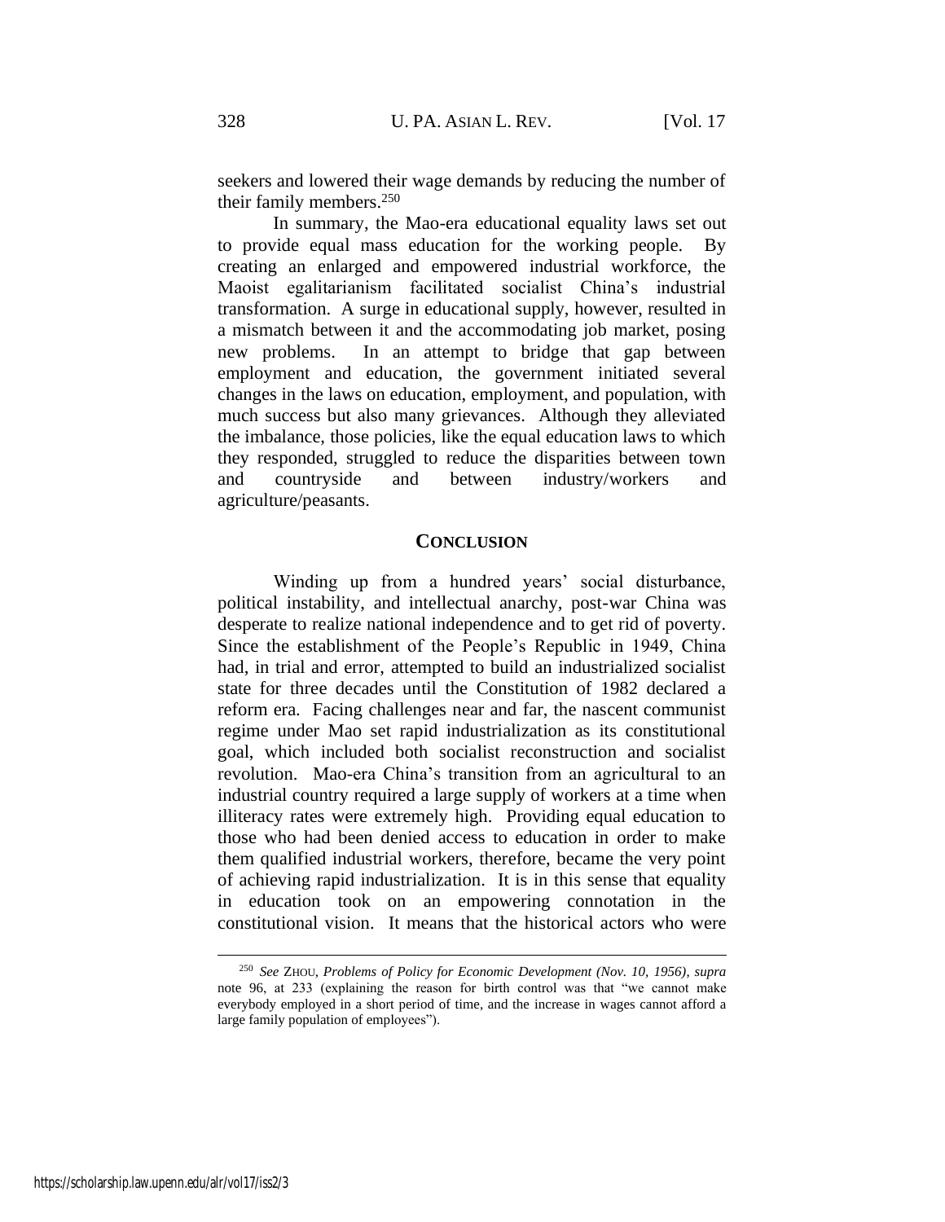seekers and lowered their wage demands by reducing the number of their family members.[250]

In summary, the Mao-era educational equality laws set out to provide equal mass education for the working people. By creating an enlarged and empowered industrial workforce, the Maoist egalitarianism facilitated socialist China's industrial transformation. A surge in educational supply, however, resulted in a mismatch between it and the accommodating job market, posing new problems. In an attempt to bridge that gap between employment and education, the government initiated several changes in the laws on education, employment, and population, with much success but also many grievances. Although they alleviated the imbalance, those policies, like the equal education laws to which they responded, struggled to reduce the disparities between town and countryside and between industry/workers and agriculture/peasants.

## CONCLUSION

Winding up from a hundred years' social disturbance, political instability, and intellectual anarchy, post-war China was desperate to realize national independence and to get rid of poverty. Since the establishment of the People's Republic in 1949, China had, in trial and error, attempted to build an industrialized socialist state for three decades until the Constitution of 1982 declared a reform era. Facing challenges near and far, the nascent communist regime under Mao set rapid industrialization as its constitutional goal, which included both socialist reconstruction and socialist revolution. Mao-era China's transition from an agricultural to an industrial country required a large supply of workers at a time when illiteracy rates were extremely high. Providing equal education to those who had been denied access to education in order to make them qualified industrial workers, therefore, became the very point of achieving rapid industrialization. It is in this sense that equality in education took on an empowering connotation in the constitutional vision. It means that the historical actors who were

---

[250] *See* ZHOU, *Problems of Policy for Economic Development (Nov. 10, 1956)*, *supra* note 96, at 233 (explaining the reason for birth control was that "we cannot make everybody employed in a short period of time, and the increase in wages cannot afford a large family population of employees").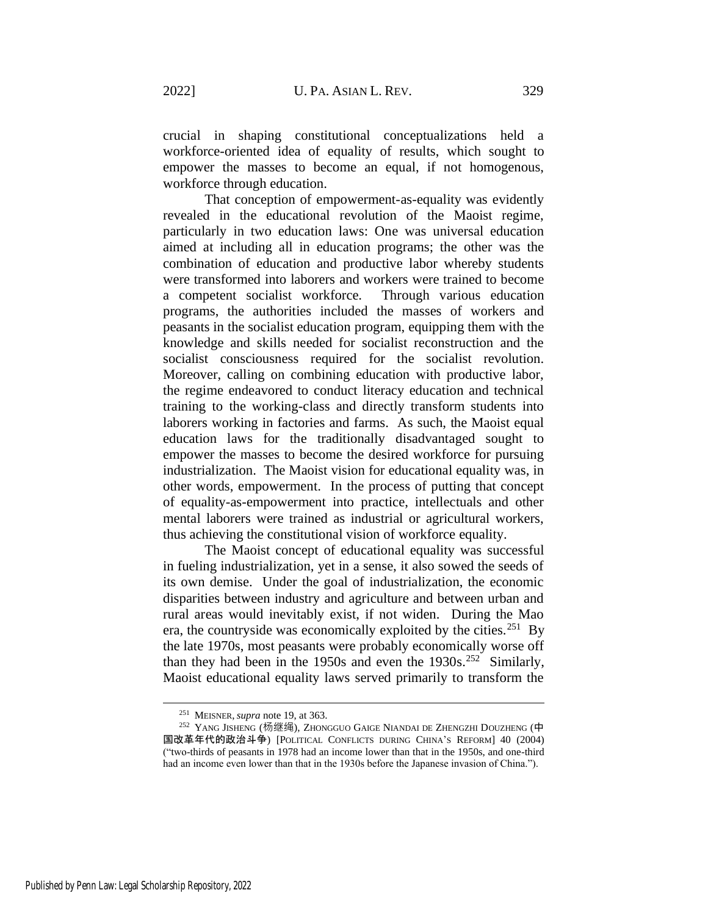crucial in shaping constitutional conceptualizations held a workforce-oriented idea of equality of results, which sought to empower the masses to become an equal, if not homogenous, workforce through education.

That conception of empowerment-as-equality was evidently revealed in the educational revolution of the Maoist regime, particularly in two education laws: One was universal education aimed at including all in education programs; the other was the combination of education and productive labor whereby students were transformed into laborers and workers were trained to become a competent socialist workforce. Through various education programs, the authorities included the masses of workers and peasants in the socialist education program, equipping them with the knowledge and skills needed for socialist reconstruction and the socialist consciousness required for the socialist revolution. Moreover, calling on combining education with productive labor, the regime endeavored to conduct literacy education and technical training to the working-class and directly transform students into laborers working in factories and farms. As such, the Maoist equal education laws for the traditionally disadvantaged sought to empower the masses to become the desired workforce for pursuing industrialization. The Maoist vision for educational equality was, in other words, empowerment. In the process of putting that concept of equality-as-empowerment into practice, intellectuals and other mental laborers were trained as industrial or agricultural workers, thus achieving the constitutional vision of workforce equality.

The Maoist concept of educational equality was successful in fueling industrialization, yet in a sense, it also sowed the seeds of its own demise. Under the goal of industrialization, the economic disparities between industry and agriculture and between urban and rural areas would inevitably exist, if not widen. During the Mao era, the countryside was economically exploited by the cities.[251] By the late 1970s, most peasants were probably economically worse off than they had been in the 1950s and even the 1930s.[252] Similarly, Maoist educational equality laws served primarily to transform the

---

[251] MEISNER, *supra* note 19, at 363.

[252] YANG JISHENG (杨继绳), ZHONGGUO GAIGE NIANDAI DE ZHENGZHI DOUZHENG (中国改革年代的政治斗争) [POLITICAL CONFLICTS DURING CHINA'S REFORM] 40 (2004) ("two-thirds of peasants in 1978 had an income lower than that in the 1950s, and one-third had an income even lower than that in the 1930s before the Japanese invasion of China.").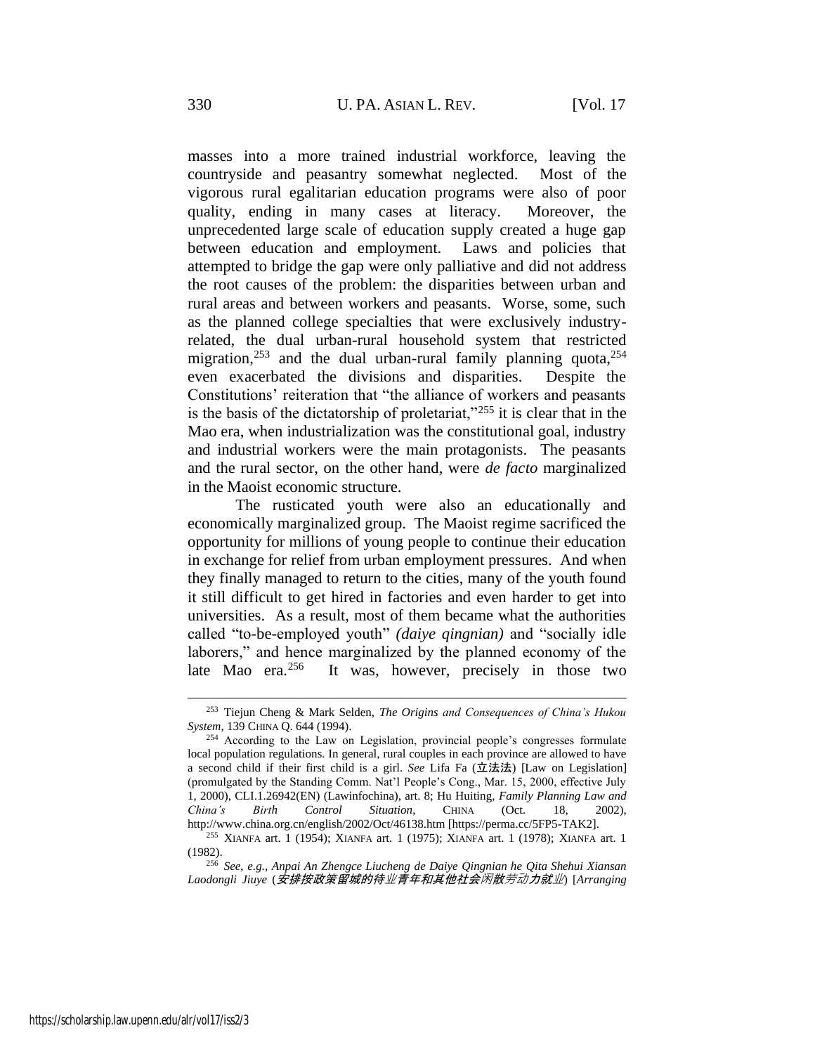masses into a more trained industrial workforce, leaving the countryside and peasantry somewhat neglected. Most of the vigorous rural egalitarian education programs were also of poor quality, ending in many cases at literacy. Moreover, the unprecedented large scale of education supply created a huge gap between education and employment. Laws and policies that attempted to bridge the gap were only palliative and did not address the root causes of the problem: the disparities between urban and rural areas and between workers and peasants. Worse, some, such as the planned college specialties that were exclusively industry-related, the dual urban-rural household system that restricted migration,[253] and the dual urban-rural family planning quota,[254] even exacerbated the divisions and disparities. Despite the Constitutions' reiteration that "the alliance of workers and peasants is the basis of the dictatorship of proletariat,"[255] it is clear that in the Mao era, when industrialization was the constitutional goal, industry and industrial workers were the main protagonists. The peasants and the rural sector, on the other hand, were *de facto* marginalized in the Maoist economic structure.

The rusticated youth were also an educationally and economically marginalized group. The Maoist regime sacrificed the opportunity for millions of young people to continue their education in exchange for relief from urban employment pressures. And when they finally managed to return to the cities, many of the youth found it still difficult to get hired in factories and even harder to get into universities. As a result, most of them became what the authorities called "to-be-employed youth" *(daiye qingnian)* and "socially idle laborers," and hence marginalized by the planned economy of the late Mao era.[256] It was, however, precisely in those two

---

[253] Tiejun Cheng & Mark Selden, *The Origins and Consequences of China's Hukou System*, 139 CHINA Q. 644 (1994).

[254] According to the Law on Legislation, provincial people's congresses formulate local population regulations. In general, rural couples in each province are allowed to have a second child if their first child is a girl. *See* Lifa Fa (**立法法**) [Law on Legislation] (promulgated by the Standing Comm. Nat'l People's Cong., Mar. 15, 2000, effective July 1, 2000), CLI.1.26942(EN) (Lawinfochina), art. 8; Hu Huiting, *Family Planning Law and China's Birth Control Situation*, CHINA (Oct. 18, 2002), http://www.china.org.cn/english/2002/Oct/46138.htm [https://perma.cc/5FP5-TAK2].

[255] XIANFA art. 1 (1954); XIANFA art. 1 (1975); XIANFA art. 1 (1978); XIANFA art. 1 (1982).

[256] *See, e.g.*, *Anpai An Zhengce Liucheng de Daiye Qingnian he Qita Shehui Xiansan Laodongli Jiuye* (*安排按政策留城的待业青年和其他社会闲散劳动力就业*) [*Arranging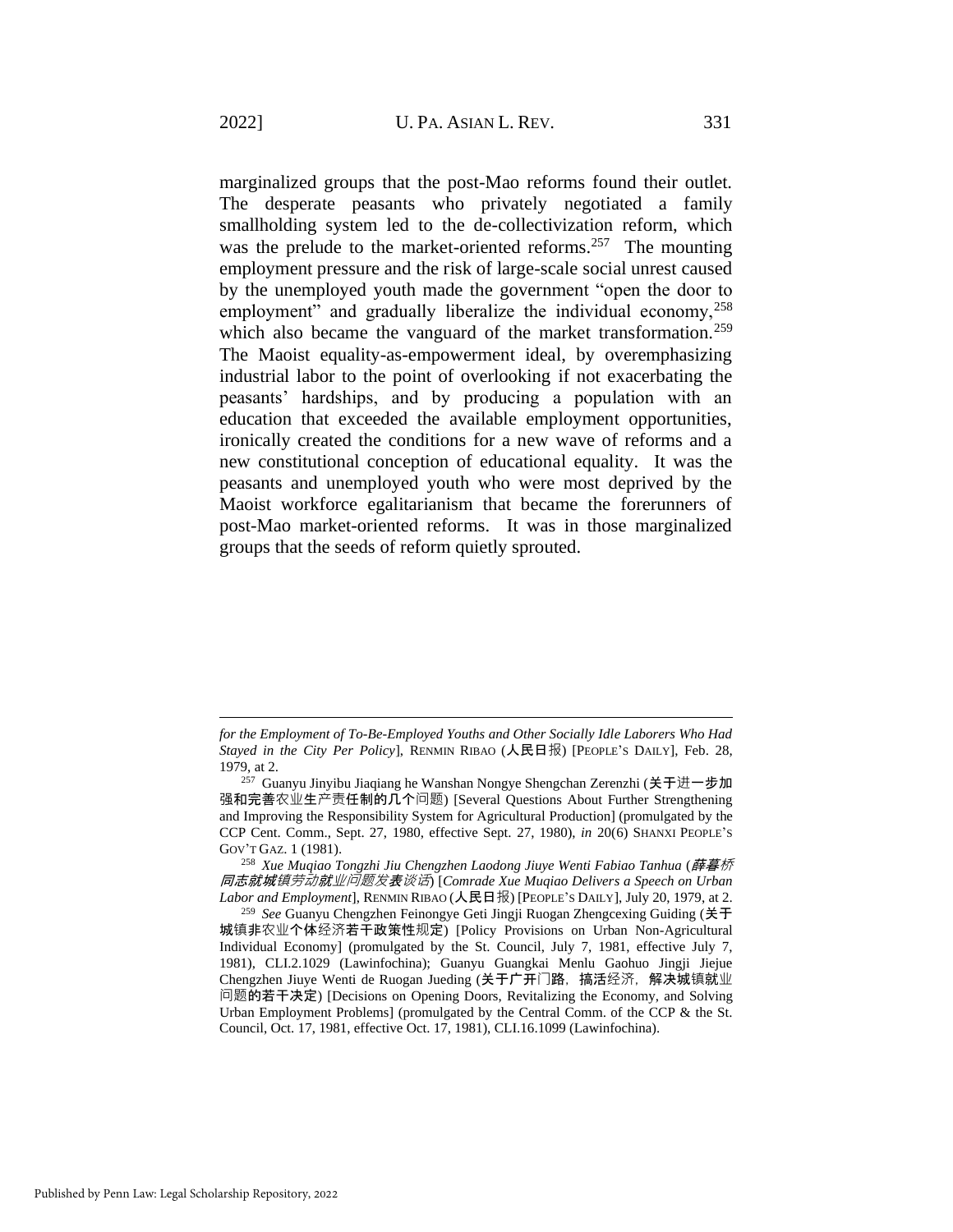marginalized groups that the post-Mao reforms found their outlet. The desperate peasants who privately negotiated a family smallholding system led to the de-collectivization reform, which was the prelude to the market-oriented reforms.[257] The mounting employment pressure and the risk of large-scale social unrest caused by the unemployed youth made the government "open the door to employment" and gradually liberalize the individual economy,[258] which also became the vanguard of the market transformation.[259] The Maoist equality-as-empowerment ideal, by overemphasizing industrial labor to the point of overlooking if not exacerbating the peasants' hardships, and by producing a population with an education that exceeded the available employment opportunities, ironically created the conditions for a new wave of reforms and a new constitutional conception of educational equality. It was the peasants and unemployed youth who were most deprived by the Maoist workforce egalitarianism that became the forerunners of post-Mao market-oriented reforms. It was in those marginalized groups that the seeds of reform quietly sprouted.

---

*for the Employment of To-Be-Employed Youths and Other Socially Idle Laborers Who Had Stayed in the City Per Policy*], RENMIN RIBAO (人民日报) [PEOPLE'S DAILY], Feb. 28, 1979, at 2.

[257] Guanyu Jinyibu Jiaqiang he Wanshan Nongye Shengchan Zerenzhi (关于进一步加强和完善农业生产责任制的几个问题) [Several Questions About Further Strengthening and Improving the Responsibility System for Agricultural Production] (promulgated by the CCP Cent. Comm., Sept. 27, 1980, effective Sept. 27, 1980), *in* 20(6) SHANXI PEOPLE'S GOV'T GAZ. 1 (1981).

[258] *Xue Muqiao Tongzhi Jiu Chengzhen Laodong Jiuye Wenti Fabiao Tanhua* (*薛暮桥同志就城镇劳动就业问题发表谈话*) [*Comrade Xue Muqiao Delivers a Speech on Urban Labor and Employment*], RENMIN RIBAO (人民日报) [PEOPLE'S DAILY], July 20, 1979, at 2.

[259] *See* Guanyu Chengzhen Feinongye Geti Jingji Ruogan Zhengcexing Guiding (关于城镇非农业个体经济若干政策性规定) [Policy Provisions on Urban Non-Agricultural Individual Economy] (promulgated by the St. Council, July 7, 1981, effective July 7, 1981), CLI.2.1029 (Lawinfochina); Guanyu Guangkai Menlu Gaohuo Jingji Jiejue Chengzhen Jiuye Wenti de Ruogan Jueding (关于广开门路，搞活经济，解决城镇就业问题的若干决定) [Decisions on Opening Doors, Revitalizing the Economy, and Solving Urban Employment Problems] (promulgated by the Central Comm. of the CCP & the St. Council, Oct. 17, 1981, effective Oct. 17, 1981), CLI.16.1099 (Lawinfochina).